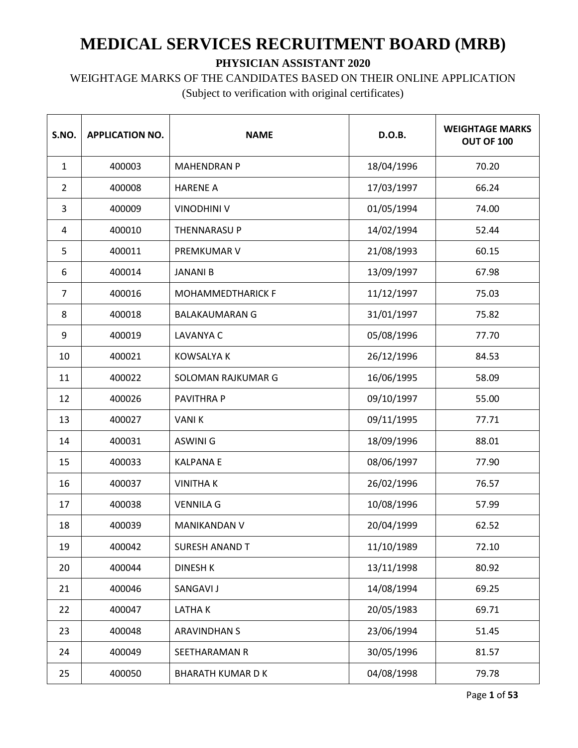# MEDICAL SERVICES RECRUITMENT BOARD (MRB)

**PHYSICIAN ASSISTANT 2020**

WEIGHTAGE MARKS OF THE CANDIDATES BASED ON THEIR ONLINE APPLICATION

(Subject to verification with original certificates)

| S.NO. | APPLICATION NO. | NAME | D.O.B. | WEIGHTAGE MARKS OUT OF 100 |
|---|---|---|---|---|
| 1 | 400003 | MAHENDRAN P | 18/04/1996 | 70.20 |
| 2 | 400008 | HARENE A | 17/03/1997 | 66.24 |
| 3 | 400009 | VINODHINI V | 01/05/1994 | 74.00 |
| 4 | 400010 | THENNARASU P | 14/02/1994 | 52.44 |
| 5 | 400011 | PREMKUMAR V | 21/08/1993 | 60.15 |
| 6 | 400014 | JANANI B | 13/09/1997 | 67.98 |
| 7 | 400016 | MOHAMMEDTHARICK F | 11/12/1997 | 75.03 |
| 8 | 400018 | BALAKAUMARAN G | 31/01/1997 | 75.82 |
| 9 | 400019 | LAVANYA C | 05/08/1996 | 77.70 |
| 10 | 400021 | KOWSALYA K | 26/12/1996 | 84.53 |
| 11 | 400022 | SOLOMAN RAJKUMAR G | 16/06/1995 | 58.09 |
| 12 | 400026 | PAVITHRA P | 09/10/1997 | 55.00 |
| 13 | 400027 | VANI K | 09/11/1995 | 77.71 |
| 14 | 400031 | ASWINI G | 18/09/1996 | 88.01 |
| 15 | 400033 | KALPANA E | 08/06/1997 | 77.90 |
| 16 | 400037 | VINITHA K | 26/02/1996 | 76.57 |
| 17 | 400038 | VENNILA G | 10/08/1996 | 57.99 |
| 18 | 400039 | MANIKANDAN V | 20/04/1999 | 62.52 |
| 19 | 400042 | SURESH ANAND T | 11/10/1989 | 72.10 |
| 20 | 400044 | DINESH K | 13/11/1998 | 80.92 |
| 21 | 400046 | SANGAVI J | 14/08/1994 | 69.25 |
| 22 | 400047 | LATHA K | 20/05/1983 | 69.71 |
| 23 | 400048 | ARAVINDHAN S | 23/06/1994 | 51.45 |
| 24 | 400049 | SEETHARAMAN R | 30/05/1996 | 81.57 |
| 25 | 400050 | BHARATH KUMAR D K | 04/08/1998 | 79.78 |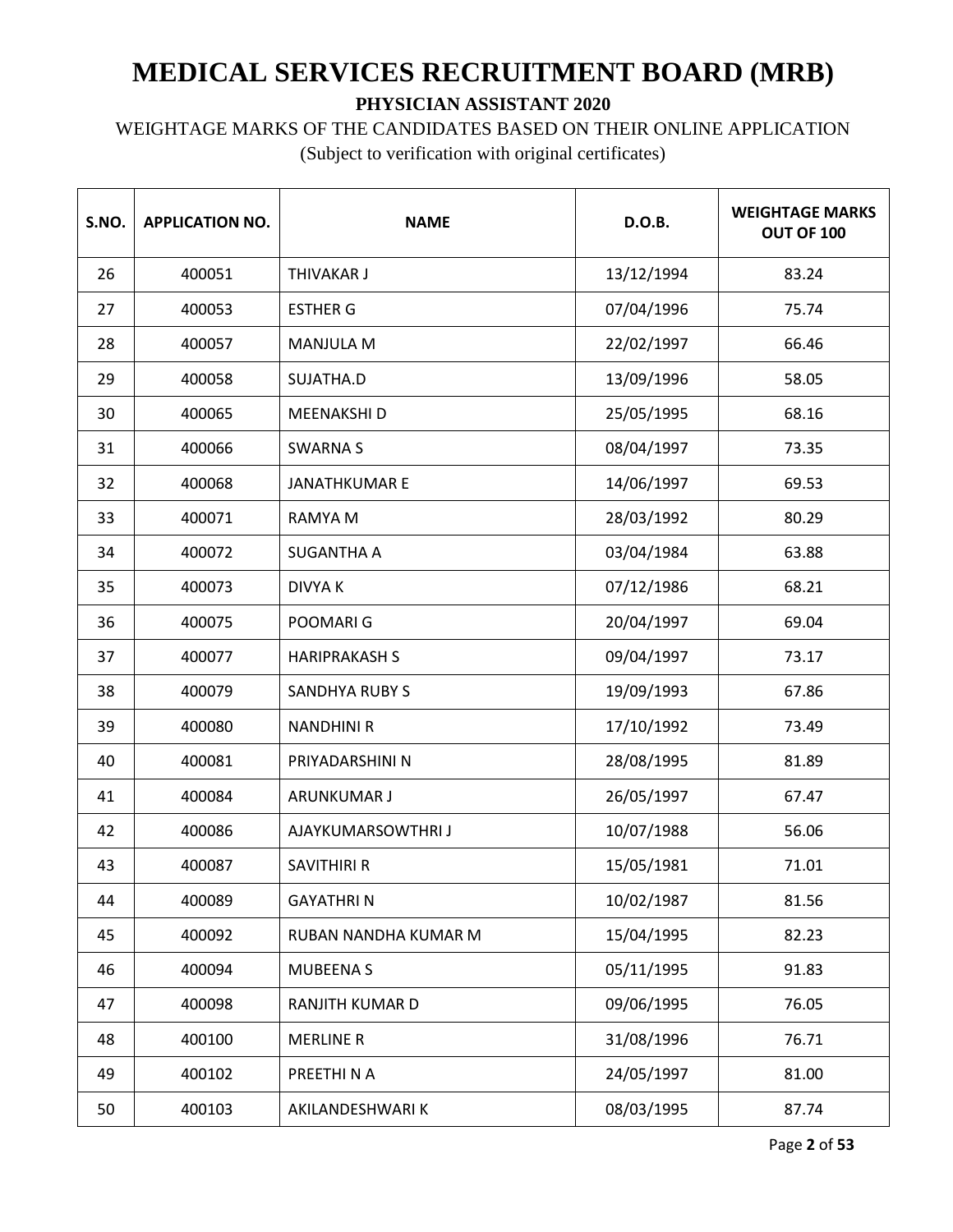# MEDICAL SERVICES RECRUITMENT BOARD (MRB)

**PHYSICIAN ASSISTANT 2020**

WEIGHTAGE MARKS OF THE CANDIDATES BASED ON THEIR ONLINE APPLICATION

(Subject to verification with original certificates)

| S.NO. | APPLICATION NO. | NAME | D.O.B. | WEIGHTAGE MARKS OUT OF 100 |
|---|---|---|---|---|
| 26 | 400051 | THIVAKAR J | 13/12/1994 | 83.24 |
| 27 | 400053 | ESTHER G | 07/04/1996 | 75.74 |
| 28 | 400057 | MANJULA M | 22/02/1997 | 66.46 |
| 29 | 400058 | SUJATHA.D | 13/09/1996 | 58.05 |
| 30 | 400065 | MEENAKSHI D | 25/05/1995 | 68.16 |
| 31 | 400066 | SWARNA S | 08/04/1997 | 73.35 |
| 32 | 400068 | JANATHKUMAR E | 14/06/1997 | 69.53 |
| 33 | 400071 | RAMYA M | 28/03/1992 | 80.29 |
| 34 | 400072 | SUGANTHA A | 03/04/1984 | 63.88 |
| 35 | 400073 | DIVYA K | 07/12/1986 | 68.21 |
| 36 | 400075 | POOMARI G | 20/04/1997 | 69.04 |
| 37 | 400077 | HARIPRAKASH S | 09/04/1997 | 73.17 |
| 38 | 400079 | SANDHYA RUBY S | 19/09/1993 | 67.86 |
| 39 | 400080 | NANDHINI R | 17/10/1992 | 73.49 |
| 40 | 400081 | PRIYADARSHINI N | 28/08/1995 | 81.89 |
| 41 | 400084 | ARUNKUMAR J | 26/05/1997 | 67.47 |
| 42 | 400086 | AJAYKUMARSOWTHRI J | 10/07/1988 | 56.06 |
| 43 | 400087 | SAVITHIRI R | 15/05/1981 | 71.01 |
| 44 | 400089 | GAYATHRI N | 10/02/1987 | 81.56 |
| 45 | 400092 | RUBAN NANDHA KUMAR M | 15/04/1995 | 82.23 |
| 46 | 400094 | MUBEENA S | 05/11/1995 | 91.83 |
| 47 | 400098 | RANJITH KUMAR D | 09/06/1995 | 76.05 |
| 48 | 400100 | MERLINE R | 31/08/1996 | 76.71 |
| 49 | 400102 | PREETHI N A | 24/05/1997 | 81.00 |
| 50 | 400103 | AKILANDESHWARI K | 08/03/1995 | 87.74 |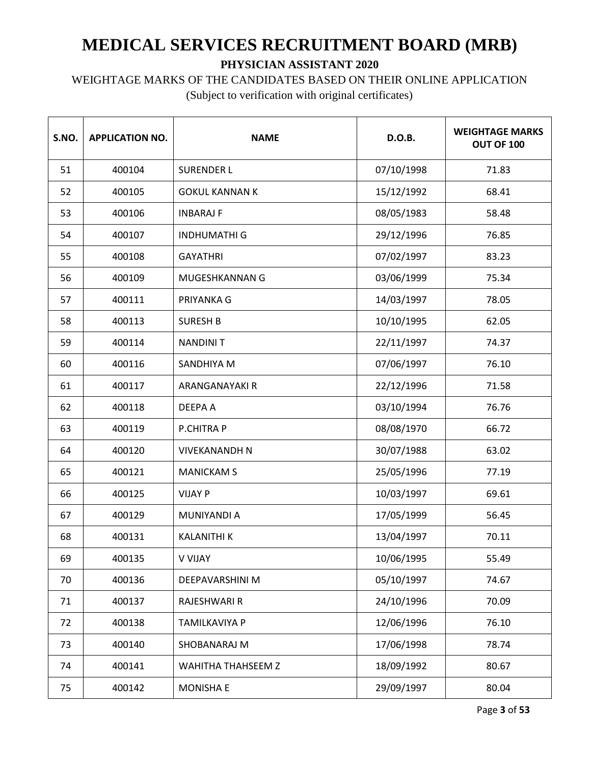# MEDICAL SERVICES RECRUITMENT BOARD (MRB)

**PHYSICIAN ASSISTANT 2020**

WEIGHTAGE MARKS OF THE CANDIDATES BASED ON THEIR ONLINE APPLICATION

(Subject to verification with original certificates)

| S.NO. | APPLICATION NO. | NAME | D.O.B. | WEIGHTAGE MARKS OUT OF 100 |
|---|---|---|---|---|
| 51 | 400104 | SURENDER L | 07/10/1998 | 71.83 |
| 52 | 400105 | GOKUL KANNAN K | 15/12/1992 | 68.41 |
| 53 | 400106 | INBARAJ F | 08/05/1983 | 58.48 |
| 54 | 400107 | INDHUMATHI G | 29/12/1996 | 76.85 |
| 55 | 400108 | GAYATHRI | 07/02/1997 | 83.23 |
| 56 | 400109 | MUGESHKANNAN G | 03/06/1999 | 75.34 |
| 57 | 400111 | PRIYANKA G | 14/03/1997 | 78.05 |
| 58 | 400113 | SURESH B | 10/10/1995 | 62.05 |
| 59 | 400114 | NANDINI T | 22/11/1997 | 74.37 |
| 60 | 400116 | SANDHIYA M | 07/06/1997 | 76.10 |
| 61 | 400117 | ARANGANAYAKI R | 22/12/1996 | 71.58 |
| 62 | 400118 | DEEPA A | 03/10/1994 | 76.76 |
| 63 | 400119 | P.CHITRA P | 08/08/1970 | 66.72 |
| 64 | 400120 | VIVEKANANDH N | 30/07/1988 | 63.02 |
| 65 | 400121 | MANICKAM S | 25/05/1996 | 77.19 |
| 66 | 400125 | VIJAY P | 10/03/1997 | 69.61 |
| 67 | 400129 | MUNIYANDI A | 17/05/1999 | 56.45 |
| 68 | 400131 | KALANITHI K | 13/04/1997 | 70.11 |
| 69 | 400135 | V VIJAY | 10/06/1995 | 55.49 |
| 70 | 400136 | DEEPAVARSHINI M | 05/10/1997 | 74.67 |
| 71 | 400137 | RAJESHWARI R | 24/10/1996 | 70.09 |
| 72 | 400138 | TAMILKAVIYA P | 12/06/1996 | 76.10 |
| 73 | 400140 | SHOBANARAJ M | 17/06/1998 | 78.74 |
| 74 | 400141 | WAHITHA THAHSEEM Z | 18/09/1992 | 80.67 |
| 75 | 400142 | MONISHA E | 29/09/1997 | 80.04 |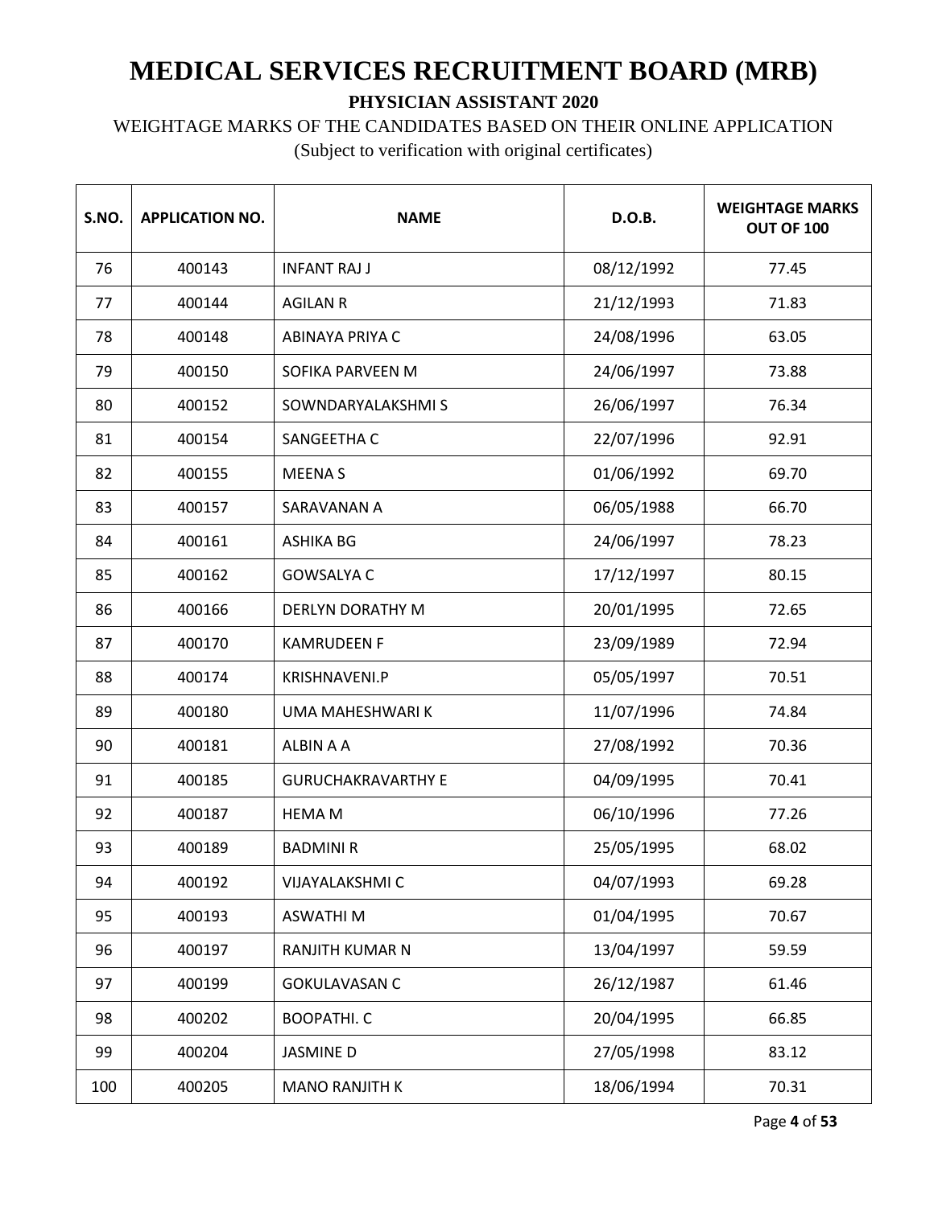# MEDICAL SERVICES RECRUITMENT BOARD (MRB)

**PHYSICIAN ASSISTANT 2020**

WEIGHTAGE MARKS OF THE CANDIDATES BASED ON THEIR ONLINE APPLICATION

(Subject to verification with original certificates)

| S.NO. | APPLICATION NO. | NAME | D.O.B. | WEIGHTAGE MARKS OUT OF 100 |
|---|---|---|---|---|
| 76 | 400143 | INFANT RAJ J | 08/12/1992 | 77.45 |
| 77 | 400144 | AGILAN R | 21/12/1993 | 71.83 |
| 78 | 400148 | ABINAYA PRIYA C | 24/08/1996 | 63.05 |
| 79 | 400150 | SOFIKA PARVEEN M | 24/06/1997 | 73.88 |
| 80 | 400152 | SOWNDARYALAKSHMI S | 26/06/1997 | 76.34 |
| 81 | 400154 | SANGEETHA C | 22/07/1996 | 92.91 |
| 82 | 400155 | MEENA S | 01/06/1992 | 69.70 |
| 83 | 400157 | SARAVANAN A | 06/05/1988 | 66.70 |
| 84 | 400161 | ASHIKA BG | 24/06/1997 | 78.23 |
| 85 | 400162 | GOWSALYA C | 17/12/1997 | 80.15 |
| 86 | 400166 | DERLYN DORATHY M | 20/01/1995 | 72.65 |
| 87 | 400170 | KAMRUDEEN F | 23/09/1989 | 72.94 |
| 88 | 400174 | KRISHNAVENI.P | 05/05/1997 | 70.51 |
| 89 | 400180 | UMA MAHESHWARI K | 11/07/1996 | 74.84 |
| 90 | 400181 | ALBIN A A | 27/08/1992 | 70.36 |
| 91 | 400185 | GURUCHAKRAVARTHY E | 04/09/1995 | 70.41 |
| 92 | 400187 | HEMA M | 06/10/1996 | 77.26 |
| 93 | 400189 | BADMINI R | 25/05/1995 | 68.02 |
| 94 | 400192 | VIJAYALAKSHMI C | 04/07/1993 | 69.28 |
| 95 | 400193 | ASWATHI M | 01/04/1995 | 70.67 |
| 96 | 400197 | RANJITH KUMAR N | 13/04/1997 | 59.59 |
| 97 | 400199 | GOKULAVASAN C | 26/12/1987 | 61.46 |
| 98 | 400202 | BOOPATHI. C | 20/04/1995 | 66.85 |
| 99 | 400204 | JASMINE D | 27/05/1998 | 83.12 |
| 100 | 400205 | MANO RANJITH K | 18/06/1994 | 70.31 |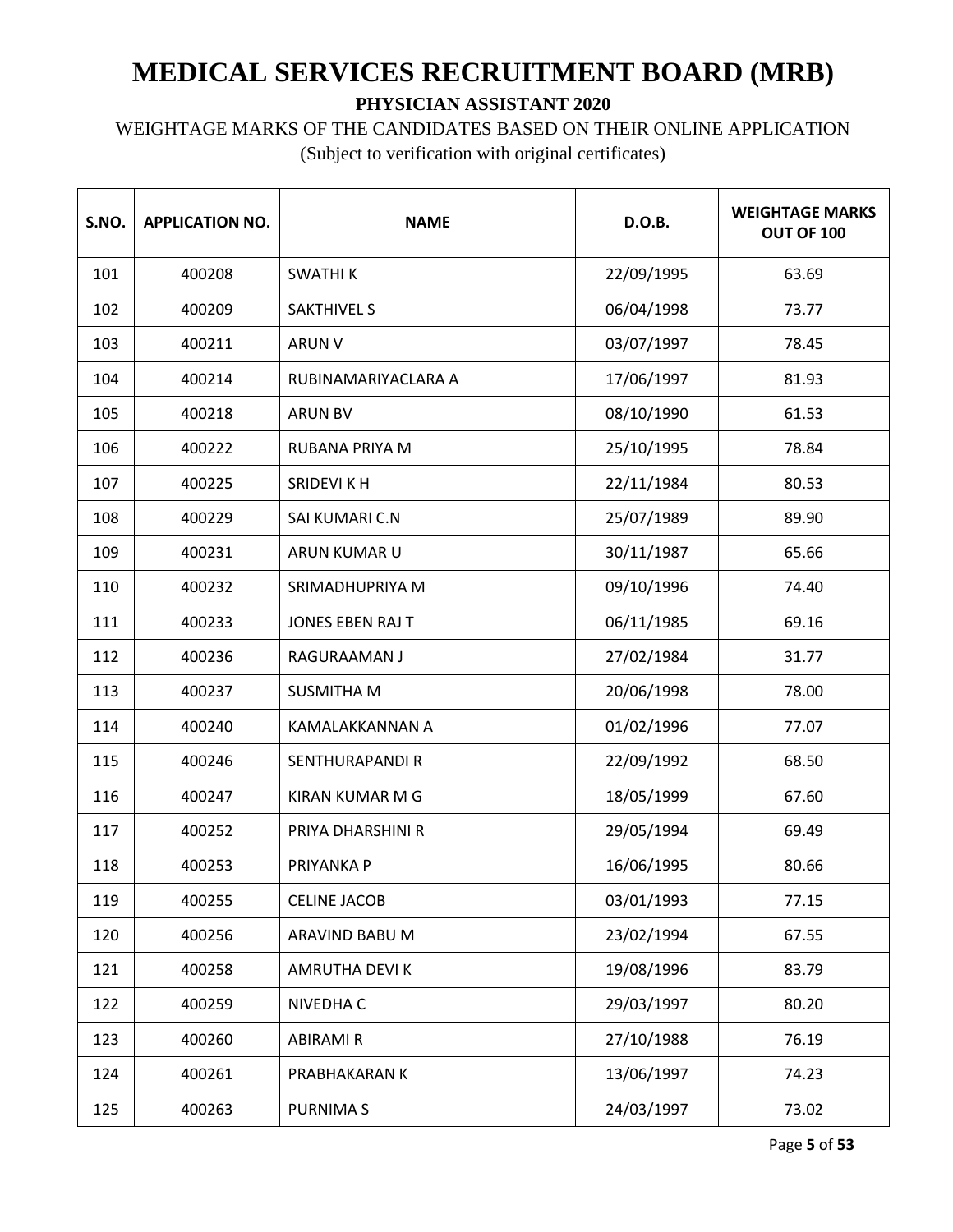# MEDICAL SERVICES RECRUITMENT BOARD (MRB)

**PHYSICIAN ASSISTANT 2020**

WEIGHTAGE MARKS OF THE CANDIDATES BASED ON THEIR ONLINE APPLICATION

(Subject to verification with original certificates)

| S.NO. | APPLICATION NO. | NAME | D.O.B. | WEIGHTAGE MARKS OUT OF 100 |
|---|---|---|---|---|
| 101 | 400208 | SWATHI K | 22/09/1995 | 63.69 |
| 102 | 400209 | SAKTHIVEL S | 06/04/1998 | 73.77 |
| 103 | 400211 | ARUN V | 03/07/1997 | 78.45 |
| 104 | 400214 | RUBINAMARIYACLARA A | 17/06/1997 | 81.93 |
| 105 | 400218 | ARUN BV | 08/10/1990 | 61.53 |
| 106 | 400222 | RUBANA PRIYA M | 25/10/1995 | 78.84 |
| 107 | 400225 | SRIDEVI K H | 22/11/1984 | 80.53 |
| 108 | 400229 | SAI KUMARI C.N | 25/07/1989 | 89.90 |
| 109 | 400231 | ARUN KUMAR U | 30/11/1987 | 65.66 |
| 110 | 400232 | SRIMADHUPRIYA M | 09/10/1996 | 74.40 |
| 111 | 400233 | JONES EBEN RAJ T | 06/11/1985 | 69.16 |
| 112 | 400236 | RAGURAAMAN J | 27/02/1984 | 31.77 |
| 113 | 400237 | SUSMITHA M | 20/06/1998 | 78.00 |
| 114 | 400240 | KAMALAKKANNAN A | 01/02/1996 | 77.07 |
| 115 | 400246 | SENTHURAPANDI R | 22/09/1992 | 68.50 |
| 116 | 400247 | KIRAN KUMAR M G | 18/05/1999 | 67.60 |
| 117 | 400252 | PRIYA DHARSHINI R | 29/05/1994 | 69.49 |
| 118 | 400253 | PRIYANKA P | 16/06/1995 | 80.66 |
| 119 | 400255 | CELINE JACOB | 03/01/1993 | 77.15 |
| 120 | 400256 | ARAVIND BABU M | 23/02/1994 | 67.55 |
| 121 | 400258 | AMRUTHA DEVI K | 19/08/1996 | 83.79 |
| 122 | 400259 | NIVEDHA C | 29/03/1997 | 80.20 |
| 123 | 400260 | ABIRAMI R | 27/10/1988 | 76.19 |
| 124 | 400261 | PRABHAKARAN K | 13/06/1997 | 74.23 |
| 125 | 400263 | PURNIMA S | 24/03/1997 | 73.02 |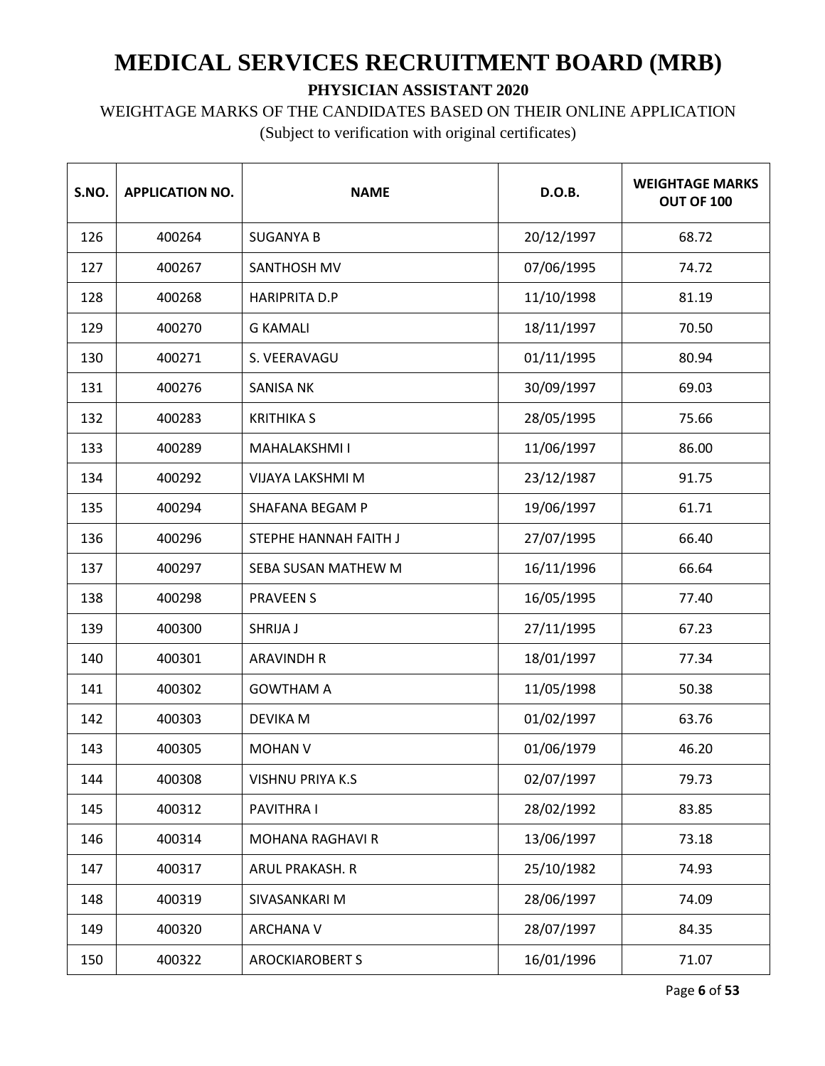# MEDICAL SERVICES RECRUITMENT BOARD (MRB)

**PHYSICIAN ASSISTANT 2020**

WEIGHTAGE MARKS OF THE CANDIDATES BASED ON THEIR ONLINE APPLICATION

(Subject to verification with original certificates)

| S.NO. | APPLICATION NO. | NAME | D.O.B. | WEIGHTAGE MARKS OUT OF 100 |
|---|---|---|---|---|
| 126 | 400264 | SUGANYA B | 20/12/1997 | 68.72 |
| 127 | 400267 | SANTHOSH MV | 07/06/1995 | 74.72 |
| 128 | 400268 | HARIPRITA D.P | 11/10/1998 | 81.19 |
| 129 | 400270 | G KAMALI | 18/11/1997 | 70.50 |
| 130 | 400271 | S. VEERAVAGU | 01/11/1995 | 80.94 |
| 131 | 400276 | SANISA NK | 30/09/1997 | 69.03 |
| 132 | 400283 | KRITHIKA S | 28/05/1995 | 75.66 |
| 133 | 400289 | MAHALAKSHMI I | 11/06/1997 | 86.00 |
| 134 | 400292 | VIJAYA LAKSHMI M | 23/12/1987 | 91.75 |
| 135 | 400294 | SHAFANA BEGAM P | 19/06/1997 | 61.71 |
| 136 | 400296 | STEPHE HANNAH FAITH J | 27/07/1995 | 66.40 |
| 137 | 400297 | SEBA SUSAN MATHEW M | 16/11/1996 | 66.64 |
| 138 | 400298 | PRAVEEN S | 16/05/1995 | 77.40 |
| 139 | 400300 | SHRIJA J | 27/11/1995 | 67.23 |
| 140 | 400301 | ARAVINDH R | 18/01/1997 | 77.34 |
| 141 | 400302 | GOWTHAM A | 11/05/1998 | 50.38 |
| 142 | 400303 | DEVIKA M | 01/02/1997 | 63.76 |
| 143 | 400305 | MOHAN V | 01/06/1979 | 46.20 |
| 144 | 400308 | VISHNU PRIYA K.S | 02/07/1997 | 79.73 |
| 145 | 400312 | PAVITHRA I | 28/02/1992 | 83.85 |
| 146 | 400314 | MOHANA RAGHAVI R | 13/06/1997 | 73.18 |
| 147 | 400317 | ARUL PRAKASH. R | 25/10/1982 | 74.93 |
| 148 | 400319 | SIVASANKARI M | 28/06/1997 | 74.09 |
| 149 | 400320 | ARCHANA V | 28/07/1997 | 84.35 |
| 150 | 400322 | AROCKIAROBERT S | 16/01/1996 | 71.07 |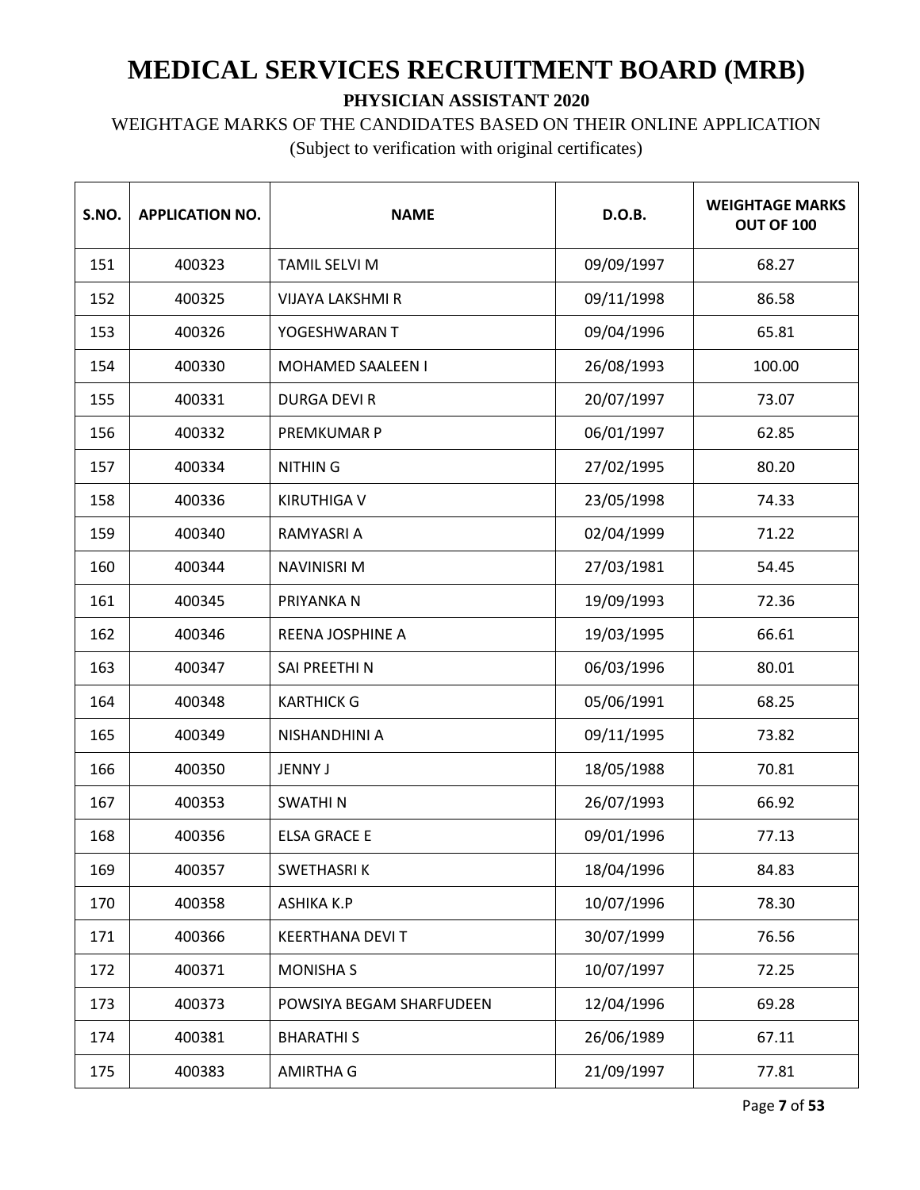# MEDICAL SERVICES RECRUITMENT BOARD (MRB)

**PHYSICIAN ASSISTANT 2020**

WEIGHTAGE MARKS OF THE CANDIDATES BASED ON THEIR ONLINE APPLICATION

(Subject to verification with original certificates)

| S.NO. | APPLICATION NO. | NAME | D.O.B. | WEIGHTAGE MARKS OUT OF 100 |
|---|---|---|---|---|
| 151 | 400323 | TAMIL SELVI M | 09/09/1997 | 68.27 |
| 152 | 400325 | VIJAYA LAKSHMI R | 09/11/1998 | 86.58 |
| 153 | 400326 | YOGESHWARAN T | 09/04/1996 | 65.81 |
| 154 | 400330 | MOHAMED SAALEEN I | 26/08/1993 | 100.00 |
| 155 | 400331 | DURGA DEVI R | 20/07/1997 | 73.07 |
| 156 | 400332 | PREMKUMAR P | 06/01/1997 | 62.85 |
| 157 | 400334 | NITHIN G | 27/02/1995 | 80.20 |
| 158 | 400336 | KIRUTHIGA V | 23/05/1998 | 74.33 |
| 159 | 400340 | RAMYASRI A | 02/04/1999 | 71.22 |
| 160 | 400344 | NAVINISRI M | 27/03/1981 | 54.45 |
| 161 | 400345 | PRIYANKA N | 19/09/1993 | 72.36 |
| 162 | 400346 | REENA JOSPHINE A | 19/03/1995 | 66.61 |
| 163 | 400347 | SAI PREETHI N | 06/03/1996 | 80.01 |
| 164 | 400348 | KARTHICK G | 05/06/1991 | 68.25 |
| 165 | 400349 | NISHANDHINI A | 09/11/1995 | 73.82 |
| 166 | 400350 | JENNY J | 18/05/1988 | 70.81 |
| 167 | 400353 | SWATHI N | 26/07/1993 | 66.92 |
| 168 | 400356 | ELSA GRACE E | 09/01/1996 | 77.13 |
| 169 | 400357 | SWETHASRI K | 18/04/1996 | 84.83 |
| 170 | 400358 | ASHIKA K.P | 10/07/1996 | 78.30 |
| 171 | 400366 | KEERTHANA DEVI T | 30/07/1999 | 76.56 |
| 172 | 400371 | MONISHA S | 10/07/1997 | 72.25 |
| 173 | 400373 | POWSIYA BEGAM SHARFUDEEN | 12/04/1996 | 69.28 |
| 174 | 400381 | BHARATHI S | 26/06/1989 | 67.11 |
| 175 | 400383 | AMIRTHA G | 21/09/1997 | 77.81 |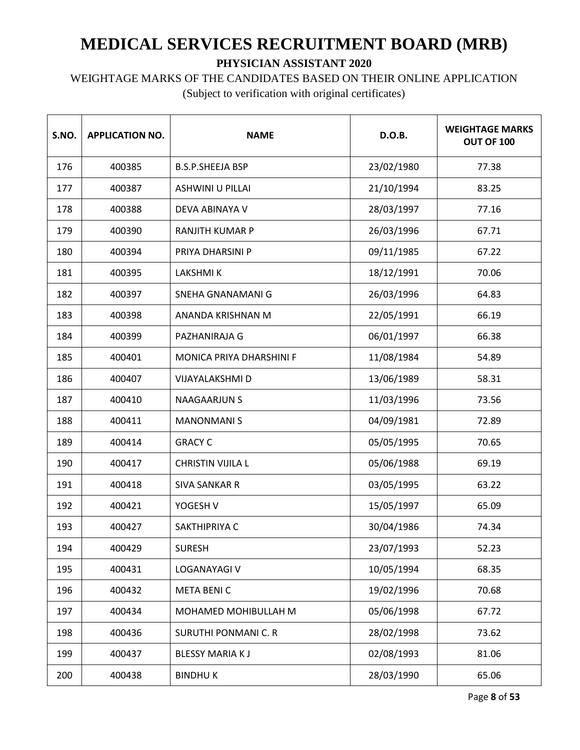# MEDICAL SERVICES RECRUITMENT BOARD (MRB)

**PHYSICIAN ASSISTANT 2020**

WEIGHTAGE MARKS OF THE CANDIDATES BASED ON THEIR ONLINE APPLICATION

(Subject to verification with original certificates)

| S.NO. | APPLICATION NO. | NAME | D.O.B. | WEIGHTAGE MARKS OUT OF 100 |
|---|---|---|---|---|
| 176 | 400385 | B.S.P.SHEEJA BSP | 23/02/1980 | 77.38 |
| 177 | 400387 | ASHWINI U PILLAI | 21/10/1994 | 83.25 |
| 178 | 400388 | DEVA ABINAYA V | 28/03/1997 | 77.16 |
| 179 | 400390 | RANJITH KUMAR P | 26/03/1996 | 67.71 |
| 180 | 400394 | PRIYA DHARSINI P | 09/11/1985 | 67.22 |
| 181 | 400395 | LAKSHMI K | 18/12/1991 | 70.06 |
| 182 | 400397 | SNEHA GNANAMANI G | 26/03/1996 | 64.83 |
| 183 | 400398 | ANANDA KRISHNAN M | 22/05/1991 | 66.19 |
| 184 | 400399 | PAZHANIRAJA G | 06/01/1997 | 66.38 |
| 185 | 400401 | MONICA PRIYA DHARSHINI F | 11/08/1984 | 54.89 |
| 186 | 400407 | VIJAYALAKSHMI D | 13/06/1989 | 58.31 |
| 187 | 400410 | NAAGAARJUN S | 11/03/1996 | 73.56 |
| 188 | 400411 | MANONMANI S | 04/09/1981 | 72.89 |
| 189 | 400414 | GRACY C | 05/05/1995 | 70.65 |
| 190 | 400417 | CHRISTIN VIJILA L | 05/06/1988 | 69.19 |
| 191 | 400418 | SIVA SANKAR R | 03/05/1995 | 63.22 |
| 192 | 400421 | YOGESH V | 15/05/1997 | 65.09 |
| 193 | 400427 | SAKTHIPRIYA C | 30/04/1986 | 74.34 |
| 194 | 400429 | SURESH | 23/07/1993 | 52.23 |
| 195 | 400431 | LOGANAYAGI V | 10/05/1994 | 68.35 |
| 196 | 400432 | META BENI C | 19/02/1996 | 70.68 |
| 197 | 400434 | MOHAMED MOHIBULLAH M | 05/06/1998 | 67.72 |
| 198 | 400436 | SURUTHI PONMANI C. R | 28/02/1998 | 73.62 |
| 199 | 400437 | BLESSY MARIA K J | 02/08/1993 | 81.06 |
| 200 | 400438 | BINDHU K | 28/03/1990 | 65.06 |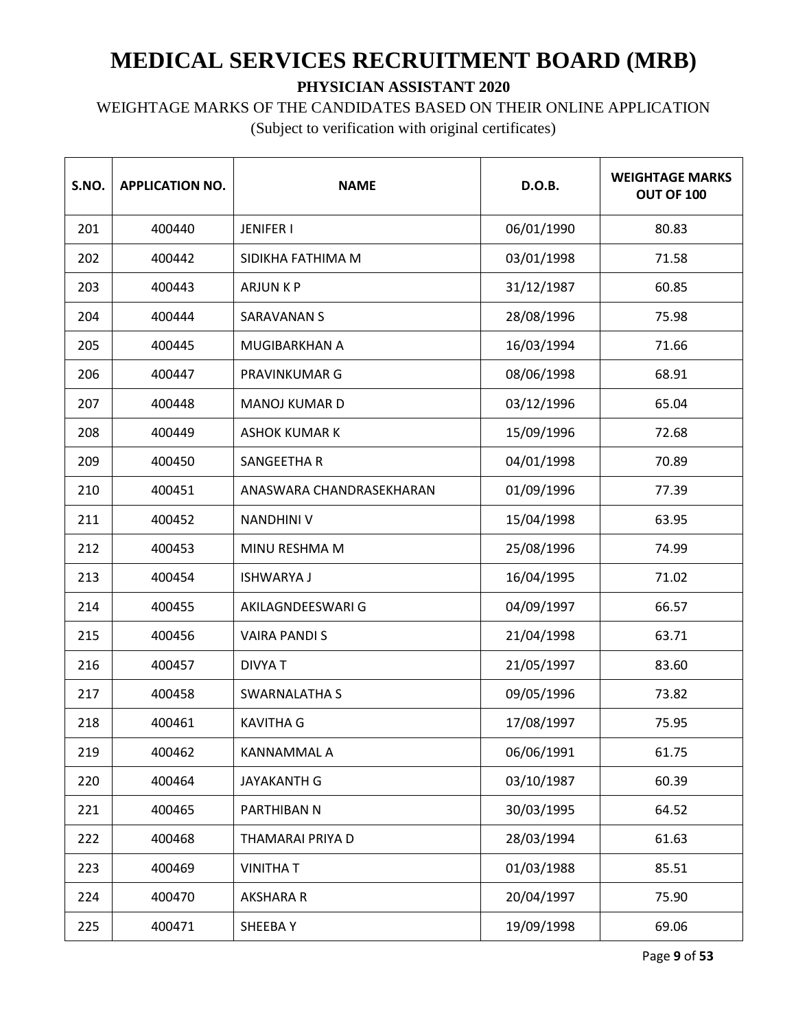# MEDICAL SERVICES RECRUITMENT BOARD (MRB)

**PHYSICIAN ASSISTANT 2020**

WEIGHTAGE MARKS OF THE CANDIDATES BASED ON THEIR ONLINE APPLICATION

(Subject to verification with original certificates)

| S.NO. | APPLICATION NO. | NAME | D.O.B. | WEIGHTAGE MARKS OUT OF 100 |
|---|---|---|---|---|
| 201 | 400440 | JENIFER I | 06/01/1990 | 80.83 |
| 202 | 400442 | SIDIKHA FATHIMA M | 03/01/1998 | 71.58 |
| 203 | 400443 | ARJUN K P | 31/12/1987 | 60.85 |
| 204 | 400444 | SARAVANAN S | 28/08/1996 | 75.98 |
| 205 | 400445 | MUGIBARKHAN A | 16/03/1994 | 71.66 |
| 206 | 400447 | PRAVINKUMAR G | 08/06/1998 | 68.91 |
| 207 | 400448 | MANOJ KUMAR D | 03/12/1996 | 65.04 |
| 208 | 400449 | ASHOK KUMAR K | 15/09/1996 | 72.68 |
| 209 | 400450 | SANGEETHA R | 04/01/1998 | 70.89 |
| 210 | 400451 | ANASWARA CHANDRASEKHARAN | 01/09/1996 | 77.39 |
| 211 | 400452 | NANDHINI V | 15/04/1998 | 63.95 |
| 212 | 400453 | MINU RESHMA M | 25/08/1996 | 74.99 |
| 213 | 400454 | ISHWARYA J | 16/04/1995 | 71.02 |
| 214 | 400455 | AKILAGNDEESWARI G | 04/09/1997 | 66.57 |
| 215 | 400456 | VAIRA PANDI S | 21/04/1998 | 63.71 |
| 216 | 400457 | DIVYA T | 21/05/1997 | 83.60 |
| 217 | 400458 | SWARNALATHA S | 09/05/1996 | 73.82 |
| 218 | 400461 | KAVITHA G | 17/08/1997 | 75.95 |
| 219 | 400462 | KANNAMMAL A | 06/06/1991 | 61.75 |
| 220 | 400464 | JAYAKANTH G | 03/10/1987 | 60.39 |
| 221 | 400465 | PARTHIBAN N | 30/03/1995 | 64.52 |
| 222 | 400468 | THAMARAI PRIYA D | 28/03/1994 | 61.63 |
| 223 | 400469 | VINITHA T | 01/03/1988 | 85.51 |
| 224 | 400470 | AKSHARA R | 20/04/1997 | 75.90 |
| 225 | 400471 | SHEEBA Y | 19/09/1998 | 69.06 |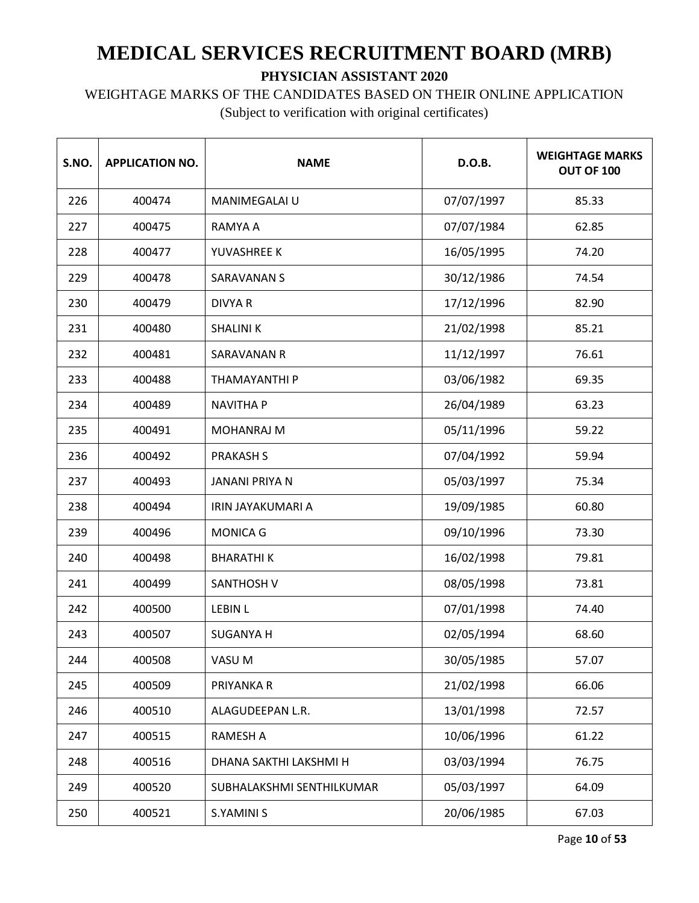# MEDICAL SERVICES RECRUITMENT BOARD (MRB)

**PHYSICIAN ASSISTANT 2020**

WEIGHTAGE MARKS OF THE CANDIDATES BASED ON THEIR ONLINE APPLICATION

(Subject to verification with original certificates)

| S.NO. | APPLICATION NO. | NAME | D.O.B. | WEIGHTAGE MARKS OUT OF 100 |
|---|---|---|---|---|
| 226 | 400474 | MANIMEGALAI U | 07/07/1997 | 85.33 |
| 227 | 400475 | RAMYA A | 07/07/1984 | 62.85 |
| 228 | 400477 | YUVASHREE K | 16/05/1995 | 74.20 |
| 229 | 400478 | SARAVANAN S | 30/12/1986 | 74.54 |
| 230 | 400479 | DIVYA R | 17/12/1996 | 82.90 |
| 231 | 400480 | SHALINI K | 21/02/1998 | 85.21 |
| 232 | 400481 | SARAVANAN R | 11/12/1997 | 76.61 |
| 233 | 400488 | THAMAYANTHI P | 03/06/1982 | 69.35 |
| 234 | 400489 | NAVITHA P | 26/04/1989 | 63.23 |
| 235 | 400491 | MOHANRAJ M | 05/11/1996 | 59.22 |
| 236 | 400492 | PRAKASH S | 07/04/1992 | 59.94 |
| 237 | 400493 | JANANI PRIYA N | 05/03/1997 | 75.34 |
| 238 | 400494 | IRIN JAYAKUMARI A | 19/09/1985 | 60.80 |
| 239 | 400496 | MONICA G | 09/10/1996 | 73.30 |
| 240 | 400498 | BHARATHI K | 16/02/1998 | 79.81 |
| 241 | 400499 | SANTHOSH V | 08/05/1998 | 73.81 |
| 242 | 400500 | LEBIN L | 07/01/1998 | 74.40 |
| 243 | 400507 | SUGANYA H | 02/05/1994 | 68.60 |
| 244 | 400508 | VASU M | 30/05/1985 | 57.07 |
| 245 | 400509 | PRIYANKA R | 21/02/1998 | 66.06 |
| 246 | 400510 | ALAGUDEEPAN L.R. | 13/01/1998 | 72.57 |
| 247 | 400515 | RAMESH A | 10/06/1996 | 61.22 |
| 248 | 400516 | DHANA SAKTHI LAKSHMI H | 03/03/1994 | 76.75 |
| 249 | 400520 | SUBHALAKSHMI SENTHILKUMAR | 05/03/1997 | 64.09 |
| 250 | 400521 | S.YAMINI S | 20/06/1985 | 67.03 |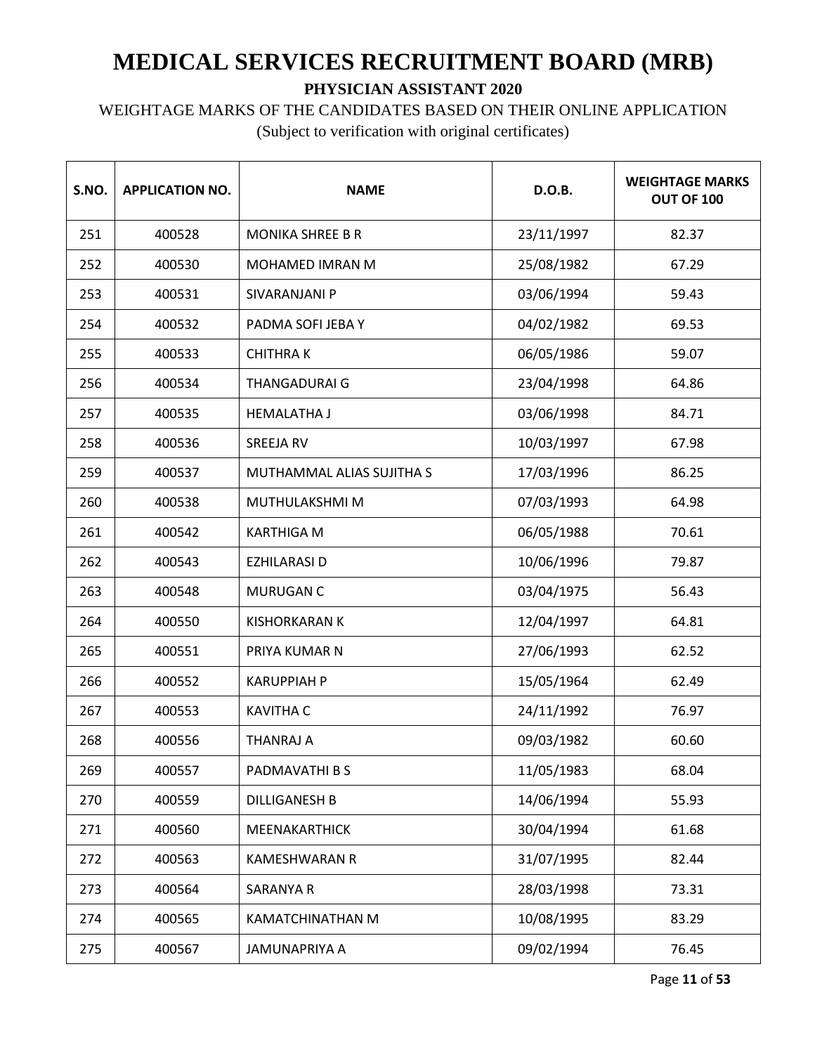# MEDICAL SERVICES RECRUITMENT BOARD (MRB)

**PHYSICIAN ASSISTANT 2020**

WEIGHTAGE MARKS OF THE CANDIDATES BASED ON THEIR ONLINE APPLICATION

(Subject to verification with original certificates)

| S.NO. | APPLICATION NO. | NAME | D.O.B. | WEIGHTAGE MARKS OUT OF 100 |
|---|---|---|---|---|
| 251 | 400528 | MONIKA SHREE B R | 23/11/1997 | 82.37 |
| 252 | 400530 | MOHAMED IMRAN M | 25/08/1982 | 67.29 |
| 253 | 400531 | SIVARANJANI P | 03/06/1994 | 59.43 |
| 254 | 400532 | PADMA SOFI JEBA Y | 04/02/1982 | 69.53 |
| 255 | 400533 | CHITHRA K | 06/05/1986 | 59.07 |
| 256 | 400534 | THANGADURAI G | 23/04/1998 | 64.86 |
| 257 | 400535 | HEMALATHA J | 03/06/1998 | 84.71 |
| 258 | 400536 | SREEJA RV | 10/03/1997 | 67.98 |
| 259 | 400537 | MUTHAMMAL ALIAS SUJITHA S | 17/03/1996 | 86.25 |
| 260 | 400538 | MUTHULAKSHMI M | 07/03/1993 | 64.98 |
| 261 | 400542 | KARTHIGA M | 06/05/1988 | 70.61 |
| 262 | 400543 | EZHILARASI D | 10/06/1996 | 79.87 |
| 263 | 400548 | MURUGAN C | 03/04/1975 | 56.43 |
| 264 | 400550 | KISHORKARAN K | 12/04/1997 | 64.81 |
| 265 | 400551 | PRIYA KUMAR N | 27/06/1993 | 62.52 |
| 266 | 400552 | KARUPPIAH P | 15/05/1964 | 62.49 |
| 267 | 400553 | KAVITHA C | 24/11/1992 | 76.97 |
| 268 | 400556 | THANRAJ A | 09/03/1982 | 60.60 |
| 269 | 400557 | PADMAVATHI B S | 11/05/1983 | 68.04 |
| 270 | 400559 | DILLIGANESH B | 14/06/1994 | 55.93 |
| 271 | 400560 | MEENAKARTHICK | 30/04/1994 | 61.68 |
| 272 | 400563 | KAMESHWARAN R | 31/07/1995 | 82.44 |
| 273 | 400564 | SARANYA R | 28/03/1998 | 73.31 |
| 274 | 400565 | KAMATCHINATHAN M | 10/08/1995 | 83.29 |
| 275 | 400567 | JAMUNAPRIYA A | 09/02/1994 | 76.45 |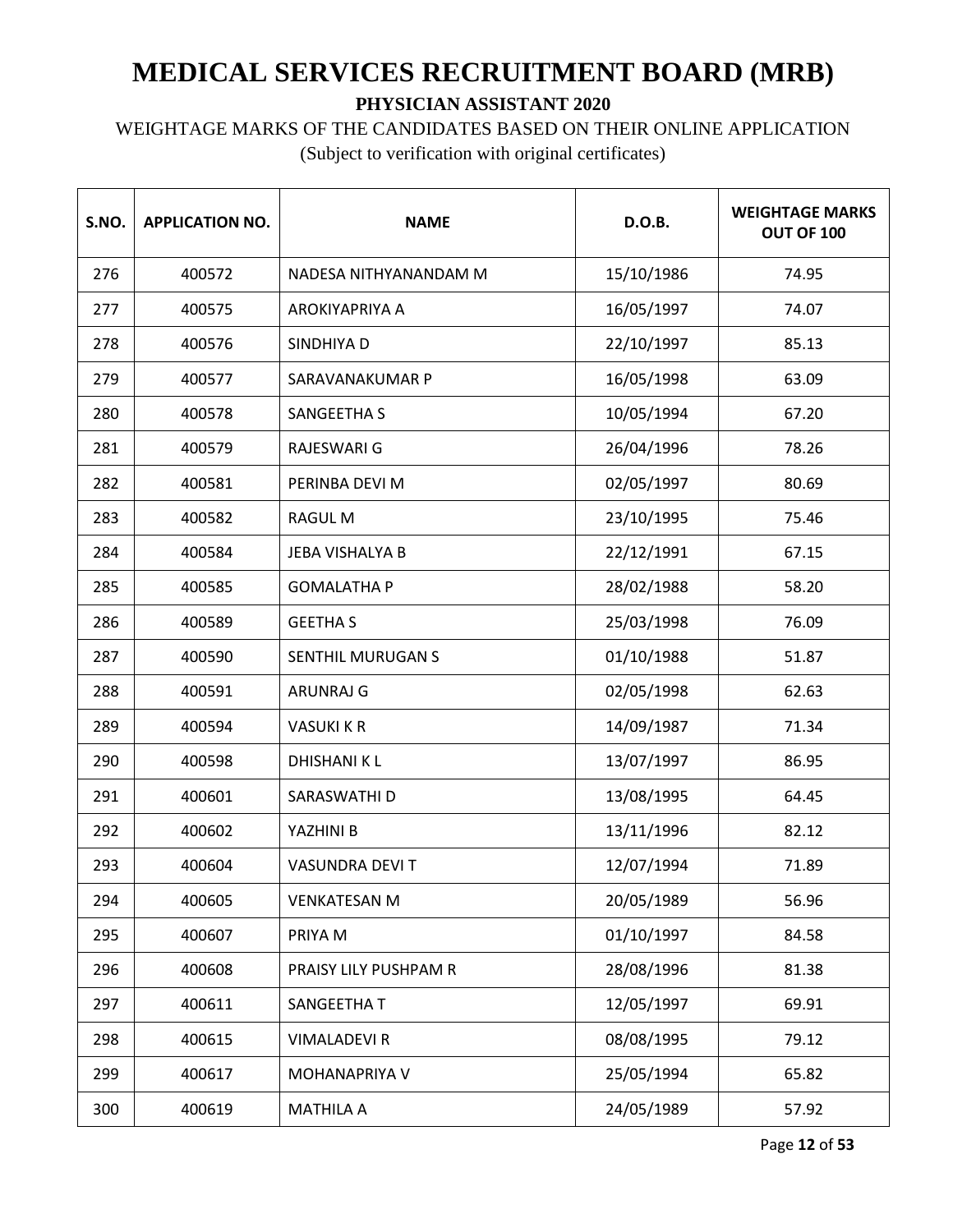# MEDICAL SERVICES RECRUITMENT BOARD (MRB)

**PHYSICIAN ASSISTANT 2020**

WEIGHTAGE MARKS OF THE CANDIDATES BASED ON THEIR ONLINE APPLICATION

(Subject to verification with original certificates)

| S.NO. | APPLICATION NO. | NAME | D.O.B. | WEIGHTAGE MARKS OUT OF 100 |
|---|---|---|---|---|
| 276 | 400572 | NADESA NITHYANANDAM M | 15/10/1986 | 74.95 |
| 277 | 400575 | AROKIYAPRIYA A | 16/05/1997 | 74.07 |
| 278 | 400576 | SINDHIYA D | 22/10/1997 | 85.13 |
| 279 | 400577 | SARAVANAKUMAR P | 16/05/1998 | 63.09 |
| 280 | 400578 | SANGEETHA S | 10/05/1994 | 67.20 |
| 281 | 400579 | RAJESWARI G | 26/04/1996 | 78.26 |
| 282 | 400581 | PERINBA DEVI M | 02/05/1997 | 80.69 |
| 283 | 400582 | RAGUL M | 23/10/1995 | 75.46 |
| 284 | 400584 | JEBA VISHALYA B | 22/12/1991 | 67.15 |
| 285 | 400585 | GOMALATHA P | 28/02/1988 | 58.20 |
| 286 | 400589 | GEETHA S | 25/03/1998 | 76.09 |
| 287 | 400590 | SENTHIL MURUGAN S | 01/10/1988 | 51.87 |
| 288 | 400591 | ARUNRAJ G | 02/05/1998 | 62.63 |
| 289 | 400594 | VASUKI K R | 14/09/1987 | 71.34 |
| 290 | 400598 | DHISHANI K L | 13/07/1997 | 86.95 |
| 291 | 400601 | SARASWATHI D | 13/08/1995 | 64.45 |
| 292 | 400602 | YAZHINI B | 13/11/1996 | 82.12 |
| 293 | 400604 | VASUNDRA DEVI T | 12/07/1994 | 71.89 |
| 294 | 400605 | VENKATESAN M | 20/05/1989 | 56.96 |
| 295 | 400607 | PRIYA M | 01/10/1997 | 84.58 |
| 296 | 400608 | PRAISY LILY PUSHPAM R | 28/08/1996 | 81.38 |
| 297 | 400611 | SANGEETHA T | 12/05/1997 | 69.91 |
| 298 | 400615 | VIMALADEVI R | 08/08/1995 | 79.12 |
| 299 | 400617 | MOHANAPRIYA V | 25/05/1994 | 65.82 |
| 300 | 400619 | MATHILA A | 24/05/1989 | 57.92 |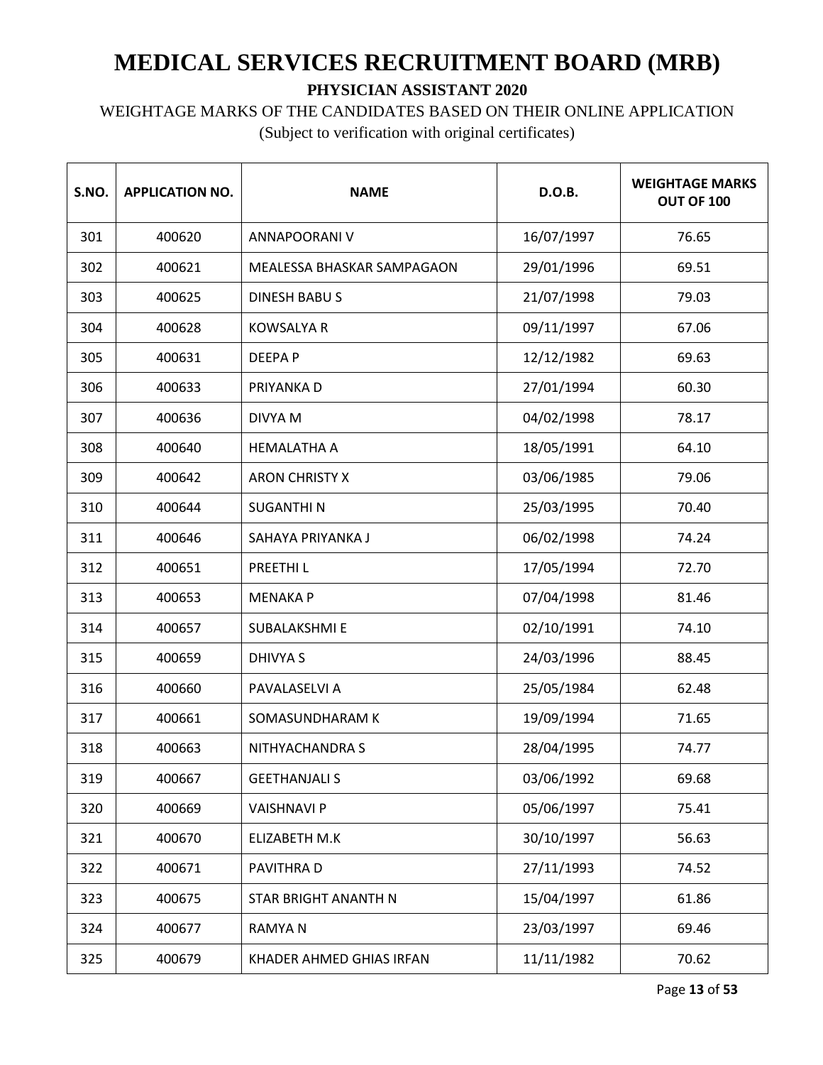# MEDICAL SERVICES RECRUITMENT BOARD (MRB)

**PHYSICIAN ASSISTANT 2020**

WEIGHTAGE MARKS OF THE CANDIDATES BASED ON THEIR ONLINE APPLICATION

(Subject to verification with original certificates)

| S.NO. | APPLICATION NO. | NAME | D.O.B. | WEIGHTAGE MARKS OUT OF 100 |
|---|---|---|---|---|
| 301 | 400620 | ANNAPOORANI V | 16/07/1997 | 76.65 |
| 302 | 400621 | MEALESSA BHASKAR SAMPAGAON | 29/01/1996 | 69.51 |
| 303 | 400625 | DINESH BABU S | 21/07/1998 | 79.03 |
| 304 | 400628 | KOWSALYA R | 09/11/1997 | 67.06 |
| 305 | 400631 | DEEPA P | 12/12/1982 | 69.63 |
| 306 | 400633 | PRIYANKA D | 27/01/1994 | 60.30 |
| 307 | 400636 | DIVYA M | 04/02/1998 | 78.17 |
| 308 | 400640 | HEMALATHA A | 18/05/1991 | 64.10 |
| 309 | 400642 | ARON CHRISTY X | 03/06/1985 | 79.06 |
| 310 | 400644 | SUGANTHI N | 25/03/1995 | 70.40 |
| 311 | 400646 | SAHAYA PRIYANKA J | 06/02/1998 | 74.24 |
| 312 | 400651 | PREETHI L | 17/05/1994 | 72.70 |
| 313 | 400653 | MENAKA P | 07/04/1998 | 81.46 |
| 314 | 400657 | SUBALAKSHMI E | 02/10/1991 | 74.10 |
| 315 | 400659 | DHIVYA S | 24/03/1996 | 88.45 |
| 316 | 400660 | PAVALASELVI A | 25/05/1984 | 62.48 |
| 317 | 400661 | SOMASUNDHARAM K | 19/09/1994 | 71.65 |
| 318 | 400663 | NITHYACHANDRA S | 28/04/1995 | 74.77 |
| 319 | 400667 | GEETHANJALI S | 03/06/1992 | 69.68 |
| 320 | 400669 | VAISHNAVI P | 05/06/1997 | 75.41 |
| 321 | 400670 | ELIZABETH M.K | 30/10/1997 | 56.63 |
| 322 | 400671 | PAVITHRA D | 27/11/1993 | 74.52 |
| 323 | 400675 | STAR BRIGHT ANANTH N | 15/04/1997 | 61.86 |
| 324 | 400677 | RAMYA N | 23/03/1997 | 69.46 |
| 325 | 400679 | KHADER AHMED GHIAS IRFAN | 11/11/1982 | 70.62 |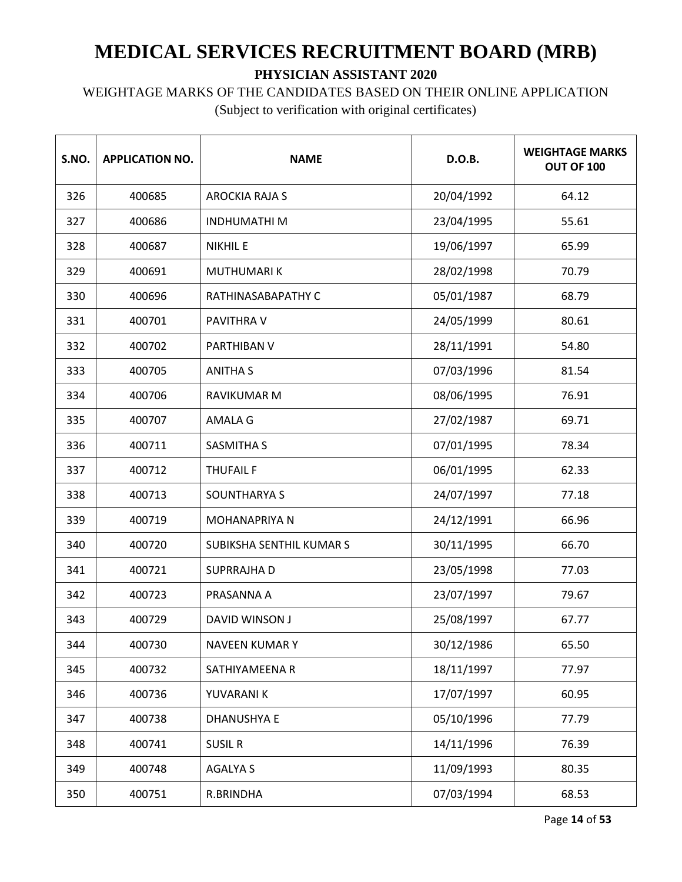# MEDICAL SERVICES RECRUITMENT BOARD (MRB)

**PHYSICIAN ASSISTANT 2020**

WEIGHTAGE MARKS OF THE CANDIDATES BASED ON THEIR ONLINE APPLICATION

(Subject to verification with original certificates)

| S.NO. | APPLICATION NO. | NAME | D.O.B. | WEIGHTAGE MARKS OUT OF 100 |
|---|---|---|---|---|
| 326 | 400685 | AROCKIA RAJA S | 20/04/1992 | 64.12 |
| 327 | 400686 | INDHUMATHI M | 23/04/1995 | 55.61 |
| 328 | 400687 | NIKHIL E | 19/06/1997 | 65.99 |
| 329 | 400691 | MUTHUMARI K | 28/02/1998 | 70.79 |
| 330 | 400696 | RATHINASABAPATHY C | 05/01/1987 | 68.79 |
| 331 | 400701 | PAVITHRA V | 24/05/1999 | 80.61 |
| 332 | 400702 | PARTHIBAN V | 28/11/1991 | 54.80 |
| 333 | 400705 | ANITHA S | 07/03/1996 | 81.54 |
| 334 | 400706 | RAVIKUMAR M | 08/06/1995 | 76.91 |
| 335 | 400707 | AMALA G | 27/02/1987 | 69.71 |
| 336 | 400711 | SASMITHA S | 07/01/1995 | 78.34 |
| 337 | 400712 | THUFAIL F | 06/01/1995 | 62.33 |
| 338 | 400713 | SOUNTHARYA S | 24/07/1997 | 77.18 |
| 339 | 400719 | MOHANAPRIYA N | 24/12/1991 | 66.96 |
| 340 | 400720 | SUBIKSHA SENTHIL KUMAR S | 30/11/1995 | 66.70 |
| 341 | 400721 | SUPRRAJHA D | 23/05/1998 | 77.03 |
| 342 | 400723 | PRASANNA A | 23/07/1997 | 79.67 |
| 343 | 400729 | DAVID WINSON J | 25/08/1997 | 67.77 |
| 344 | 400730 | NAVEEN KUMAR Y | 30/12/1986 | 65.50 |
| 345 | 400732 | SATHIYAMEENA R | 18/11/1997 | 77.97 |
| 346 | 400736 | YUVARANI K | 17/07/1997 | 60.95 |
| 347 | 400738 | DHANUSHYA E | 05/10/1996 | 77.79 |
| 348 | 400741 | SUSIL R | 14/11/1996 | 76.39 |
| 349 | 400748 | AGALYA S | 11/09/1993 | 80.35 |
| 350 | 400751 | R.BRINDHA | 07/03/1994 | 68.53 |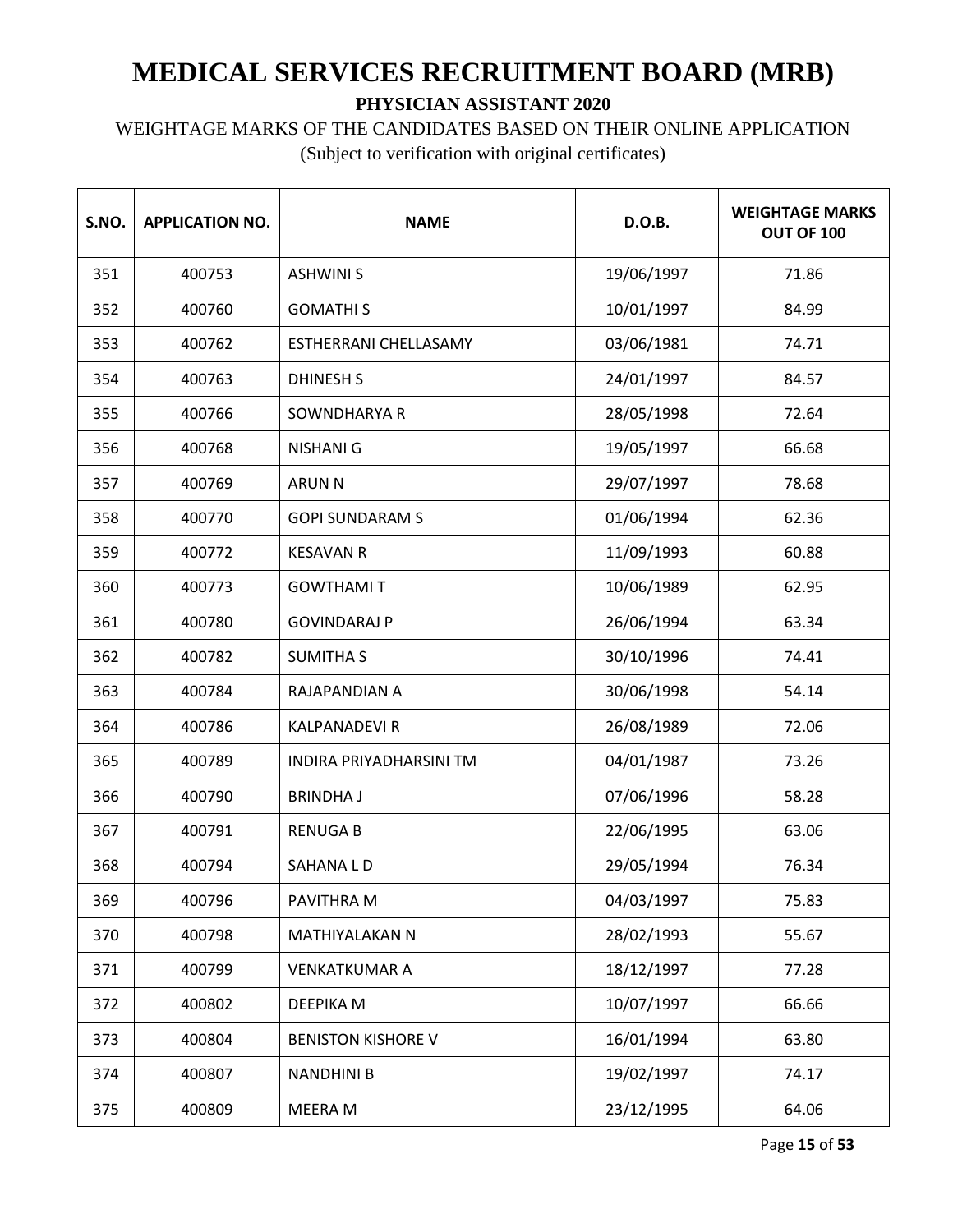# MEDICAL SERVICES RECRUITMENT BOARD (MRB)

**PHYSICIAN ASSISTANT 2020**

WEIGHTAGE MARKS OF THE CANDIDATES BASED ON THEIR ONLINE APPLICATION

(Subject to verification with original certificates)

| S.NO. | APPLICATION NO. | NAME | D.O.B. | WEIGHTAGE MARKS OUT OF 100 |
|---|---|---|---|---|
| 351 | 400753 | ASHWINI S | 19/06/1997 | 71.86 |
| 352 | 400760 | GOMATHI S | 10/01/1997 | 84.99 |
| 353 | 400762 | ESTHERRANI CHELLASAMY | 03/06/1981 | 74.71 |
| 354 | 400763 | DHINESH S | 24/01/1997 | 84.57 |
| 355 | 400766 | SOWNDHARYA R | 28/05/1998 | 72.64 |
| 356 | 400768 | NISHANI G | 19/05/1997 | 66.68 |
| 357 | 400769 | ARUN N | 29/07/1997 | 78.68 |
| 358 | 400770 | GOPI SUNDARAM S | 01/06/1994 | 62.36 |
| 359 | 400772 | KESAVAN R | 11/09/1993 | 60.88 |
| 360 | 400773 | GOWTHAMI T | 10/06/1989 | 62.95 |
| 361 | 400780 | GOVINDARAJ P | 26/06/1994 | 63.34 |
| 362 | 400782 | SUMITHA S | 30/10/1996 | 74.41 |
| 363 | 400784 | RAJAPANDIAN A | 30/06/1998 | 54.14 |
| 364 | 400786 | KALPANADEVI R | 26/08/1989 | 72.06 |
| 365 | 400789 | INDIRA PRIYADHARSINI TM | 04/01/1987 | 73.26 |
| 366 | 400790 | BRINDHA J | 07/06/1996 | 58.28 |
| 367 | 400791 | RENUGA B | 22/06/1995 | 63.06 |
| 368 | 400794 | SAHANA L D | 29/05/1994 | 76.34 |
| 369 | 400796 | PAVITHRA M | 04/03/1997 | 75.83 |
| 370 | 400798 | MATHIYALAKAN N | 28/02/1993 | 55.67 |
| 371 | 400799 | VENKATKUMAR A | 18/12/1997 | 77.28 |
| 372 | 400802 | DEEPIKA M | 10/07/1997 | 66.66 |
| 373 | 400804 | BENISTON KISHORE V | 16/01/1994 | 63.80 |
| 374 | 400807 | NANDHINI B | 19/02/1997 | 74.17 |
| 375 | 400809 | MEERA M | 23/12/1995 | 64.06 |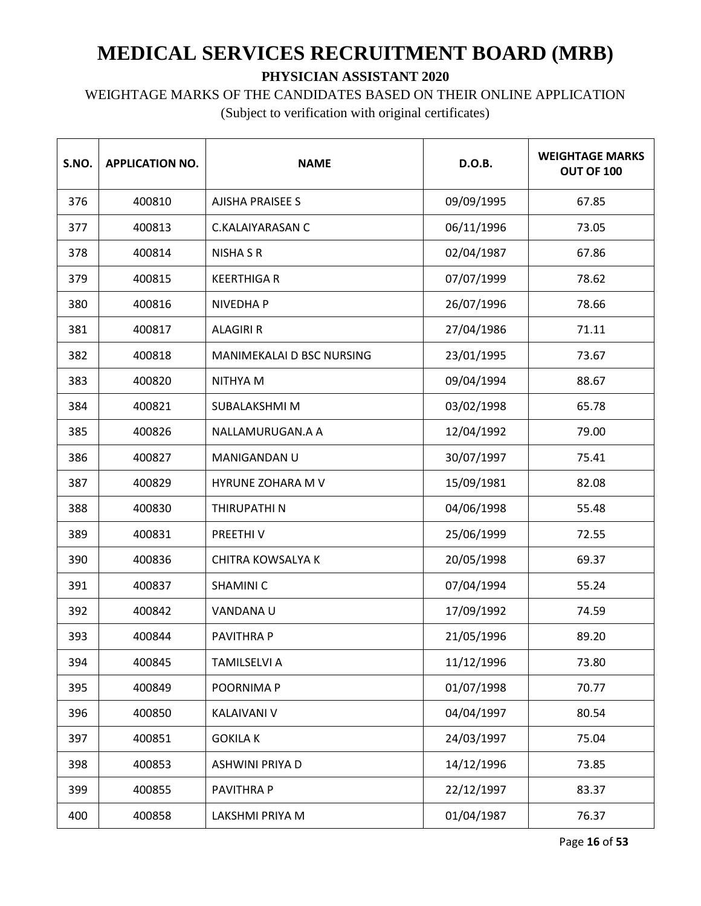# MEDICAL SERVICES RECRUITMENT BOARD (MRB)

**PHYSICIAN ASSISTANT 2020**

WEIGHTAGE MARKS OF THE CANDIDATES BASED ON THEIR ONLINE APPLICATION

(Subject to verification with original certificates)

| S.NO. | APPLICATION NO. | NAME | D.O.B. | WEIGHTAGE MARKS OUT OF 100 |
|---|---|---|---|---|
| 376 | 400810 | AJISHA PRAISEE S | 09/09/1995 | 67.85 |
| 377 | 400813 | C.KALAIYARASAN C | 06/11/1996 | 73.05 |
| 378 | 400814 | NISHA S R | 02/04/1987 | 67.86 |
| 379 | 400815 | KEERTHIGA R | 07/07/1999 | 78.62 |
| 380 | 400816 | NIVEDHA P | 26/07/1996 | 78.66 |
| 381 | 400817 | ALAGIRI R | 27/04/1986 | 71.11 |
| 382 | 400818 | MANIMEKALAI D BSC NURSING | 23/01/1995 | 73.67 |
| 383 | 400820 | NITHYA M | 09/04/1994 | 88.67 |
| 384 | 400821 | SUBALAKSHMI M | 03/02/1998 | 65.78 |
| 385 | 400826 | NALLAMURUGAN.A A | 12/04/1992 | 79.00 |
| 386 | 400827 | MANIGANDAN U | 30/07/1997 | 75.41 |
| 387 | 400829 | HYRUNE ZOHARA M V | 15/09/1981 | 82.08 |
| 388 | 400830 | THIRUPATHI N | 04/06/1998 | 55.48 |
| 389 | 400831 | PREETHI V | 25/06/1999 | 72.55 |
| 390 | 400836 | CHITRA KOWSALYA K | 20/05/1998 | 69.37 |
| 391 | 400837 | SHAMINI C | 07/04/1994 | 55.24 |
| 392 | 400842 | VANDANA U | 17/09/1992 | 74.59 |
| 393 | 400844 | PAVITHRA P | 21/05/1996 | 89.20 |
| 394 | 400845 | TAMILSELVI A | 11/12/1996 | 73.80 |
| 395 | 400849 | POORNIMA P | 01/07/1998 | 70.77 |
| 396 | 400850 | KALAIVANI V | 04/04/1997 | 80.54 |
| 397 | 400851 | GOKILA K | 24/03/1997 | 75.04 |
| 398 | 400853 | ASHWINI PRIYA D | 14/12/1996 | 73.85 |
| 399 | 400855 | PAVITHRA P | 22/12/1997 | 83.37 |
| 400 | 400858 | LAKSHMI PRIYA M | 01/04/1987 | 76.37 |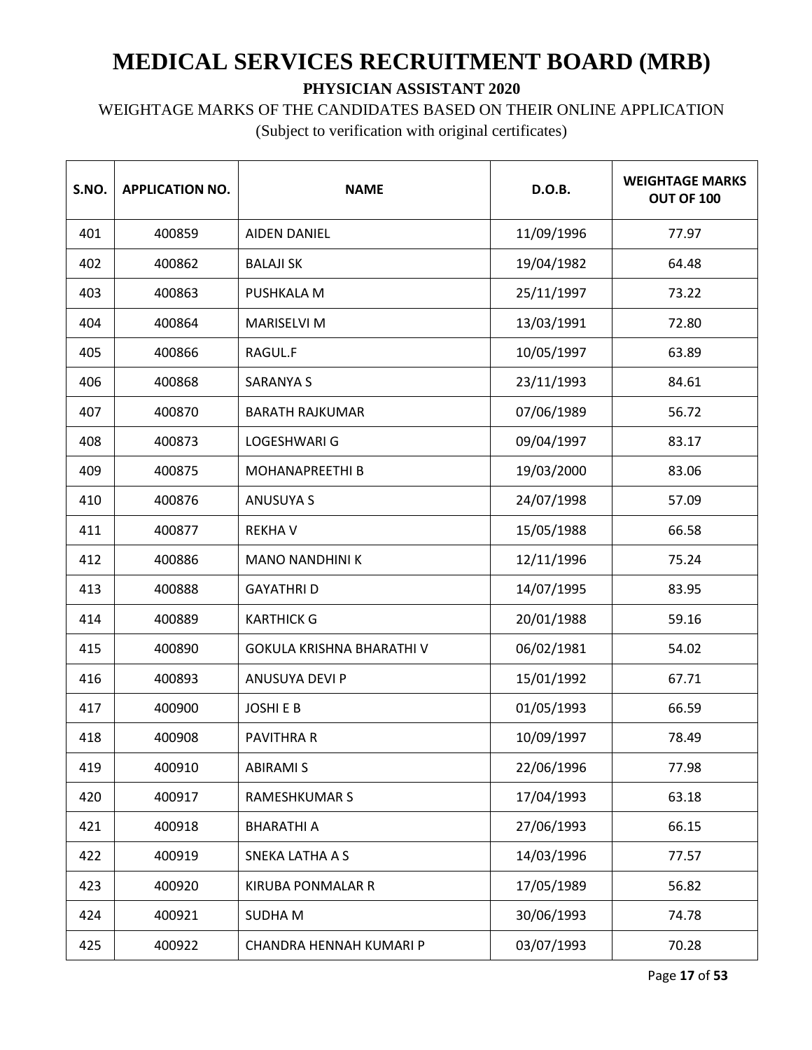# MEDICAL SERVICES RECRUITMENT BOARD (MRB)

**PHYSICIAN ASSISTANT 2020**

WEIGHTAGE MARKS OF THE CANDIDATES BASED ON THEIR ONLINE APPLICATION

(Subject to verification with original certificates)

| S.NO. | APPLICATION NO. | NAME | D.O.B. | WEIGHTAGE MARKS OUT OF 100 |
|---|---|---|---|---|
| 401 | 400859 | AIDEN DANIEL | 11/09/1996 | 77.97 |
| 402 | 400862 | BALAJI SK | 19/04/1982 | 64.48 |
| 403 | 400863 | PUSHKALA M | 25/11/1997 | 73.22 |
| 404 | 400864 | MARISELVI M | 13/03/1991 | 72.80 |
| 405 | 400866 | RAGUL.F | 10/05/1997 | 63.89 |
| 406 | 400868 | SARANYA S | 23/11/1993 | 84.61 |
| 407 | 400870 | BARATH RAJKUMAR | 07/06/1989 | 56.72 |
| 408 | 400873 | LOGESHWARI G | 09/04/1997 | 83.17 |
| 409 | 400875 | MOHANAPREETHI B | 19/03/2000 | 83.06 |
| 410 | 400876 | ANUSUYA S | 24/07/1998 | 57.09 |
| 411 | 400877 | REKHA V | 15/05/1988 | 66.58 |
| 412 | 400886 | MANO NANDHINI K | 12/11/1996 | 75.24 |
| 413 | 400888 | GAYATHRI D | 14/07/1995 | 83.95 |
| 414 | 400889 | KARTHICK G | 20/01/1988 | 59.16 |
| 415 | 400890 | GOKULA KRISHNA BHARATHI V | 06/02/1981 | 54.02 |
| 416 | 400893 | ANUSUYA DEVI P | 15/01/1992 | 67.71 |
| 417 | 400900 | JOSHI E B | 01/05/1993 | 66.59 |
| 418 | 400908 | PAVITHRA R | 10/09/1997 | 78.49 |
| 419 | 400910 | ABIRAMI S | 22/06/1996 | 77.98 |
| 420 | 400917 | RAMESHKUMAR S | 17/04/1993 | 63.18 |
| 421 | 400918 | BHARATHI A | 27/06/1993 | 66.15 |
| 422 | 400919 | SNEKA LATHA A S | 14/03/1996 | 77.57 |
| 423 | 400920 | KIRUBA PONMALAR R | 17/05/1989 | 56.82 |
| 424 | 400921 | SUDHA M | 30/06/1993 | 74.78 |
| 425 | 400922 | CHANDRA HENNAH KUMARI P | 03/07/1993 | 70.28 |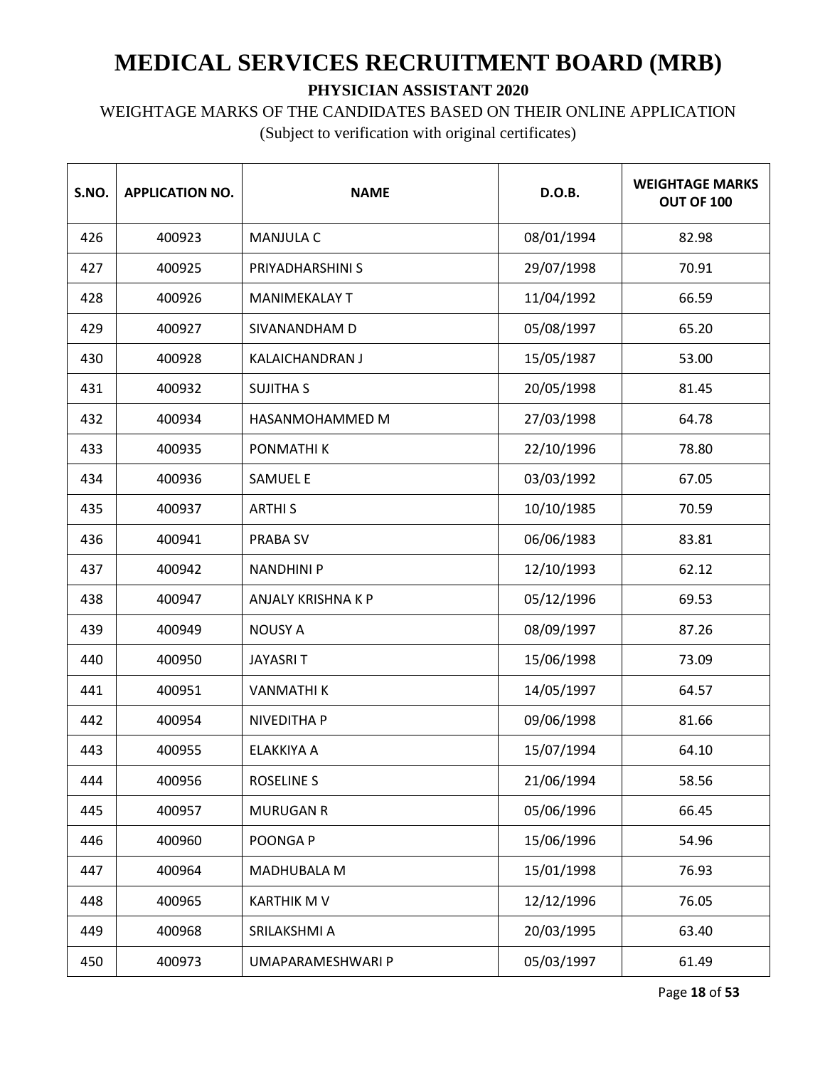# MEDICAL SERVICES RECRUITMENT BOARD (MRB)

**PHYSICIAN ASSISTANT 2020**

WEIGHTAGE MARKS OF THE CANDIDATES BASED ON THEIR ONLINE APPLICATION

(Subject to verification with original certificates)

| S.NO. | APPLICATION NO. | NAME | D.O.B. | WEIGHTAGE MARKS OUT OF 100 |
|---|---|---|---|---|
| 426 | 400923 | MANJULA C | 08/01/1994 | 82.98 |
| 427 | 400925 | PRIYADHARSHINI S | 29/07/1998 | 70.91 |
| 428 | 400926 | MANIMEKALAY T | 11/04/1992 | 66.59 |
| 429 | 400927 | SIVANANDHAM D | 05/08/1997 | 65.20 |
| 430 | 400928 | KALAICHANDRAN J | 15/05/1987 | 53.00 |
| 431 | 400932 | SUJITHA S | 20/05/1998 | 81.45 |
| 432 | 400934 | HASANMOHAMMED M | 27/03/1998 | 64.78 |
| 433 | 400935 | PONMATHI K | 22/10/1996 | 78.80 |
| 434 | 400936 | SAMUEL E | 03/03/1992 | 67.05 |
| 435 | 400937 | ARTHI S | 10/10/1985 | 70.59 |
| 436 | 400941 | PRABA SV | 06/06/1983 | 83.81 |
| 437 | 400942 | NANDHINI P | 12/10/1993 | 62.12 |
| 438 | 400947 | ANJALY KRISHNA K P | 05/12/1996 | 69.53 |
| 439 | 400949 | NOUSY A | 08/09/1997 | 87.26 |
| 440 | 400950 | JAYASRI T | 15/06/1998 | 73.09 |
| 441 | 400951 | VANMATHI K | 14/05/1997 | 64.57 |
| 442 | 400954 | NIVEDITHA P | 09/06/1998 | 81.66 |
| 443 | 400955 | ELAKKIYA A | 15/07/1994 | 64.10 |
| 444 | 400956 | ROSELINE S | 21/06/1994 | 58.56 |
| 445 | 400957 | MURUGAN R | 05/06/1996 | 66.45 |
| 446 | 400960 | POONGA P | 15/06/1996 | 54.96 |
| 447 | 400964 | MADHUBALA M | 15/01/1998 | 76.93 |
| 448 | 400965 | KARTHIK M V | 12/12/1996 | 76.05 |
| 449 | 400968 | SRILAKSHMI A | 20/03/1995 | 63.40 |
| 450 | 400973 | UMAPARAMESHWARI P | 05/03/1997 | 61.49 |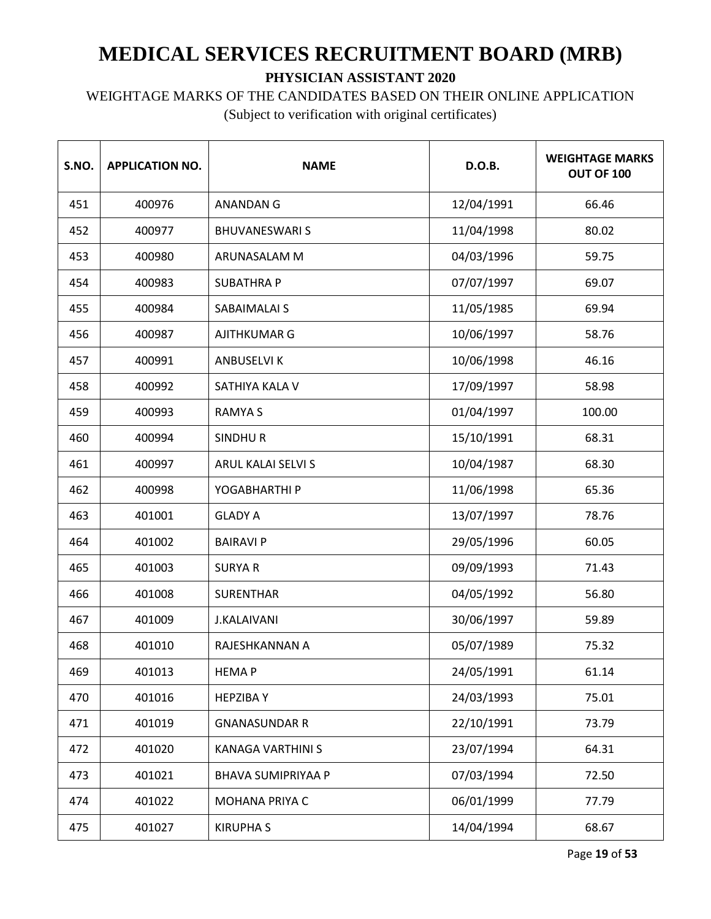# MEDICAL SERVICES RECRUITMENT BOARD (MRB)

**PHYSICIAN ASSISTANT 2020**

WEIGHTAGE MARKS OF THE CANDIDATES BASED ON THEIR ONLINE APPLICATION

(Subject to verification with original certificates)

| S.NO. | APPLICATION NO. | NAME | D.O.B. | WEIGHTAGE MARKS OUT OF 100 |
|---|---|---|---|---|
| 451 | 400976 | ANANDAN G | 12/04/1991 | 66.46 |
| 452 | 400977 | BHUVANESWARI S | 11/04/1998 | 80.02 |
| 453 | 400980 | ARUNASALAM M | 04/03/1996 | 59.75 |
| 454 | 400983 | SUBATHRA P | 07/07/1997 | 69.07 |
| 455 | 400984 | SABAIMALAI S | 11/05/1985 | 69.94 |
| 456 | 400987 | AJITHKUMAR G | 10/06/1997 | 58.76 |
| 457 | 400991 | ANBUSELVI K | 10/06/1998 | 46.16 |
| 458 | 400992 | SATHIYA KALA V | 17/09/1997 | 58.98 |
| 459 | 400993 | RAMYA S | 01/04/1997 | 100.00 |
| 460 | 400994 | SINDHU R | 15/10/1991 | 68.31 |
| 461 | 400997 | ARUL KALAI SELVI S | 10/04/1987 | 68.30 |
| 462 | 400998 | YOGABHARTHI P | 11/06/1998 | 65.36 |
| 463 | 401001 | GLADY A | 13/07/1997 | 78.76 |
| 464 | 401002 | BAIRAVI P | 29/05/1996 | 60.05 |
| 465 | 401003 | SURYA R | 09/09/1993 | 71.43 |
| 466 | 401008 | SURENTHAR | 04/05/1992 | 56.80 |
| 467 | 401009 | J.KALAIVANI | 30/06/1997 | 59.89 |
| 468 | 401010 | RAJESHKANNAN A | 05/07/1989 | 75.32 |
| 469 | 401013 | HEMA P | 24/05/1991 | 61.14 |
| 470 | 401016 | HEPZIBA Y | 24/03/1993 | 75.01 |
| 471 | 401019 | GNANASUNDAR R | 22/10/1991 | 73.79 |
| 472 | 401020 | KANAGA VARTHINI S | 23/07/1994 | 64.31 |
| 473 | 401021 | BHAVA SUMIPRIYAA P | 07/03/1994 | 72.50 |
| 474 | 401022 | MOHANA PRIYA C | 06/01/1999 | 77.79 |
| 475 | 401027 | KIRUPHA S | 14/04/1994 | 68.67 |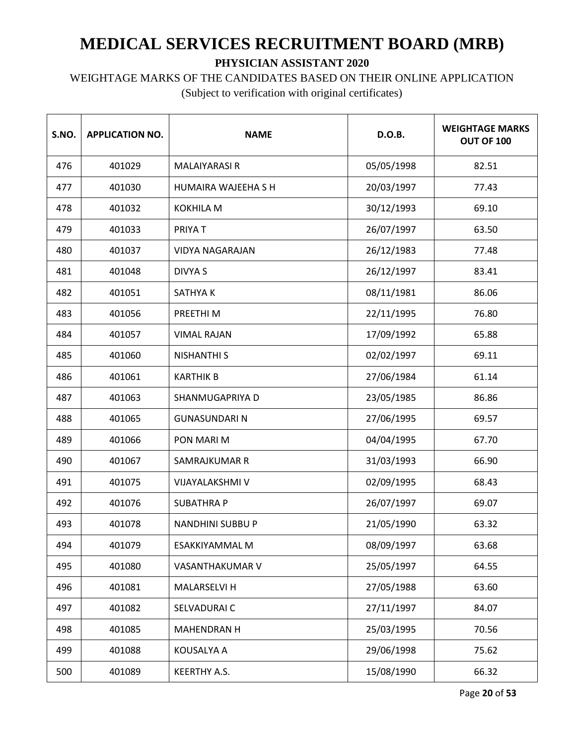# MEDICAL SERVICES RECRUITMENT BOARD (MRB)

**PHYSICIAN ASSISTANT 2020**

WEIGHTAGE MARKS OF THE CANDIDATES BASED ON THEIR ONLINE APPLICATION

(Subject to verification with original certificates)

| S.NO. | APPLICATION NO. | NAME | D.O.B. | WEIGHTAGE MARKS OUT OF 100 |
|---|---|---|---|---|
| 476 | 401029 | MALAIYARASI R | 05/05/1998 | 82.51 |
| 477 | 401030 | HUMAIRA WAJEEHA S H | 20/03/1997 | 77.43 |
| 478 | 401032 | KOKHILA M | 30/12/1993 | 69.10 |
| 479 | 401033 | PRIYA T | 26/07/1997 | 63.50 |
| 480 | 401037 | VIDYA NAGARAJAN | 26/12/1983 | 77.48 |
| 481 | 401048 | DIVYA S | 26/12/1997 | 83.41 |
| 482 | 401051 | SATHYA K | 08/11/1981 | 86.06 |
| 483 | 401056 | PREETHI M | 22/11/1995 | 76.80 |
| 484 | 401057 | VIMAL RAJAN | 17/09/1992 | 65.88 |
| 485 | 401060 | NISHANTHI S | 02/02/1997 | 69.11 |
| 486 | 401061 | KARTHIK B | 27/06/1984 | 61.14 |
| 487 | 401063 | SHANMUGAPRIYA D | 23/05/1985 | 86.86 |
| 488 | 401065 | GUNASUNDARI N | 27/06/1995 | 69.57 |
| 489 | 401066 | PON MARI M | 04/04/1995 | 67.70 |
| 490 | 401067 | SAMRAJKUMAR R | 31/03/1993 | 66.90 |
| 491 | 401075 | VIJAYALAKSHMI V | 02/09/1995 | 68.43 |
| 492 | 401076 | SUBATHRA P | 26/07/1997 | 69.07 |
| 493 | 401078 | NANDHINI SUBBU P | 21/05/1990 | 63.32 |
| 494 | 401079 | ESAKKIYAMMAL M | 08/09/1997 | 63.68 |
| 495 | 401080 | VASANTHAKUMAR V | 25/05/1997 | 64.55 |
| 496 | 401081 | MALARSELVI H | 27/05/1988 | 63.60 |
| 497 | 401082 | SELVADURAI C | 27/11/1997 | 84.07 |
| 498 | 401085 | MAHENDRAN H | 25/03/1995 | 70.56 |
| 499 | 401088 | KOUSALYA A | 29/06/1998 | 75.62 |
| 500 | 401089 | KEERTHY A.S. | 15/08/1990 | 66.32 |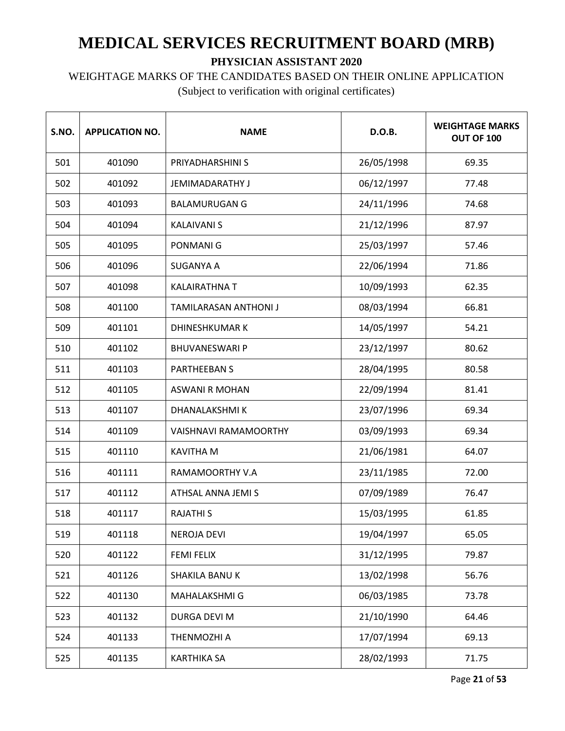# MEDICAL SERVICES RECRUITMENT BOARD (MRB)

**PHYSICIAN ASSISTANT 2020**

WEIGHTAGE MARKS OF THE CANDIDATES BASED ON THEIR ONLINE APPLICATION

(Subject to verification with original certificates)

| S.NO. | APPLICATION NO. | NAME | D.O.B. | WEIGHTAGE MARKS OUT OF 100 |
|---|---|---|---|---|
| 501 | 401090 | PRIYADHARSHINI S | 26/05/1998 | 69.35 |
| 502 | 401092 | JEMIMADARATHY J | 06/12/1997 | 77.48 |
| 503 | 401093 | BALAMURUGAN G | 24/11/1996 | 74.68 |
| 504 | 401094 | KALAIVANI S | 21/12/1996 | 87.97 |
| 505 | 401095 | PONMANI G | 25/03/1997 | 57.46 |
| 506 | 401096 | SUGANYA A | 22/06/1994 | 71.86 |
| 507 | 401098 | KALAIRATHNA T | 10/09/1993 | 62.35 |
| 508 | 401100 | TAMILARASAN ANTHONI J | 08/03/1994 | 66.81 |
| 509 | 401101 | DHINESHKUMAR K | 14/05/1997 | 54.21 |
| 510 | 401102 | BHUVANESWARI P | 23/12/1997 | 80.62 |
| 511 | 401103 | PARTHEEBAN S | 28/04/1995 | 80.58 |
| 512 | 401105 | ASWANI R MOHAN | 22/09/1994 | 81.41 |
| 513 | 401107 | DHANALAKSHMI K | 23/07/1996 | 69.34 |
| 514 | 401109 | VAISHNAVI RAMAMOORTHY | 03/09/1993 | 69.34 |
| 515 | 401110 | KAVITHA M | 21/06/1981 | 64.07 |
| 516 | 401111 | RAMAMOORTHY V.A | 23/11/1985 | 72.00 |
| 517 | 401112 | ATHSAL ANNA JEMI S | 07/09/1989 | 76.47 |
| 518 | 401117 | RAJATHI S | 15/03/1995 | 61.85 |
| 519 | 401118 | NEROJA DEVI | 19/04/1997 | 65.05 |
| 520 | 401122 | FEMI FELIX | 31/12/1995 | 79.87 |
| 521 | 401126 | SHAKILA BANU K | 13/02/1998 | 56.76 |
| 522 | 401130 | MAHALAKSHMI G | 06/03/1985 | 73.78 |
| 523 | 401132 | DURGA DEVI M | 21/10/1990 | 64.46 |
| 524 | 401133 | THENMOZHI A | 17/07/1994 | 69.13 |
| 525 | 401135 | KARTHIKA SA | 28/02/1993 | 71.75 |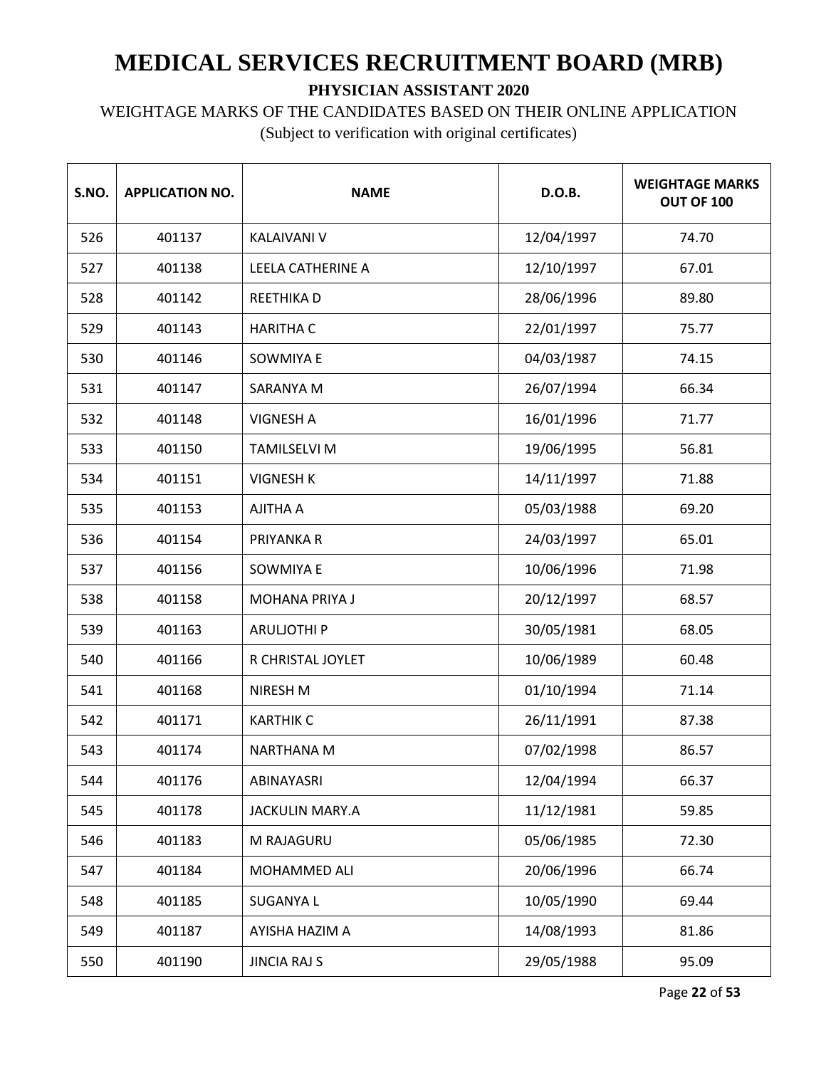# MEDICAL SERVICES RECRUITMENT BOARD (MRB)

**PHYSICIAN ASSISTANT 2020**

WEIGHTAGE MARKS OF THE CANDIDATES BASED ON THEIR ONLINE APPLICATION

(Subject to verification with original certificates)

| S.NO. | APPLICATION NO. | NAME | D.O.B. | WEIGHTAGE MARKS OUT OF 100 |
|---|---|---|---|---|
| 526 | 401137 | KALAIVANI V | 12/04/1997 | 74.70 |
| 527 | 401138 | LEELA CATHERINE A | 12/10/1997 | 67.01 |
| 528 | 401142 | REETHIKA D | 28/06/1996 | 89.80 |
| 529 | 401143 | HARITHA C | 22/01/1997 | 75.77 |
| 530 | 401146 | SOWMIYA E | 04/03/1987 | 74.15 |
| 531 | 401147 | SARANYA M | 26/07/1994 | 66.34 |
| 532 | 401148 | VIGNESH A | 16/01/1996 | 71.77 |
| 533 | 401150 | TAMILSELVI M | 19/06/1995 | 56.81 |
| 534 | 401151 | VIGNESH K | 14/11/1997 | 71.88 |
| 535 | 401153 | AJITHA A | 05/03/1988 | 69.20 |
| 536 | 401154 | PRIYANKA R | 24/03/1997 | 65.01 |
| 537 | 401156 | SOWMIYA E | 10/06/1996 | 71.98 |
| 538 | 401158 | MOHANA PRIYA J | 20/12/1997 | 68.57 |
| 539 | 401163 | ARULJOTHI P | 30/05/1981 | 68.05 |
| 540 | 401166 | R CHRISTAL JOYLET | 10/06/1989 | 60.48 |
| 541 | 401168 | NIRESH M | 01/10/1994 | 71.14 |
| 542 | 401171 | KARTHIK C | 26/11/1991 | 87.38 |
| 543 | 401174 | NARTHANA M | 07/02/1998 | 86.57 |
| 544 | 401176 | ABINAYASRI | 12/04/1994 | 66.37 |
| 545 | 401178 | JACKULIN MARY.A | 11/12/1981 | 59.85 |
| 546 | 401183 | M RAJAGURU | 05/06/1985 | 72.30 |
| 547 | 401184 | MOHAMMED ALI | 20/06/1996 | 66.74 |
| 548 | 401185 | SUGANYA L | 10/05/1990 | 69.44 |
| 549 | 401187 | AYISHA HAZIM A | 14/08/1993 | 81.86 |
| 550 | 401190 | JINCIA RAJ S | 29/05/1988 | 95.09 |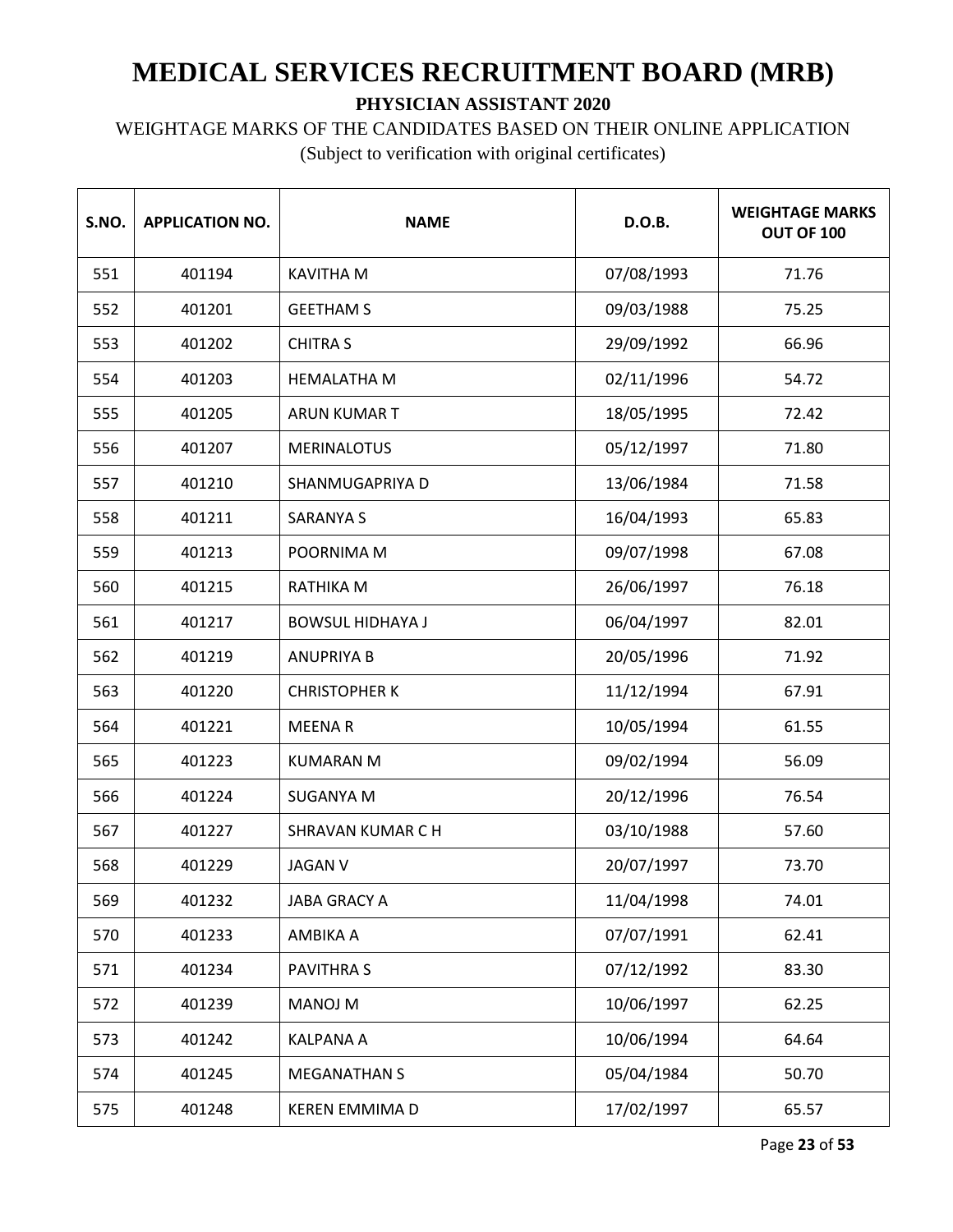# MEDICAL SERVICES RECRUITMENT BOARD (MRB)

**PHYSICIAN ASSISTANT 2020**

WEIGHTAGE MARKS OF THE CANDIDATES BASED ON THEIR ONLINE APPLICATION

(Subject to verification with original certificates)

| S.NO. | APPLICATION NO. | NAME | D.O.B. | WEIGHTAGE MARKS OUT OF 100 |
|---|---|---|---|---|
| 551 | 401194 | KAVITHA M | 07/08/1993 | 71.76 |
| 552 | 401201 | GEETHAM S | 09/03/1988 | 75.25 |
| 553 | 401202 | CHITRA S | 29/09/1992 | 66.96 |
| 554 | 401203 | HEMALATHA M | 02/11/1996 | 54.72 |
| 555 | 401205 | ARUN KUMAR T | 18/05/1995 | 72.42 |
| 556 | 401207 | MERINALOTUS | 05/12/1997 | 71.80 |
| 557 | 401210 | SHANMUGAPRIYA D | 13/06/1984 | 71.58 |
| 558 | 401211 | SARANYA S | 16/04/1993 | 65.83 |
| 559 | 401213 | POORNIMA M | 09/07/1998 | 67.08 |
| 560 | 401215 | RATHIKA M | 26/06/1997 | 76.18 |
| 561 | 401217 | BOWSUL HIDHAYA J | 06/04/1997 | 82.01 |
| 562 | 401219 | ANUPRIYA B | 20/05/1996 | 71.92 |
| 563 | 401220 | CHRISTOPHER K | 11/12/1994 | 67.91 |
| 564 | 401221 | MEENA R | 10/05/1994 | 61.55 |
| 565 | 401223 | KUMARAN M | 09/02/1994 | 56.09 |
| 566 | 401224 | SUGANYA M | 20/12/1996 | 76.54 |
| 567 | 401227 | SHRAVAN KUMAR C H | 03/10/1988 | 57.60 |
| 568 | 401229 | JAGAN V | 20/07/1997 | 73.70 |
| 569 | 401232 | JABA GRACY A | 11/04/1998 | 74.01 |
| 570 | 401233 | AMBIKA A | 07/07/1991 | 62.41 |
| 571 | 401234 | PAVITHRA S | 07/12/1992 | 83.30 |
| 572 | 401239 | MANOJ M | 10/06/1997 | 62.25 |
| 573 | 401242 | KALPANA A | 10/06/1994 | 64.64 |
| 574 | 401245 | MEGANATHAN S | 05/04/1984 | 50.70 |
| 575 | 401248 | KEREN EMMIMA D | 17/02/1997 | 65.57 |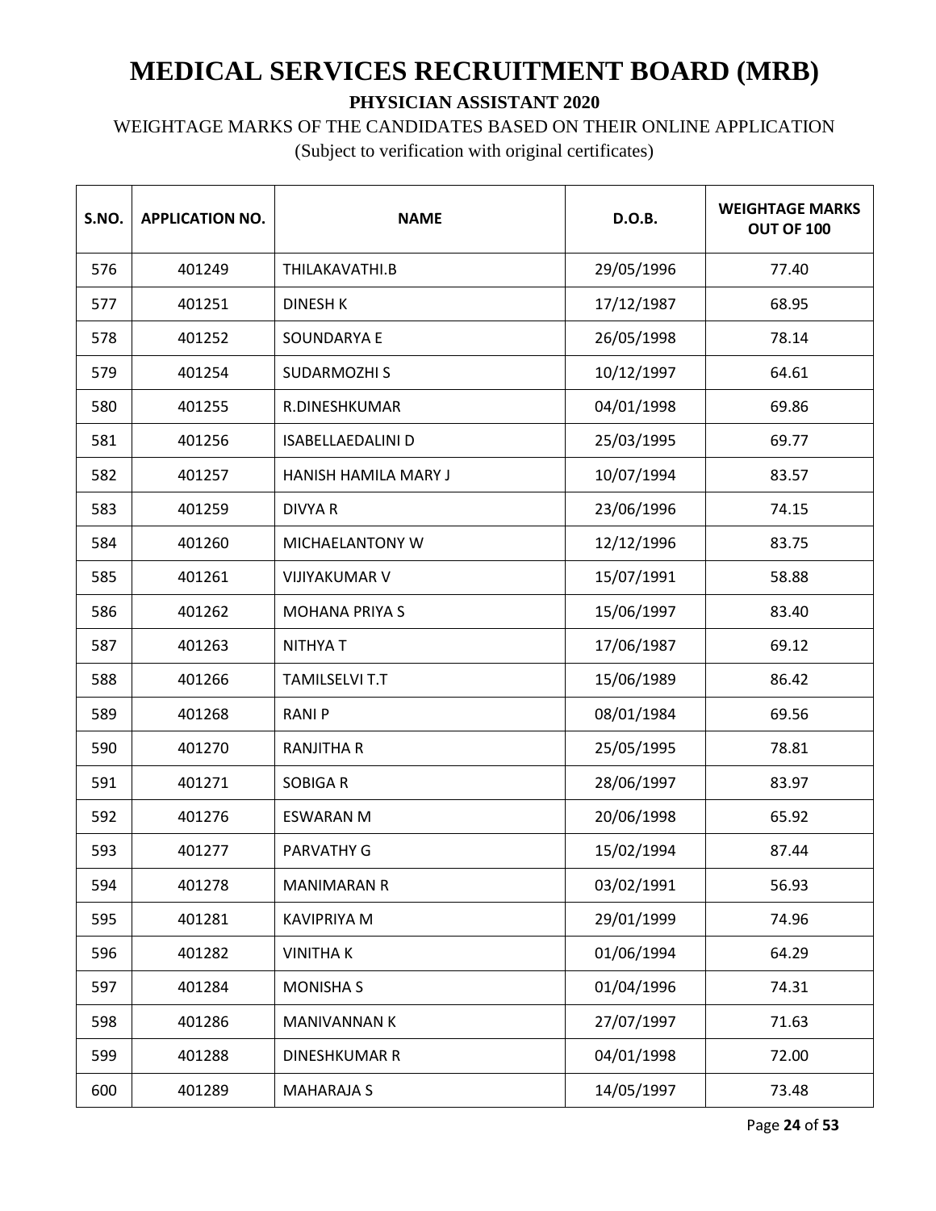# MEDICAL SERVICES RECRUITMENT BOARD (MRB)

**PHYSICIAN ASSISTANT 2020**

WEIGHTAGE MARKS OF THE CANDIDATES BASED ON THEIR ONLINE APPLICATION

(Subject to verification with original certificates)

| S.NO. | APPLICATION NO. | NAME | D.O.B. | WEIGHTAGE MARKS OUT OF 100 |
|---|---|---|---|---|
| 576 | 401249 | THILAKAVATHI.B | 29/05/1996 | 77.40 |
| 577 | 401251 | DINESH K | 17/12/1987 | 68.95 |
| 578 | 401252 | SOUNDARYA E | 26/05/1998 | 78.14 |
| 579 | 401254 | SUDARMOZHI S | 10/12/1997 | 64.61 |
| 580 | 401255 | R.DINESHKUMAR | 04/01/1998 | 69.86 |
| 581 | 401256 | ISABELLAEDALINI D | 25/03/1995 | 69.77 |
| 582 | 401257 | HANISH HAMILA MARY J | 10/07/1994 | 83.57 |
| 583 | 401259 | DIVYA R | 23/06/1996 | 74.15 |
| 584 | 401260 | MICHAELANTONY W | 12/12/1996 | 83.75 |
| 585 | 401261 | VIJIYAKUMAR V | 15/07/1991 | 58.88 |
| 586 | 401262 | MOHANA PRIYA S | 15/06/1997 | 83.40 |
| 587 | 401263 | NITHYA T | 17/06/1987 | 69.12 |
| 588 | 401266 | TAMILSELVI T.T | 15/06/1989 | 86.42 |
| 589 | 401268 | RANI P | 08/01/1984 | 69.56 |
| 590 | 401270 | RANJITHA R | 25/05/1995 | 78.81 |
| 591 | 401271 | SOBIGA R | 28/06/1997 | 83.97 |
| 592 | 401276 | ESWARAN M | 20/06/1998 | 65.92 |
| 593 | 401277 | PARVATHY G | 15/02/1994 | 87.44 |
| 594 | 401278 | MANIMARAN R | 03/02/1991 | 56.93 |
| 595 | 401281 | KAVIPRIYA M | 29/01/1999 | 74.96 |
| 596 | 401282 | VINITHA K | 01/06/1994 | 64.29 |
| 597 | 401284 | MONISHA S | 01/04/1996 | 74.31 |
| 598 | 401286 | MANIVANNAN K | 27/07/1997 | 71.63 |
| 599 | 401288 | DINESHKUMAR R | 04/01/1998 | 72.00 |
| 600 | 401289 | MAHARAJA S | 14/05/1997 | 73.48 |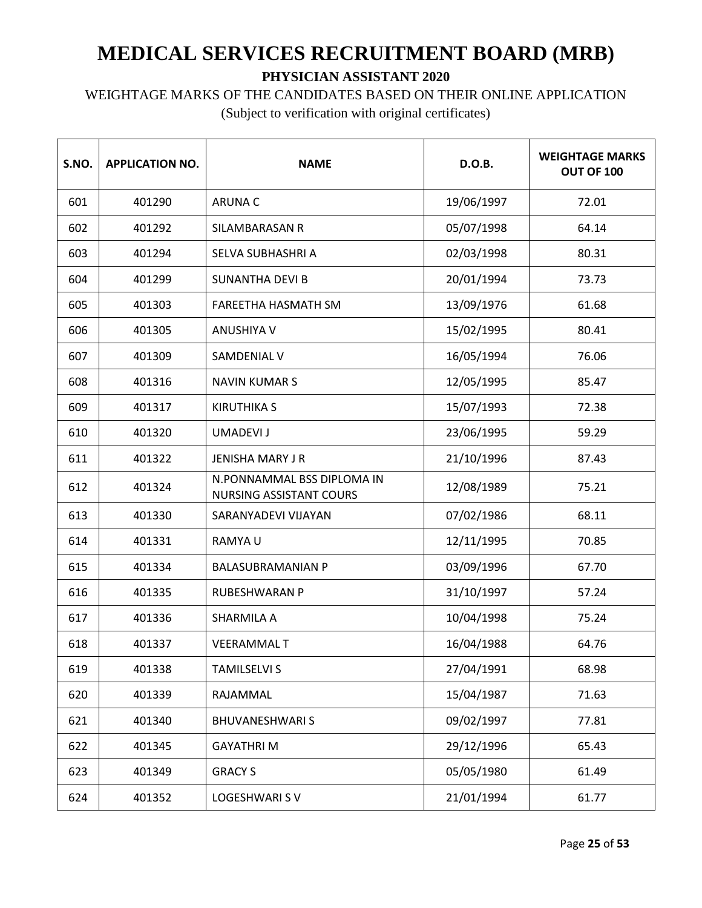# MEDICAL SERVICES RECRUITMENT BOARD (MRB)

**PHYSICIAN ASSISTANT 2020**

WEIGHTAGE MARKS OF THE CANDIDATES BASED ON THEIR ONLINE APPLICATION

(Subject to verification with original certificates)

| S.NO. | APPLICATION NO. | NAME | D.O.B. | WEIGHTAGE MARKS OUT OF 100 |
|---|---|---|---|---|
| 601 | 401290 | ARUNA C | 19/06/1997 | 72.01 |
| 602 | 401292 | SILAMBARASAN R | 05/07/1998 | 64.14 |
| 603 | 401294 | SELVA SUBHASHRI A | 02/03/1998 | 80.31 |
| 604 | 401299 | SUNANTHA DEVI B | 20/01/1994 | 73.73 |
| 605 | 401303 | FAREETHA HASMATH SM | 13/09/1976 | 61.68 |
| 606 | 401305 | ANUSHIYA V | 15/02/1995 | 80.41 |
| 607 | 401309 | SAMDENIAL V | 16/05/1994 | 76.06 |
| 608 | 401316 | NAVIN KUMAR S | 12/05/1995 | 85.47 |
| 609 | 401317 | KIRUTHIKA S | 15/07/1993 | 72.38 |
| 610 | 401320 | UMADEVI J | 23/06/1995 | 59.29 |
| 611 | 401322 | JENISHA MARY J R | 21/10/1996 | 87.43 |
| 612 | 401324 | N.PONNAMMAL BSS DIPLOMA IN NURSING ASSISTANT COURS | 12/08/1989 | 75.21 |
| 613 | 401330 | SARANYADEVI VIJAYAN | 07/02/1986 | 68.11 |
| 614 | 401331 | RAMYA U | 12/11/1995 | 70.85 |
| 615 | 401334 | BALASUBRAMANIAN P | 03/09/1996 | 67.70 |
| 616 | 401335 | RUBESHWARAN P | 31/10/1997 | 57.24 |
| 617 | 401336 | SHARMILA A | 10/04/1998 | 75.24 |
| 618 | 401337 | VEERAMMAL T | 16/04/1988 | 64.76 |
| 619 | 401338 | TAMILSELVI S | 27/04/1991 | 68.98 |
| 620 | 401339 | RAJAMMAL | 15/04/1987 | 71.63 |
| 621 | 401340 | BHUVANESHWARI S | 09/02/1997 | 77.81 |
| 622 | 401345 | GAYATHRI M | 29/12/1996 | 65.43 |
| 623 | 401349 | GRACY S | 05/05/1980 | 61.49 |
| 624 | 401352 | LOGESHWARI S V | 21/01/1994 | 61.77 |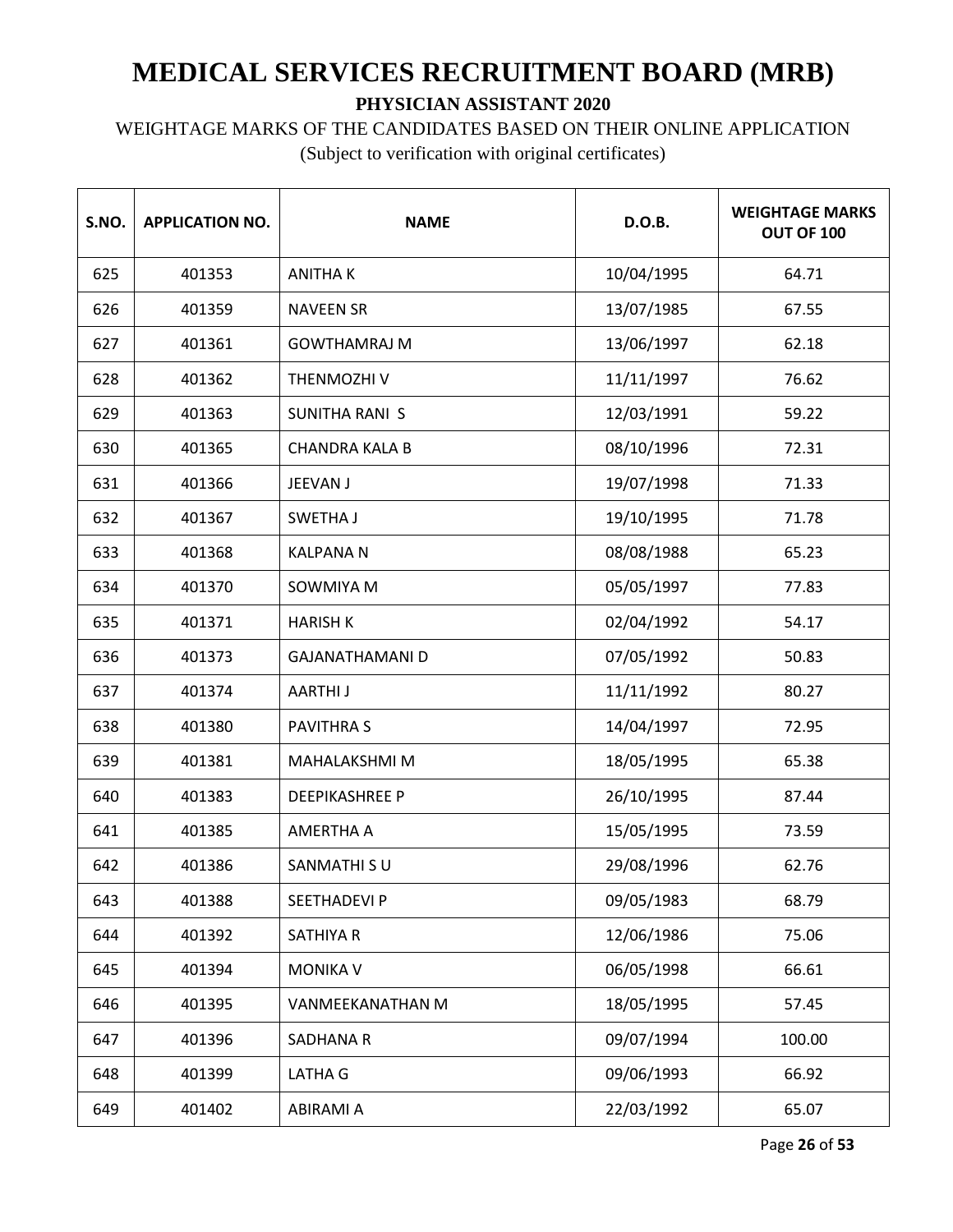# MEDICAL SERVICES RECRUITMENT BOARD (MRB)

## PHYSICIAN ASSISTANT 2020

WEIGHTAGE MARKS OF THE CANDIDATES BASED ON THEIR ONLINE APPLICATION

(Subject to verification with original certificates)

| S.NO. | APPLICATION NO. | NAME | D.O.B. | WEIGHTAGE MARKS OUT OF 100 |
|---|---|---|---|---|
| 625 | 401353 | ANITHA K | 10/04/1995 | 64.71 |
| 626 | 401359 | NAVEEN SR | 13/07/1985 | 67.55 |
| 627 | 401361 | GOWTHAMRAJ M | 13/06/1997 | 62.18 |
| 628 | 401362 | THENMOZHI V | 11/11/1997 | 76.62 |
| 629 | 401363 | SUNITHA RANI S | 12/03/1991 | 59.22 |
| 630 | 401365 | CHANDRA KALA B | 08/10/1996 | 72.31 |
| 631 | 401366 | JEEVAN J | 19/07/1998 | 71.33 |
| 632 | 401367 | SWETHA J | 19/10/1995 | 71.78 |
| 633 | 401368 | KALPANA N | 08/08/1988 | 65.23 |
| 634 | 401370 | SOWMIYA M | 05/05/1997 | 77.83 |
| 635 | 401371 | HARISH K | 02/04/1992 | 54.17 |
| 636 | 401373 | GAJANATHAMANI D | 07/05/1992 | 50.83 |
| 637 | 401374 | AARTHI J | 11/11/1992 | 80.27 |
| 638 | 401380 | PAVITHRA S | 14/04/1997 | 72.95 |
| 639 | 401381 | MAHALAKSHMI M | 18/05/1995 | 65.38 |
| 640 | 401383 | DEEPIKASHREE P | 26/10/1995 | 87.44 |
| 641 | 401385 | AMERTHA A | 15/05/1995 | 73.59 |
| 642 | 401386 | SANMATHI S U | 29/08/1996 | 62.76 |
| 643 | 401388 | SEETHADEVI P | 09/05/1983 | 68.79 |
| 644 | 401392 | SATHIYA R | 12/06/1986 | 75.06 |
| 645 | 401394 | MONIKA V | 06/05/1998 | 66.61 |
| 646 | 401395 | VANMEEKANATHAN M | 18/05/1995 | 57.45 |
| 647 | 401396 | SADHANA R | 09/07/1994 | 100.00 |
| 648 | 401399 | LATHA G | 09/06/1993 | 66.92 |
| 649 | 401402 | ABIRAMI A | 22/03/1992 | 65.07 |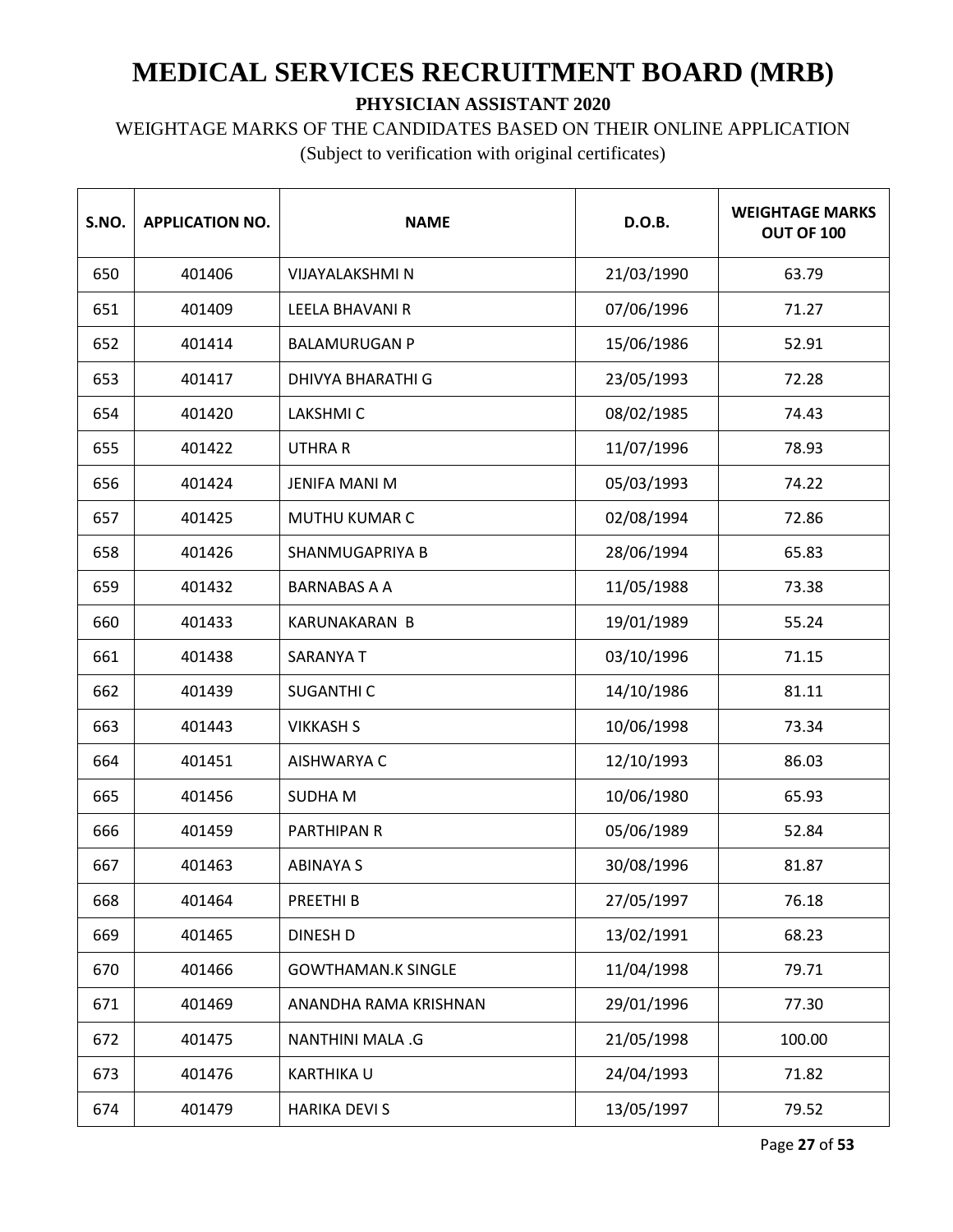# MEDICAL SERVICES RECRUITMENT BOARD (MRB)

**PHYSICIAN ASSISTANT 2020**

WEIGHTAGE MARKS OF THE CANDIDATES BASED ON THEIR ONLINE APPLICATION

(Subject to verification with original certificates)

| S.NO. | APPLICATION NO. | NAME | D.O.B. | WEIGHTAGE MARKS OUT OF 100 |
|---|---|---|---|---|
| 650 | 401406 | VIJAYALAKSHMI N | 21/03/1990 | 63.79 |
| 651 | 401409 | LEELA BHAVANI R | 07/06/1996 | 71.27 |
| 652 | 401414 | BALAMURUGAN P | 15/06/1986 | 52.91 |
| 653 | 401417 | DHIVYA BHARATHI G | 23/05/1993 | 72.28 |
| 654 | 401420 | LAKSHMI C | 08/02/1985 | 74.43 |
| 655 | 401422 | UTHRA R | 11/07/1996 | 78.93 |
| 656 | 401424 | JENIFA MANI M | 05/03/1993 | 74.22 |
| 657 | 401425 | MUTHU KUMAR C | 02/08/1994 | 72.86 |
| 658 | 401426 | SHANMUGAPRIYA B | 28/06/1994 | 65.83 |
| 659 | 401432 | BARNABAS A A | 11/05/1988 | 73.38 |
| 660 | 401433 | KARUNAKARAN B | 19/01/1989 | 55.24 |
| 661 | 401438 | SARANYA T | 03/10/1996 | 71.15 |
| 662 | 401439 | SUGANTHI C | 14/10/1986 | 81.11 |
| 663 | 401443 | VIKKASH S | 10/06/1998 | 73.34 |
| 664 | 401451 | AISHWARYA C | 12/10/1993 | 86.03 |
| 665 | 401456 | SUDHA M | 10/06/1980 | 65.93 |
| 666 | 401459 | PARTHIPAN R | 05/06/1989 | 52.84 |
| 667 | 401463 | ABINAYA S | 30/08/1996 | 81.87 |
| 668 | 401464 | PREETHI B | 27/05/1997 | 76.18 |
| 669 | 401465 | DINESH D | 13/02/1991 | 68.23 |
| 670 | 401466 | GOWTHAMAN.K SINGLE | 11/04/1998 | 79.71 |
| 671 | 401469 | ANANDHA RAMA KRISHNAN | 29/01/1996 | 77.30 |
| 672 | 401475 | NANTHINI MALA .G | 21/05/1998 | 100.00 |
| 673 | 401476 | KARTHIKA U | 24/04/1993 | 71.82 |
| 674 | 401479 | HARIKA DEVI S | 13/05/1997 | 79.52 |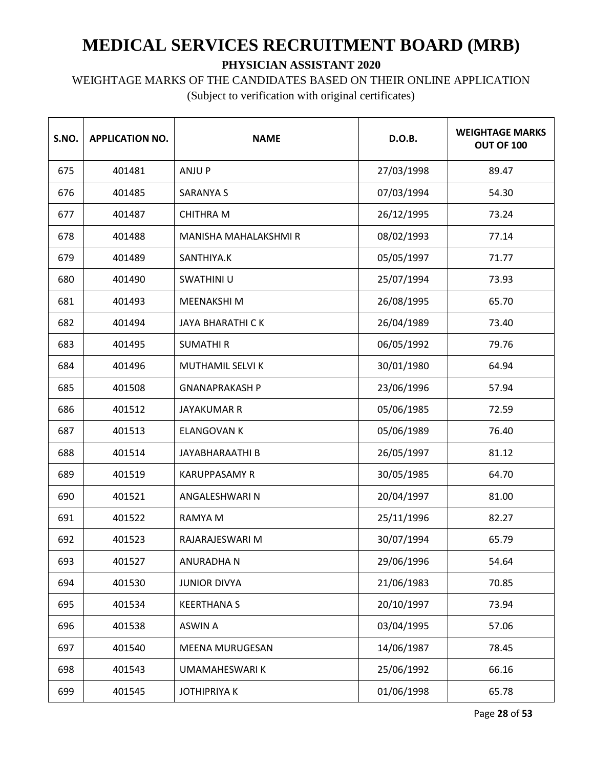# MEDICAL SERVICES RECRUITMENT BOARD (MRB)

**PHYSICIAN ASSISTANT 2020**

WEIGHTAGE MARKS OF THE CANDIDATES BASED ON THEIR ONLINE APPLICATION

(Subject to verification with original certificates)

| S.NO. | APPLICATION NO. | NAME | D.O.B. | WEIGHTAGE MARKS OUT OF 100 |
|---|---|---|---|---|
| 675 | 401481 | ANJU P | 27/03/1998 | 89.47 |
| 676 | 401485 | SARANYA S | 07/03/1994 | 54.30 |
| 677 | 401487 | CHITHRA M | 26/12/1995 | 73.24 |
| 678 | 401488 | MANISHA MAHALAKSHMI R | 08/02/1993 | 77.14 |
| 679 | 401489 | SANTHIYA.K | 05/05/1997 | 71.77 |
| 680 | 401490 | SWATHINI U | 25/07/1994 | 73.93 |
| 681 | 401493 | MEENAKSHI M | 26/08/1995 | 65.70 |
| 682 | 401494 | JAYA BHARATHI C K | 26/04/1989 | 73.40 |
| 683 | 401495 | SUMATHI R | 06/05/1992 | 79.76 |
| 684 | 401496 | MUTHAMIL SELVI K | 30/01/1980 | 64.94 |
| 685 | 401508 | GNANAPRAKASH P | 23/06/1996 | 57.94 |
| 686 | 401512 | JAYAKUMAR R | 05/06/1985 | 72.59 |
| 687 | 401513 | ELANGOVAN K | 05/06/1989 | 76.40 |
| 688 | 401514 | JAYABHARAATHI B | 26/05/1997 | 81.12 |
| 689 | 401519 | KARUPPASAMY R | 30/05/1985 | 64.70 |
| 690 | 401521 | ANGALESHWARI N | 20/04/1997 | 81.00 |
| 691 | 401522 | RAMYA M | 25/11/1996 | 82.27 |
| 692 | 401523 | RAJARAJESWARI M | 30/07/1994 | 65.79 |
| 693 | 401527 | ANURADHA N | 29/06/1996 | 54.64 |
| 694 | 401530 | JUNIOR DIVYA | 21/06/1983 | 70.85 |
| 695 | 401534 | KEERTHANA S | 20/10/1997 | 73.94 |
| 696 | 401538 | ASWIN A | 03/04/1995 | 57.06 |
| 697 | 401540 | MEENA MURUGESAN | 14/06/1987 | 78.45 |
| 698 | 401543 | UMAMAHESWARI K | 25/06/1992 | 66.16 |
| 699 | 401545 | JOTHIPRIYA K | 01/06/1998 | 65.78 |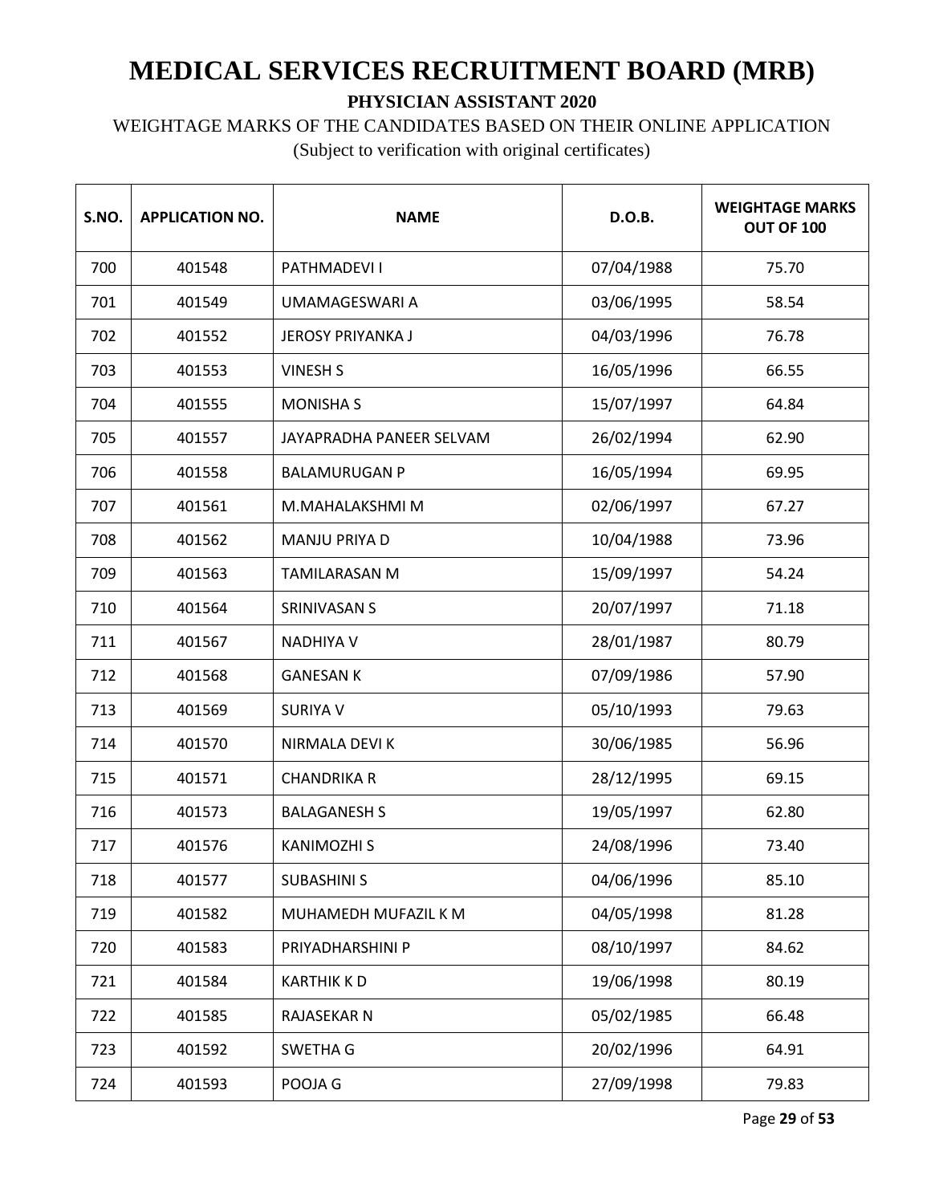# MEDICAL SERVICES RECRUITMENT BOARD (MRB)

**PHYSICIAN ASSISTANT 2020**

WEIGHTAGE MARKS OF THE CANDIDATES BASED ON THEIR ONLINE APPLICATION

(Subject to verification with original certificates)

| S.NO. | APPLICATION NO. | NAME | D.O.B. | WEIGHTAGE MARKS OUT OF 100 |
|---|---|---|---|---|
| 700 | 401548 | PATHMADEVI I | 07/04/1988 | 75.70 |
| 701 | 401549 | UMAMAGESWARI A | 03/06/1995 | 58.54 |
| 702 | 401552 | JEROSY PRIYANKA J | 04/03/1996 | 76.78 |
| 703 | 401553 | VINESH S | 16/05/1996 | 66.55 |
| 704 | 401555 | MONISHA S | 15/07/1997 | 64.84 |
| 705 | 401557 | JAYAPRADHA PANEER SELVAM | 26/02/1994 | 62.90 |
| 706 | 401558 | BALAMURUGAN P | 16/05/1994 | 69.95 |
| 707 | 401561 | M.MAHALAKSHMI M | 02/06/1997 | 67.27 |
| 708 | 401562 | MANJU PRIYA D | 10/04/1988 | 73.96 |
| 709 | 401563 | TAMILARASAN M | 15/09/1997 | 54.24 |
| 710 | 401564 | SRINIVASAN S | 20/07/1997 | 71.18 |
| 711 | 401567 | NADHIYA V | 28/01/1987 | 80.79 |
| 712 | 401568 | GANESAN K | 07/09/1986 | 57.90 |
| 713 | 401569 | SURIYA V | 05/10/1993 | 79.63 |
| 714 | 401570 | NIRMALA DEVI K | 30/06/1985 | 56.96 |
| 715 | 401571 | CHANDRIKA R | 28/12/1995 | 69.15 |
| 716 | 401573 | BALAGANESH S | 19/05/1997 | 62.80 |
| 717 | 401576 | KANIMOZHI S | 24/08/1996 | 73.40 |
| 718 | 401577 | SUBASHINI S | 04/06/1996 | 85.10 |
| 719 | 401582 | MUHAMEDH MUFAZIL K M | 04/05/1998 | 81.28 |
| 720 | 401583 | PRIYADHARSHINI P | 08/10/1997 | 84.62 |
| 721 | 401584 | KARTHIK K D | 19/06/1998 | 80.19 |
| 722 | 401585 | RAJASEKAR N | 05/02/1985 | 66.48 |
| 723 | 401592 | SWETHA G | 20/02/1996 | 64.91 |
| 724 | 401593 | POOJA G | 27/09/1998 | 79.83 |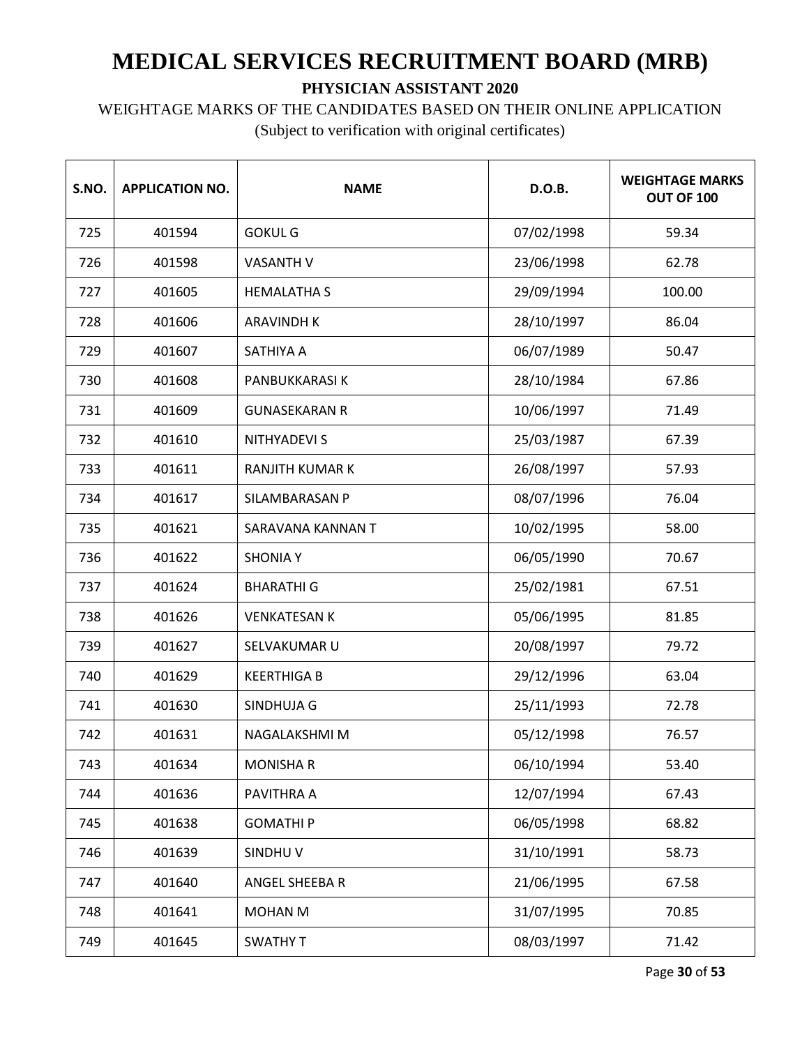# MEDICAL SERVICES RECRUITMENT BOARD (MRB)

**PHYSICIAN ASSISTANT 2020**

WEIGHTAGE MARKS OF THE CANDIDATES BASED ON THEIR ONLINE APPLICATION

(Subject to verification with original certificates)

| S.NO. | APPLICATION NO. | NAME | D.O.B. | WEIGHTAGE MARKS OUT OF 100 |
|---|---|---|---|---|
| 725 | 401594 | GOKUL G | 07/02/1998 | 59.34 |
| 726 | 401598 | VASANTH V | 23/06/1998 | 62.78 |
| 727 | 401605 | HEMALATHA S | 29/09/1994 | 100.00 |
| 728 | 401606 | ARAVINDH K | 28/10/1997 | 86.04 |
| 729 | 401607 | SATHIYA A | 06/07/1989 | 50.47 |
| 730 | 401608 | PANBUKKARASI K | 28/10/1984 | 67.86 |
| 731 | 401609 | GUNASEKARAN R | 10/06/1997 | 71.49 |
| 732 | 401610 | NITHYADEVI S | 25/03/1987 | 67.39 |
| 733 | 401611 | RANJITH KUMAR K | 26/08/1997 | 57.93 |
| 734 | 401617 | SILAMBARASAN P | 08/07/1996 | 76.04 |
| 735 | 401621 | SARAVANA KANNAN T | 10/02/1995 | 58.00 |
| 736 | 401622 | SHONIA Y | 06/05/1990 | 70.67 |
| 737 | 401624 | BHARATHI G | 25/02/1981 | 67.51 |
| 738 | 401626 | VENKATESAN K | 05/06/1995 | 81.85 |
| 739 | 401627 | SELVAKUMAR U | 20/08/1997 | 79.72 |
| 740 | 401629 | KEERTHIGA B | 29/12/1996 | 63.04 |
| 741 | 401630 | SINDHUJA G | 25/11/1993 | 72.78 |
| 742 | 401631 | NAGALAKSHMI M | 05/12/1998 | 76.57 |
| 743 | 401634 | MONISHA R | 06/10/1994 | 53.40 |
| 744 | 401636 | PAVITHRA A | 12/07/1994 | 67.43 |
| 745 | 401638 | GOMATHI P | 06/05/1998 | 68.82 |
| 746 | 401639 | SINDHU V | 31/10/1991 | 58.73 |
| 747 | 401640 | ANGEL SHEEBA R | 21/06/1995 | 67.58 |
| 748 | 401641 | MOHAN M | 31/07/1995 | 70.85 |
| 749 | 401645 | SWATHY T | 08/03/1997 | 71.42 |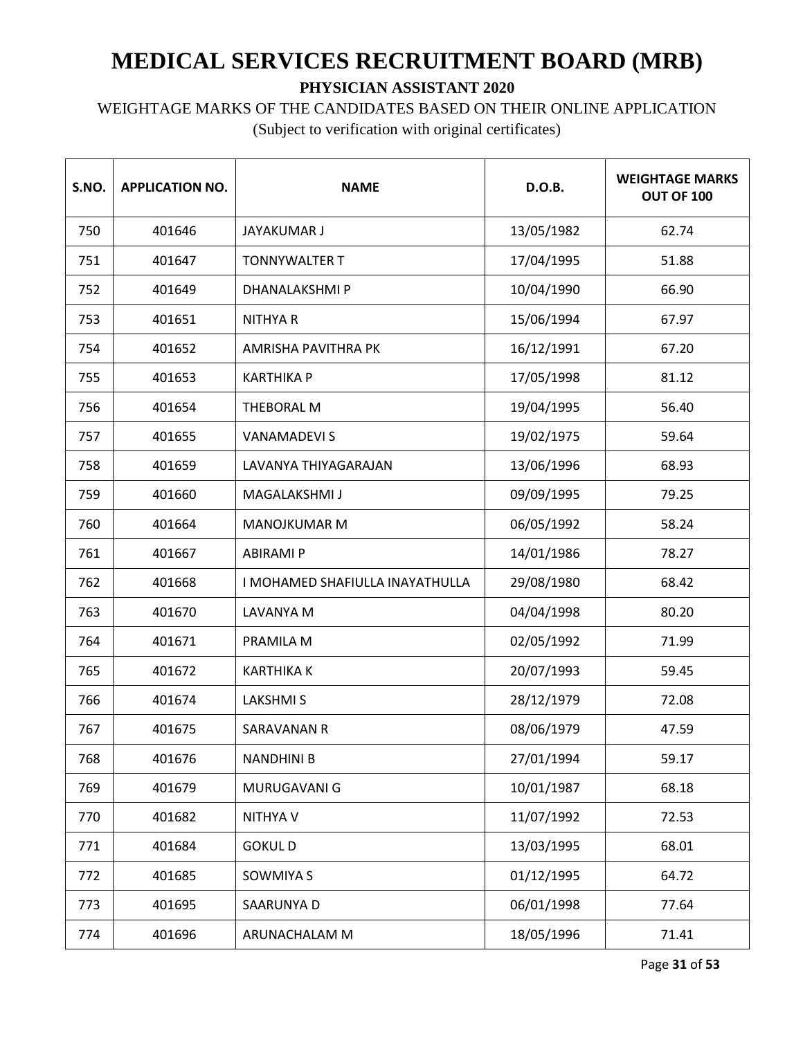# MEDICAL SERVICES RECRUITMENT BOARD (MRB)

**PHYSICIAN ASSISTANT 2020**

WEIGHTAGE MARKS OF THE CANDIDATES BASED ON THEIR ONLINE APPLICATION

(Subject to verification with original certificates)

| S.NO. | APPLICATION NO. | NAME | D.O.B. | WEIGHTAGE MARKS OUT OF 100 |
|---|---|---|---|---|
| 750 | 401646 | JAYAKUMAR J | 13/05/1982 | 62.74 |
| 751 | 401647 | TONNYWALTER T | 17/04/1995 | 51.88 |
| 752 | 401649 | DHANALAKSHMI P | 10/04/1990 | 66.90 |
| 753 | 401651 | NITHYA R | 15/06/1994 | 67.97 |
| 754 | 401652 | AMRISHA PAVITHRA PK | 16/12/1991 | 67.20 |
| 755 | 401653 | KARTHIKA P | 17/05/1998 | 81.12 |
| 756 | 401654 | THEBORAL M | 19/04/1995 | 56.40 |
| 757 | 401655 | VANAMADEVI S | 19/02/1975 | 59.64 |
| 758 | 401659 | LAVANYA THIYAGARAJAN | 13/06/1996 | 68.93 |
| 759 | 401660 | MAGALAKSHMI J | 09/09/1995 | 79.25 |
| 760 | 401664 | MANOJKUMAR M | 06/05/1992 | 58.24 |
| 761 | 401667 | ABIRAMI P | 14/01/1986 | 78.27 |
| 762 | 401668 | I MOHAMED SHAFIULLA INAYATHULLA | 29/08/1980 | 68.42 |
| 763 | 401670 | LAVANYA M | 04/04/1998 | 80.20 |
| 764 | 401671 | PRAMILA M | 02/05/1992 | 71.99 |
| 765 | 401672 | KARTHIKA K | 20/07/1993 | 59.45 |
| 766 | 401674 | LAKSHMI S | 28/12/1979 | 72.08 |
| 767 | 401675 | SARAVANAN R | 08/06/1979 | 47.59 |
| 768 | 401676 | NANDHINI B | 27/01/1994 | 59.17 |
| 769 | 401679 | MURUGAVANI G | 10/01/1987 | 68.18 |
| 770 | 401682 | NITHYA V | 11/07/1992 | 72.53 |
| 771 | 401684 | GOKUL D | 13/03/1995 | 68.01 |
| 772 | 401685 | SOWMIYA S | 01/12/1995 | 64.72 |
| 773 | 401695 | SAARUNYA D | 06/01/1998 | 77.64 |
| 774 | 401696 | ARUNACHALAM M | 18/05/1996 | 71.41 |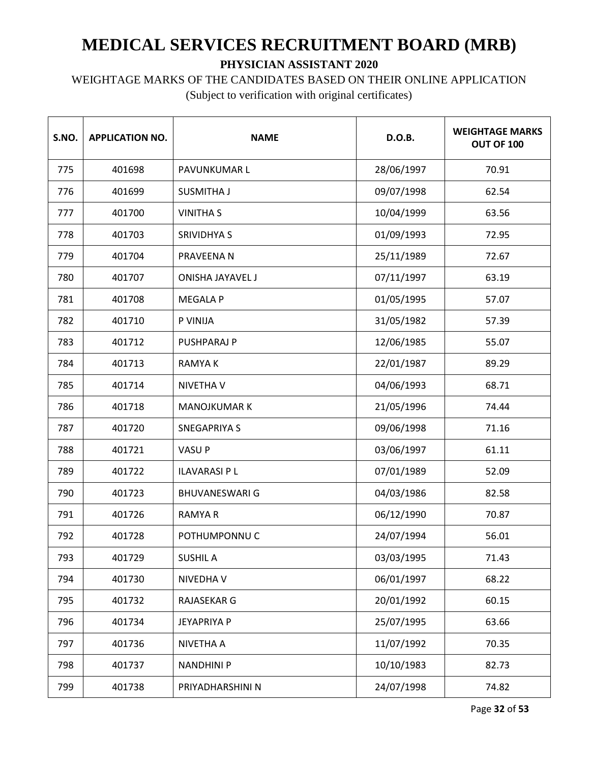# MEDICAL SERVICES RECRUITMENT BOARD (MRB)

**PHYSICIAN ASSISTANT 2020**

WEIGHTAGE MARKS OF THE CANDIDATES BASED ON THEIR ONLINE APPLICATION

(Subject to verification with original certificates)

| S.NO. | APPLICATION NO. | NAME | D.O.B. | WEIGHTAGE MARKS OUT OF 100 |
|---|---|---|---|---|
| 775 | 401698 | PAVUNKUMAR L | 28/06/1997 | 70.91 |
| 776 | 401699 | SUSMITHA J | 09/07/1998 | 62.54 |
| 777 | 401700 | VINITHA S | 10/04/1999 | 63.56 |
| 778 | 401703 | SRIVIDHYA S | 01/09/1993 | 72.95 |
| 779 | 401704 | PRAVEENA N | 25/11/1989 | 72.67 |
| 780 | 401707 | ONISHA JAYAVEL J | 07/11/1997 | 63.19 |
| 781 | 401708 | MEGALA P | 01/05/1995 | 57.07 |
| 782 | 401710 | P VINIJA | 31/05/1982 | 57.39 |
| 783 | 401712 | PUSHPARAJ P | 12/06/1985 | 55.07 |
| 784 | 401713 | RAMYA K | 22/01/1987 | 89.29 |
| 785 | 401714 | NIVETHA V | 04/06/1993 | 68.71 |
| 786 | 401718 | MANOJKUMAR K | 21/05/1996 | 74.44 |
| 787 | 401720 | SNEGAPRIYA S | 09/06/1998 | 71.16 |
| 788 | 401721 | VASU P | 03/06/1997 | 61.11 |
| 789 | 401722 | ILAVARASI P L | 07/01/1989 | 52.09 |
| 790 | 401723 | BHUVANESWARI G | 04/03/1986 | 82.58 |
| 791 | 401726 | RAMYA R | 06/12/1990 | 70.87 |
| 792 | 401728 | POTHUMPONNU C | 24/07/1994 | 56.01 |
| 793 | 401729 | SUSHIL A | 03/03/1995 | 71.43 |
| 794 | 401730 | NIVEDHA V | 06/01/1997 | 68.22 |
| 795 | 401732 | RAJASEKAR G | 20/01/1992 | 60.15 |
| 796 | 401734 | JEYAPRIYA P | 25/07/1995 | 63.66 |
| 797 | 401736 | NIVETHA A | 11/07/1992 | 70.35 |
| 798 | 401737 | NANDHINI P | 10/10/1983 | 82.73 |
| 799 | 401738 | PRIYADHARSHINI N | 24/07/1998 | 74.82 |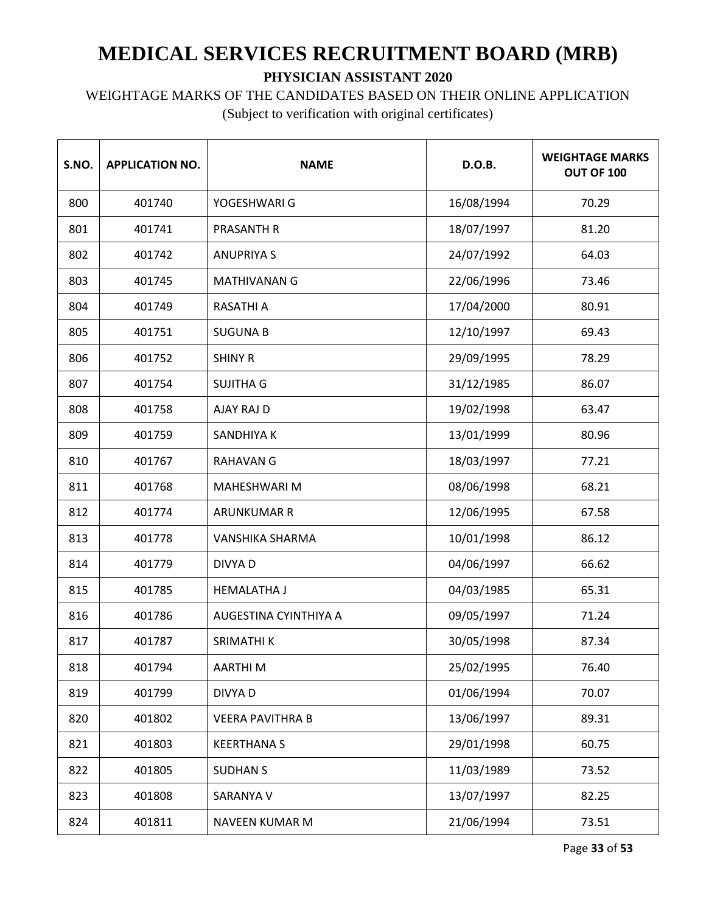# MEDICAL SERVICES RECRUITMENT BOARD (MRB)

**PHYSICIAN ASSISTANT 2020**

WEIGHTAGE MARKS OF THE CANDIDATES BASED ON THEIR ONLINE APPLICATION

(Subject to verification with original certificates)

| S.NO. | APPLICATION NO. | NAME | D.O.B. | WEIGHTAGE MARKS OUT OF 100 |
|---|---|---|---|---|
| 800 | 401740 | YOGESHWARI G | 16/08/1994 | 70.29 |
| 801 | 401741 | PRASANTH R | 18/07/1997 | 81.20 |
| 802 | 401742 | ANUPRIYA S | 24/07/1992 | 64.03 |
| 803 | 401745 | MATHIVANAN G | 22/06/1996 | 73.46 |
| 804 | 401749 | RASATHI A | 17/04/2000 | 80.91 |
| 805 | 401751 | SUGUNA B | 12/10/1997 | 69.43 |
| 806 | 401752 | SHINY R | 29/09/1995 | 78.29 |
| 807 | 401754 | SUJITHA G | 31/12/1985 | 86.07 |
| 808 | 401758 | AJAY RAJ D | 19/02/1998 | 63.47 |
| 809 | 401759 | SANDHIYA K | 13/01/1999 | 80.96 |
| 810 | 401767 | RAHAVAN G | 18/03/1997 | 77.21 |
| 811 | 401768 | MAHESHWARI M | 08/06/1998 | 68.21 |
| 812 | 401774 | ARUNKUMAR R | 12/06/1995 | 67.58 |
| 813 | 401778 | VANSHIKA SHARMA | 10/01/1998 | 86.12 |
| 814 | 401779 | DIVYA D | 04/06/1997 | 66.62 |
| 815 | 401785 | HEMALATHA J | 04/03/1985 | 65.31 |
| 816 | 401786 | AUGESTINA CYINTHIYA A | 09/05/1997 | 71.24 |
| 817 | 401787 | SRIMATHI K | 30/05/1998 | 87.34 |
| 818 | 401794 | AARTHI M | 25/02/1995 | 76.40 |
| 819 | 401799 | DIVYA D | 01/06/1994 | 70.07 |
| 820 | 401802 | VEERA PAVITHRA B | 13/06/1997 | 89.31 |
| 821 | 401803 | KEERTHANA S | 29/01/1998 | 60.75 |
| 822 | 401805 | SUDHAN S | 11/03/1989 | 73.52 |
| 823 | 401808 | SARANYA V | 13/07/1997 | 82.25 |
| 824 | 401811 | NAVEEN KUMAR M | 21/06/1994 | 73.51 |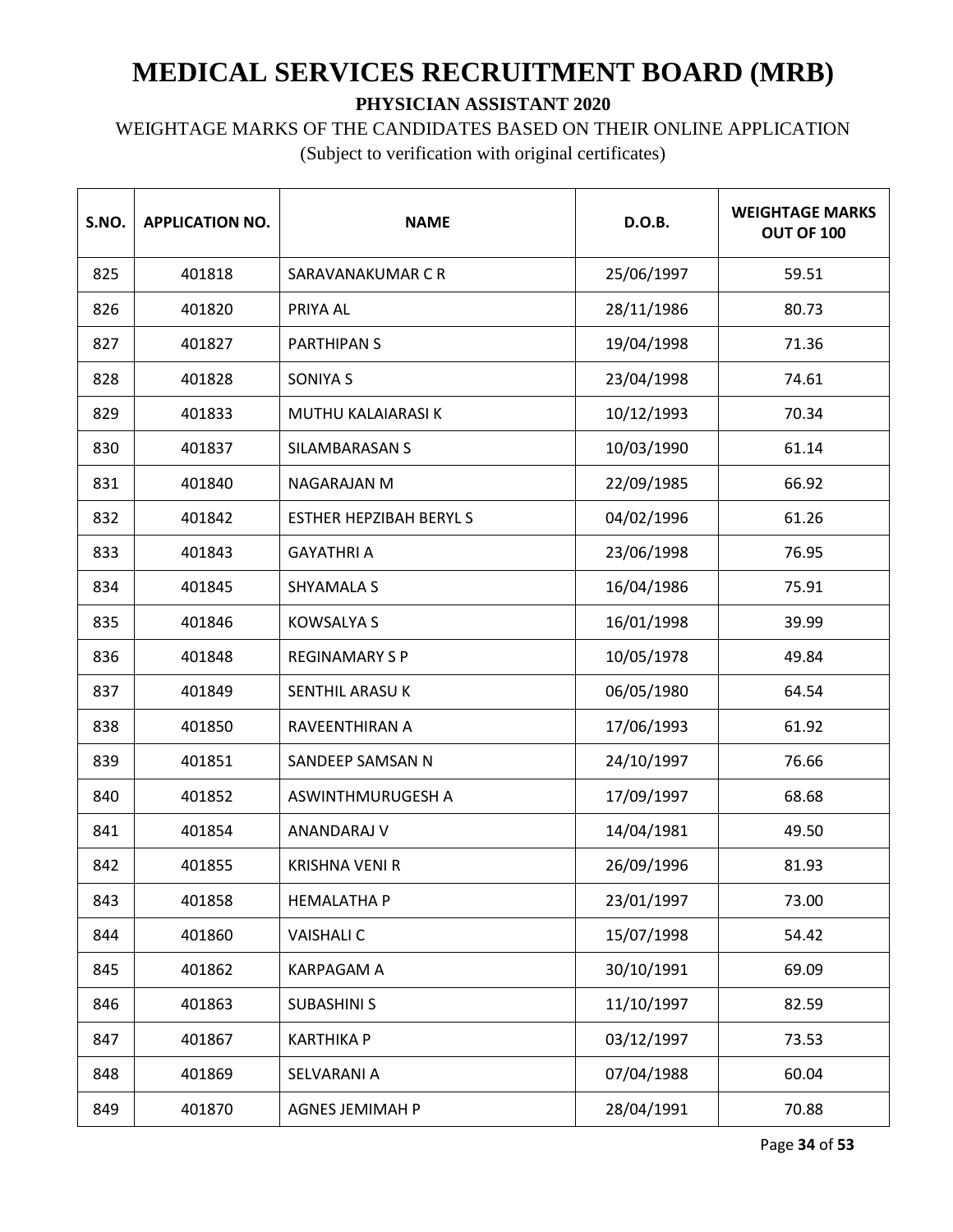# MEDICAL SERVICES RECRUITMENT BOARD (MRB)

**PHYSICIAN ASSISTANT 2020**

WEIGHTAGE MARKS OF THE CANDIDATES BASED ON THEIR ONLINE APPLICATION

(Subject to verification with original certificates)

| S.NO. | APPLICATION NO. | NAME | D.O.B. | WEIGHTAGE MARKS OUT OF 100 |
|---|---|---|---|---|
| 825 | 401818 | SARAVANAKUMAR C R | 25/06/1997 | 59.51 |
| 826 | 401820 | PRIYA AL | 28/11/1986 | 80.73 |
| 827 | 401827 | PARTHIPAN S | 19/04/1998 | 71.36 |
| 828 | 401828 | SONIYA S | 23/04/1998 | 74.61 |
| 829 | 401833 | MUTHU KALAIARASI K | 10/12/1993 | 70.34 |
| 830 | 401837 | SILAMBARASAN S | 10/03/1990 | 61.14 |
| 831 | 401840 | NAGARAJAN M | 22/09/1985 | 66.92 |
| 832 | 401842 | ESTHER HEPZIBAH BERYL S | 04/02/1996 | 61.26 |
| 833 | 401843 | GAYATHRI A | 23/06/1998 | 76.95 |
| 834 | 401845 | SHYAMALA S | 16/04/1986 | 75.91 |
| 835 | 401846 | KOWSALYA S | 16/01/1998 | 39.99 |
| 836 | 401848 | REGINAMARY S P | 10/05/1978 | 49.84 |
| 837 | 401849 | SENTHIL ARASU K | 06/05/1980 | 64.54 |
| 838 | 401850 | RAVEENTHIRAN A | 17/06/1993 | 61.92 |
| 839 | 401851 | SANDEEP SAMSAN N | 24/10/1997 | 76.66 |
| 840 | 401852 | ASWINTHMURUGESH A | 17/09/1997 | 68.68 |
| 841 | 401854 | ANANDARAJ V | 14/04/1981 | 49.50 |
| 842 | 401855 | KRISHNA VENI R | 26/09/1996 | 81.93 |
| 843 | 401858 | HEMALATHA P | 23/01/1997 | 73.00 |
| 844 | 401860 | VAISHALI C | 15/07/1998 | 54.42 |
| 845 | 401862 | KARPAGAM A | 30/10/1991 | 69.09 |
| 846 | 401863 | SUBASHINI S | 11/10/1997 | 82.59 |
| 847 | 401867 | KARTHIKA P | 03/12/1997 | 73.53 |
| 848 | 401869 | SELVARANI A | 07/04/1988 | 60.04 |
| 849 | 401870 | AGNES JEMIMAH P | 28/04/1991 | 70.88 |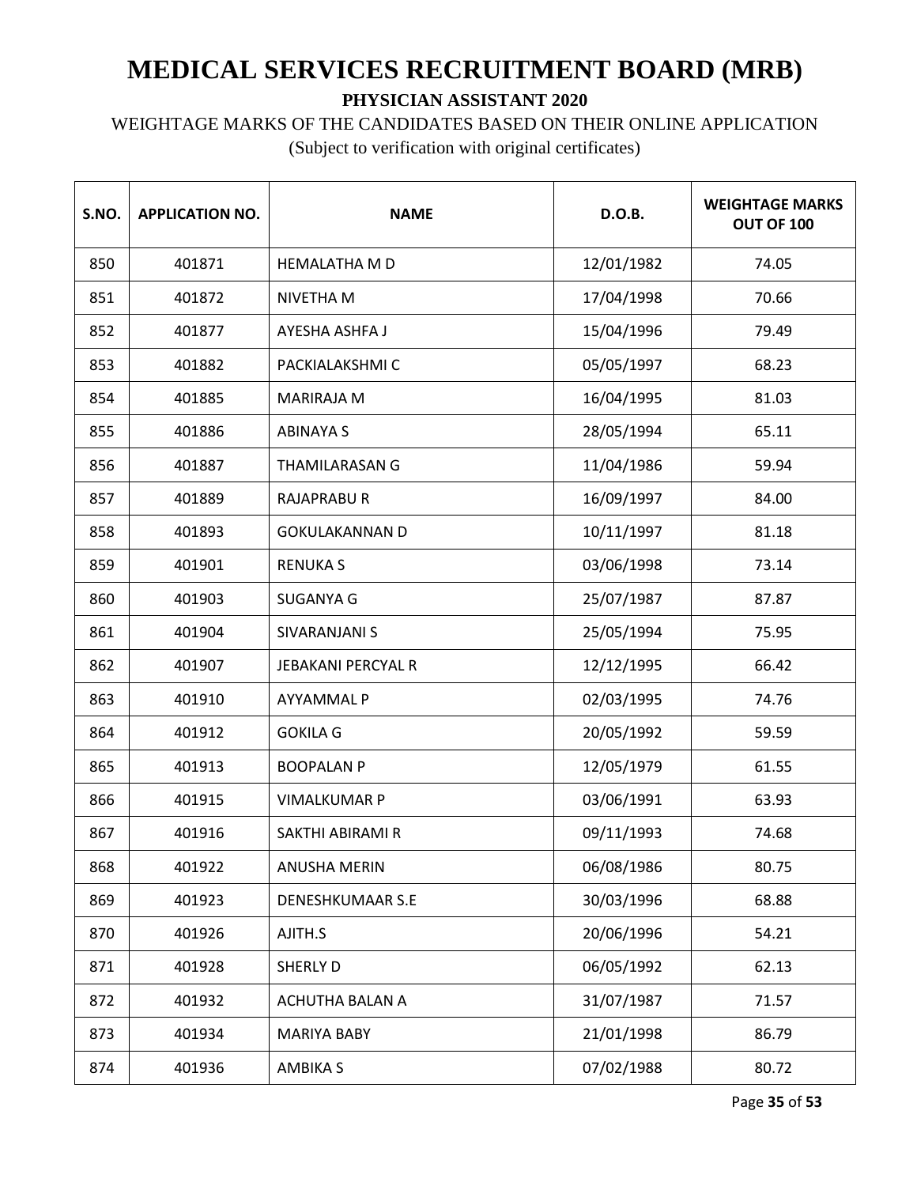# MEDICAL SERVICES RECRUITMENT BOARD (MRB)

**PHYSICIAN ASSISTANT 2020**

WEIGHTAGE MARKS OF THE CANDIDATES BASED ON THEIR ONLINE APPLICATION

(Subject to verification with original certificates)

| S.NO. | APPLICATION NO. | NAME | D.O.B. | WEIGHTAGE MARKS OUT OF 100 |
|---|---|---|---|---|
| 850 | 401871 | HEMALATHA M D | 12/01/1982 | 74.05 |
| 851 | 401872 | NIVETHA M | 17/04/1998 | 70.66 |
| 852 | 401877 | AYESHA ASHFA J | 15/04/1996 | 79.49 |
| 853 | 401882 | PACKIALAKSHMI C | 05/05/1997 | 68.23 |
| 854 | 401885 | MARIRAJA M | 16/04/1995 | 81.03 |
| 855 | 401886 | ABINAYA S | 28/05/1994 | 65.11 |
| 856 | 401887 | THAMILARASAN G | 11/04/1986 | 59.94 |
| 857 | 401889 | RAJAPRABU R | 16/09/1997 | 84.00 |
| 858 | 401893 | GOKULAKANNAN D | 10/11/1997 | 81.18 |
| 859 | 401901 | RENUKA S | 03/06/1998 | 73.14 |
| 860 | 401903 | SUGANYA G | 25/07/1987 | 87.87 |
| 861 | 401904 | SIVARANJANI S | 25/05/1994 | 75.95 |
| 862 | 401907 | JEBAKANI PERCYAL R | 12/12/1995 | 66.42 |
| 863 | 401910 | AYYAMMAL P | 02/03/1995 | 74.76 |
| 864 | 401912 | GOKILA G | 20/05/1992 | 59.59 |
| 865 | 401913 | BOOPALAN P | 12/05/1979 | 61.55 |
| 866 | 401915 | VIMALKUMAR P | 03/06/1991 | 63.93 |
| 867 | 401916 | SAKTHI ABIRAMI R | 09/11/1993 | 74.68 |
| 868 | 401922 | ANUSHA MERIN | 06/08/1986 | 80.75 |
| 869 | 401923 | DENESHKUMAAR S.E | 30/03/1996 | 68.88 |
| 870 | 401926 | AJITH.S | 20/06/1996 | 54.21 |
| 871 | 401928 | SHERLY D | 06/05/1992 | 62.13 |
| 872 | 401932 | ACHUTHA BALAN A | 31/07/1987 | 71.57 |
| 873 | 401934 | MARIYA BABY | 21/01/1998 | 86.79 |
| 874 | 401936 | AMBIKA S | 07/02/1988 | 80.72 |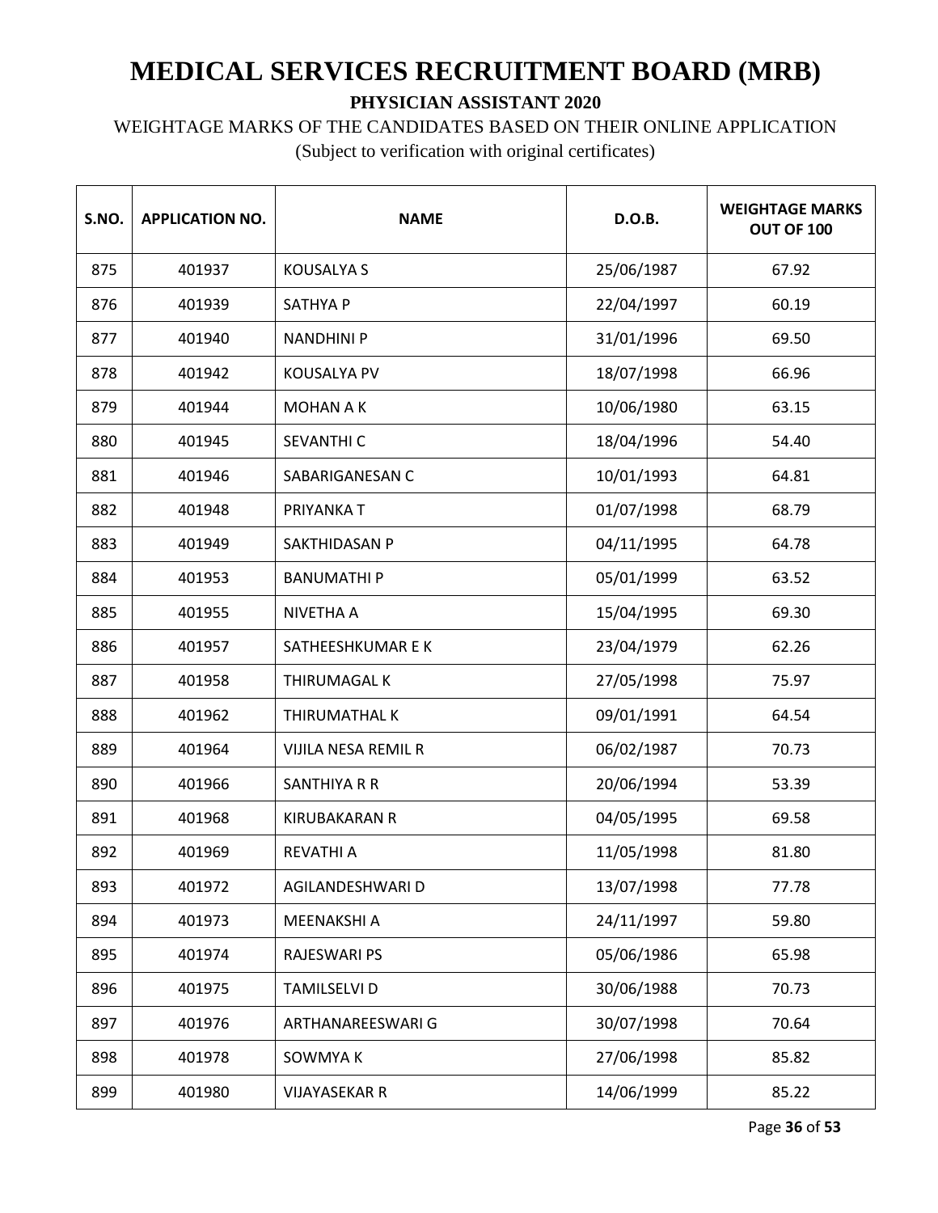# MEDICAL SERVICES RECRUITMENT BOARD (MRB)

**PHYSICIAN ASSISTANT 2020**

WEIGHTAGE MARKS OF THE CANDIDATES BASED ON THEIR ONLINE APPLICATION

(Subject to verification with original certificates)

| S.NO. | APPLICATION NO. | NAME | D.O.B. | WEIGHTAGE MARKS OUT OF 100 |
|---|---|---|---|---|
| 875 | 401937 | KOUSALYA S | 25/06/1987 | 67.92 |
| 876 | 401939 | SATHYA P | 22/04/1997 | 60.19 |
| 877 | 401940 | NANDHINI P | 31/01/1996 | 69.50 |
| 878 | 401942 | KOUSALYA PV | 18/07/1998 | 66.96 |
| 879 | 401944 | MOHAN A K | 10/06/1980 | 63.15 |
| 880 | 401945 | SEVANTHI C | 18/04/1996 | 54.40 |
| 881 | 401946 | SABARIGANESAN C | 10/01/1993 | 64.81 |
| 882 | 401948 | PRIYANKA T | 01/07/1998 | 68.79 |
| 883 | 401949 | SAKTHIDASAN P | 04/11/1995 | 64.78 |
| 884 | 401953 | BANUMATHI P | 05/01/1999 | 63.52 |
| 885 | 401955 | NIVETHA A | 15/04/1995 | 69.30 |
| 886 | 401957 | SATHEESHKUMAR E K | 23/04/1979 | 62.26 |
| 887 | 401958 | THIRUMAGAL K | 27/05/1998 | 75.97 |
| 888 | 401962 | THIRUMATHAL K | 09/01/1991 | 64.54 |
| 889 | 401964 | VIJILA NESA REMIL R | 06/02/1987 | 70.73 |
| 890 | 401966 | SANTHIYA R R | 20/06/1994 | 53.39 |
| 891 | 401968 | KIRUBAKARAN R | 04/05/1995 | 69.58 |
| 892 | 401969 | REVATHI A | 11/05/1998 | 81.80 |
| 893 | 401972 | AGILANDESHWARI D | 13/07/1998 | 77.78 |
| 894 | 401973 | MEENAKSHI A | 24/11/1997 | 59.80 |
| 895 | 401974 | RAJESWARI PS | 05/06/1986 | 65.98 |
| 896 | 401975 | TAMILSELVI D | 30/06/1988 | 70.73 |
| 897 | 401976 | ARTHANAREESWARI G | 30/07/1998 | 70.64 |
| 898 | 401978 | SOWMYA K | 27/06/1998 | 85.82 |
| 899 | 401980 | VIJAYASEKAR R | 14/06/1999 | 85.22 |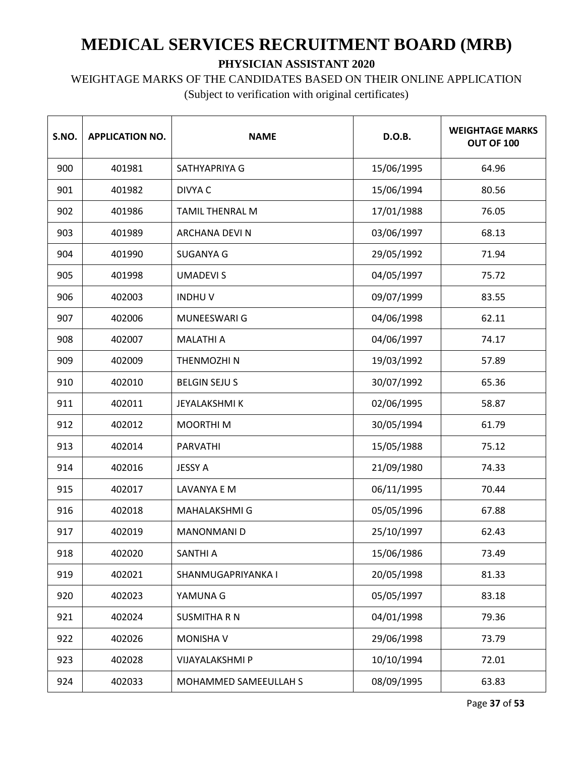# MEDICAL SERVICES RECRUITMENT BOARD (MRB)

**PHYSICIAN ASSISTANT 2020**

WEIGHTAGE MARKS OF THE CANDIDATES BASED ON THEIR ONLINE APPLICATION

(Subject to verification with original certificates)

| S.NO. | APPLICATION NO. | NAME | D.O.B. | WEIGHTAGE MARKS OUT OF 100 |
|---|---|---|---|---|
| 900 | 401981 | SATHYAPRIYA G | 15/06/1995 | 64.96 |
| 901 | 401982 | DIVYA C | 15/06/1994 | 80.56 |
| 902 | 401986 | TAMIL THENRAL M | 17/01/1988 | 76.05 |
| 903 | 401989 | ARCHANA DEVI N | 03/06/1997 | 68.13 |
| 904 | 401990 | SUGANYA G | 29/05/1992 | 71.94 |
| 905 | 401998 | UMADEVI S | 04/05/1997 | 75.72 |
| 906 | 402003 | INDHU V | 09/07/1999 | 83.55 |
| 907 | 402006 | MUNEESWARI G | 04/06/1998 | 62.11 |
| 908 | 402007 | MALATHI A | 04/06/1997 | 74.17 |
| 909 | 402009 | THENMOZHI N | 19/03/1992 | 57.89 |
| 910 | 402010 | BELGIN SEJU S | 30/07/1992 | 65.36 |
| 911 | 402011 | JEYALAKSHMI K | 02/06/1995 | 58.87 |
| 912 | 402012 | MOORTHI M | 30/05/1994 | 61.79 |
| 913 | 402014 | PARVATHI | 15/05/1988 | 75.12 |
| 914 | 402016 | JESSY A | 21/09/1980 | 74.33 |
| 915 | 402017 | LAVANYA E M | 06/11/1995 | 70.44 |
| 916 | 402018 | MAHALAKSHMI G | 05/05/1996 | 67.88 |
| 917 | 402019 | MANONMANI D | 25/10/1997 | 62.43 |
| 918 | 402020 | SANTHI A | 15/06/1986 | 73.49 |
| 919 | 402021 | SHANMUGAPRIYANKA I | 20/05/1998 | 81.33 |
| 920 | 402023 | YAMUNA G | 05/05/1997 | 83.18 |
| 921 | 402024 | SUSMITHA R N | 04/01/1998 | 79.36 |
| 922 | 402026 | MONISHA V | 29/06/1998 | 73.79 |
| 923 | 402028 | VIJAYALAKSHMI P | 10/10/1994 | 72.01 |
| 924 | 402033 | MOHAMMED SAMEEULLAH S | 08/09/1995 | 63.83 |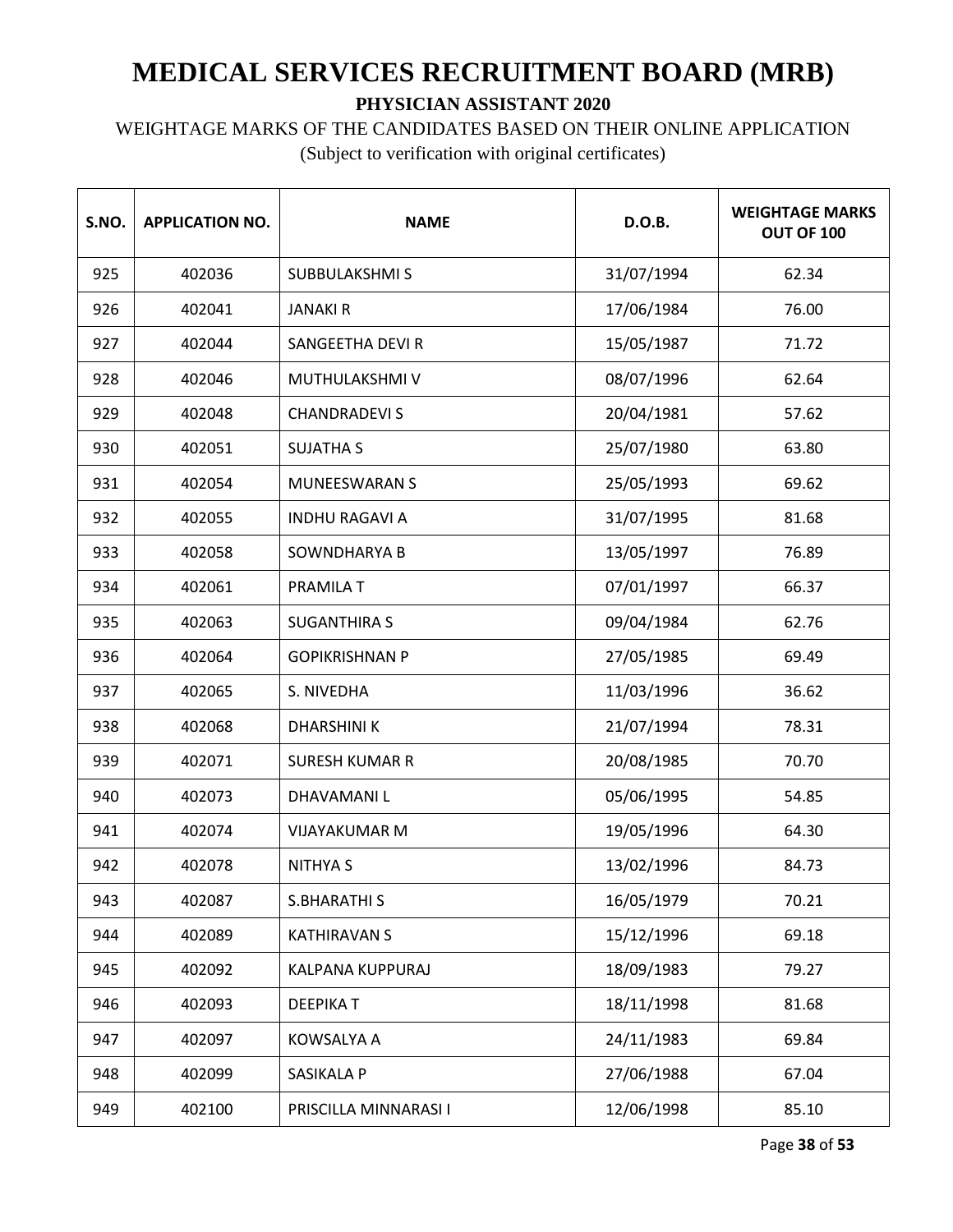# MEDICAL SERVICES RECRUITMENT BOARD (MRB)

**PHYSICIAN ASSISTANT 2020**

WEIGHTAGE MARKS OF THE CANDIDATES BASED ON THEIR ONLINE APPLICATION

(Subject to verification with original certificates)

| S.NO. | APPLICATION NO. | NAME | D.O.B. | WEIGHTAGE MARKS OUT OF 100 |
|---|---|---|---|---|
| 925 | 402036 | SUBBULAKSHMI S | 31/07/1994 | 62.34 |
| 926 | 402041 | JANAKI R | 17/06/1984 | 76.00 |
| 927 | 402044 | SANGEETHA DEVI R | 15/05/1987 | 71.72 |
| 928 | 402046 | MUTHULAKSHMI V | 08/07/1996 | 62.64 |
| 929 | 402048 | CHANDRADEVI S | 20/04/1981 | 57.62 |
| 930 | 402051 | SUJATHA S | 25/07/1980 | 63.80 |
| 931 | 402054 | MUNEESWARAN S | 25/05/1993 | 69.62 |
| 932 | 402055 | INDHU RAGAVI A | 31/07/1995 | 81.68 |
| 933 | 402058 | SOWNDHARYA B | 13/05/1997 | 76.89 |
| 934 | 402061 | PRAMILA T | 07/01/1997 | 66.37 |
| 935 | 402063 | SUGANTHIRA S | 09/04/1984 | 62.76 |
| 936 | 402064 | GOPIKRISHNAN P | 27/05/1985 | 69.49 |
| 937 | 402065 | S. NIVEDHA | 11/03/1996 | 36.62 |
| 938 | 402068 | DHARSHINI K | 21/07/1994 | 78.31 |
| 939 | 402071 | SURESH KUMAR R | 20/08/1985 | 70.70 |
| 940 | 402073 | DHAVAMANI L | 05/06/1995 | 54.85 |
| 941 | 402074 | VIJAYAKUMAR M | 19/05/1996 | 64.30 |
| 942 | 402078 | NITHYA S | 13/02/1996 | 84.73 |
| 943 | 402087 | S.BHARATHI S | 16/05/1979 | 70.21 |
| 944 | 402089 | KATHIRAVAN S | 15/12/1996 | 69.18 |
| 945 | 402092 | KALPANA KUPPURAJ | 18/09/1983 | 79.27 |
| 946 | 402093 | DEEPIKA T | 18/11/1998 | 81.68 |
| 947 | 402097 | KOWSALYA A | 24/11/1983 | 69.84 |
| 948 | 402099 | SASIKALA P | 27/06/1988 | 67.04 |
| 949 | 402100 | PRISCILLA MINNARASI I | 12/06/1998 | 85.10 |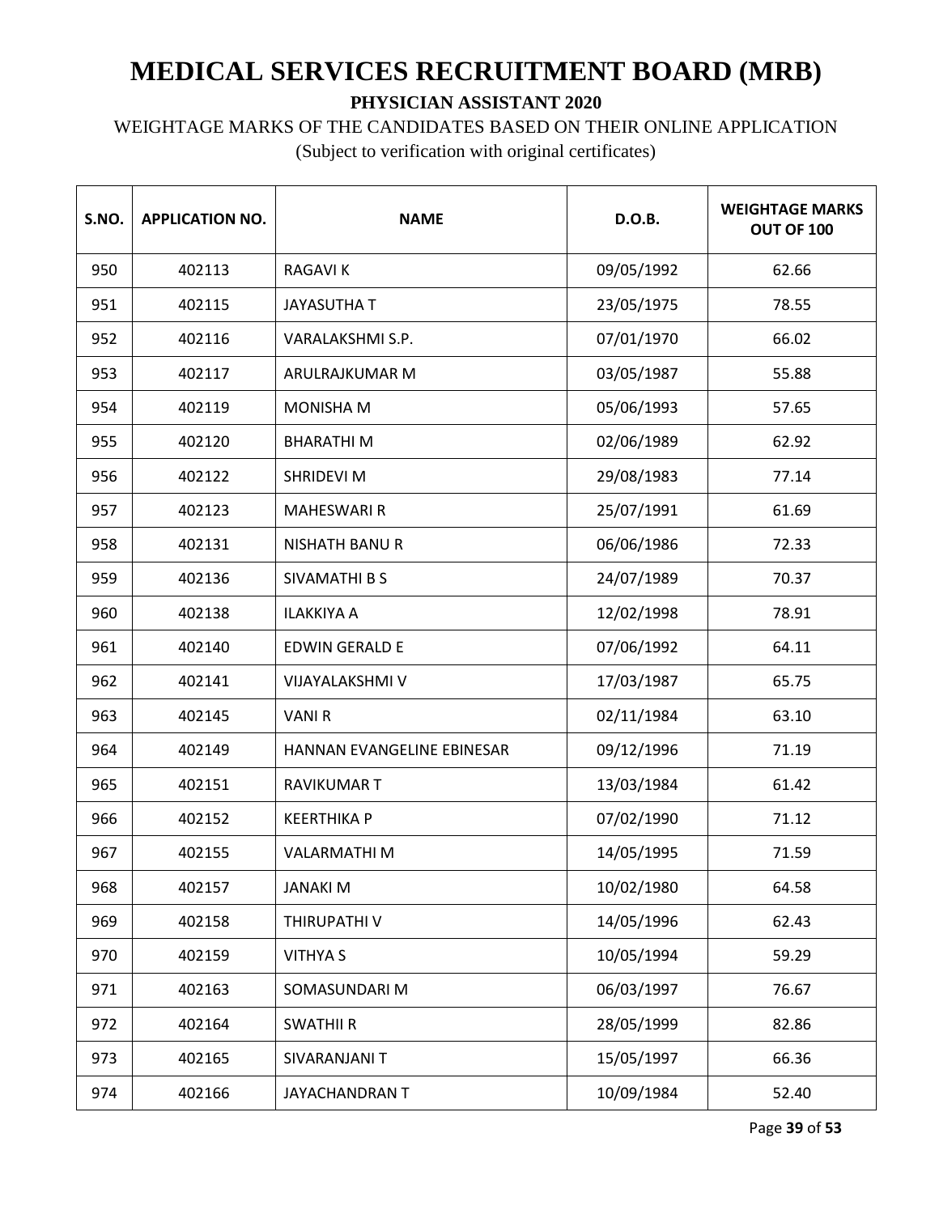# MEDICAL SERVICES RECRUITMENT BOARD (MRB)

**PHYSICIAN ASSISTANT 2020**

WEIGHTAGE MARKS OF THE CANDIDATES BASED ON THEIR ONLINE APPLICATION

(Subject to verification with original certificates)

| S.NO. | APPLICATION NO. | NAME | D.O.B. | WEIGHTAGE MARKS OUT OF 100 |
|---|---|---|---|---|
| 950 | 402113 | RAGAVI K | 09/05/1992 | 62.66 |
| 951 | 402115 | JAYASUTHA T | 23/05/1975 | 78.55 |
| 952 | 402116 | VARALAKSHMI S.P. | 07/01/1970 | 66.02 |
| 953 | 402117 | ARULRAJKUMAR M | 03/05/1987 | 55.88 |
| 954 | 402119 | MONISHA M | 05/06/1993 | 57.65 |
| 955 | 402120 | BHARATHI M | 02/06/1989 | 62.92 |
| 956 | 402122 | SHRIDEVI M | 29/08/1983 | 77.14 |
| 957 | 402123 | MAHESWARI R | 25/07/1991 | 61.69 |
| 958 | 402131 | NISHATH BANU R | 06/06/1986 | 72.33 |
| 959 | 402136 | SIVAMATHI B S | 24/07/1989 | 70.37 |
| 960 | 402138 | ILAKKIYA A | 12/02/1998 | 78.91 |
| 961 | 402140 | EDWIN GERALD E | 07/06/1992 | 64.11 |
| 962 | 402141 | VIJAYALAKSHMI V | 17/03/1987 | 65.75 |
| 963 | 402145 | VANI R | 02/11/1984 | 63.10 |
| 964 | 402149 | HANNAN EVANGELINE EBINESAR | 09/12/1996 | 71.19 |
| 965 | 402151 | RAVIKUMAR T | 13/03/1984 | 61.42 |
| 966 | 402152 | KEERTHIKA P | 07/02/1990 | 71.12 |
| 967 | 402155 | VALARMATHI M | 14/05/1995 | 71.59 |
| 968 | 402157 | JANAKI M | 10/02/1980 | 64.58 |
| 969 | 402158 | THIRUPATHI V | 14/05/1996 | 62.43 |
| 970 | 402159 | VITHYA S | 10/05/1994 | 59.29 |
| 971 | 402163 | SOMASUNDARI M | 06/03/1997 | 76.67 |
| 972 | 402164 | SWATHII R | 28/05/1999 | 82.86 |
| 973 | 402165 | SIVARANJANI T | 15/05/1997 | 66.36 |
| 974 | 402166 | JAYACHANDRAN T | 10/09/1984 | 52.40 |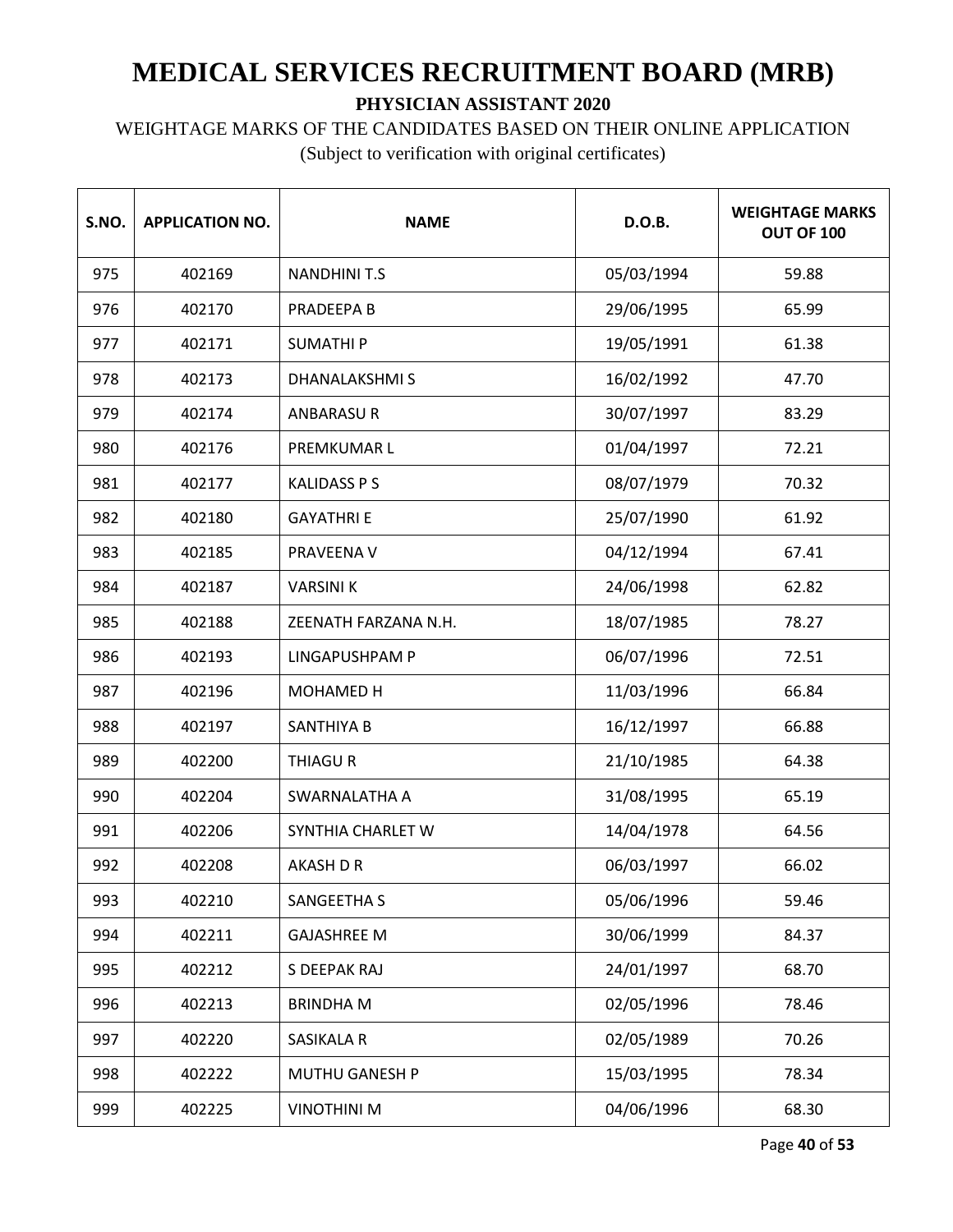# MEDICAL SERVICES RECRUITMENT BOARD (MRB)

**PHYSICIAN ASSISTANT 2020**

WEIGHTAGE MARKS OF THE CANDIDATES BASED ON THEIR ONLINE APPLICATION

(Subject to verification with original certificates)

| S.NO. | APPLICATION NO. | NAME | D.O.B. | WEIGHTAGE MARKS OUT OF 100 |
|---|---|---|---|---|
| 975 | 402169 | NANDHINI T.S | 05/03/1994 | 59.88 |
| 976 | 402170 | PRADEEPA B | 29/06/1995 | 65.99 |
| 977 | 402171 | SUMATHI P | 19/05/1991 | 61.38 |
| 978 | 402173 | DHANALAKSHMI S | 16/02/1992 | 47.70 |
| 979 | 402174 | ANBARASU R | 30/07/1997 | 83.29 |
| 980 | 402176 | PREMKUMAR L | 01/04/1997 | 72.21 |
| 981 | 402177 | KALIDASS P S | 08/07/1979 | 70.32 |
| 982 | 402180 | GAYATHRI E | 25/07/1990 | 61.92 |
| 983 | 402185 | PRAVEENA V | 04/12/1994 | 67.41 |
| 984 | 402187 | VARSINI K | 24/06/1998 | 62.82 |
| 985 | 402188 | ZEENATH FARZANA N.H. | 18/07/1985 | 78.27 |
| 986 | 402193 | LINGAPUSHPAM P | 06/07/1996 | 72.51 |
| 987 | 402196 | MOHAMED H | 11/03/1996 | 66.84 |
| 988 | 402197 | SANTHIYA B | 16/12/1997 | 66.88 |
| 989 | 402200 | THIAGU R | 21/10/1985 | 64.38 |
| 990 | 402204 | SWARNALATHA A | 31/08/1995 | 65.19 |
| 991 | 402206 | SYNTHIA CHARLET W | 14/04/1978 | 64.56 |
| 992 | 402208 | AKASH D R | 06/03/1997 | 66.02 |
| 993 | 402210 | SANGEETHA S | 05/06/1996 | 59.46 |
| 994 | 402211 | GAJASHREE M | 30/06/1999 | 84.37 |
| 995 | 402212 | S DEEPAK RAJ | 24/01/1997 | 68.70 |
| 996 | 402213 | BRINDHA M | 02/05/1996 | 78.46 |
| 997 | 402220 | SASIKALA R | 02/05/1989 | 70.26 |
| 998 | 402222 | MUTHU GANESH P | 15/03/1995 | 78.34 |
| 999 | 402225 | VINOTHINI M | 04/06/1996 | 68.30 |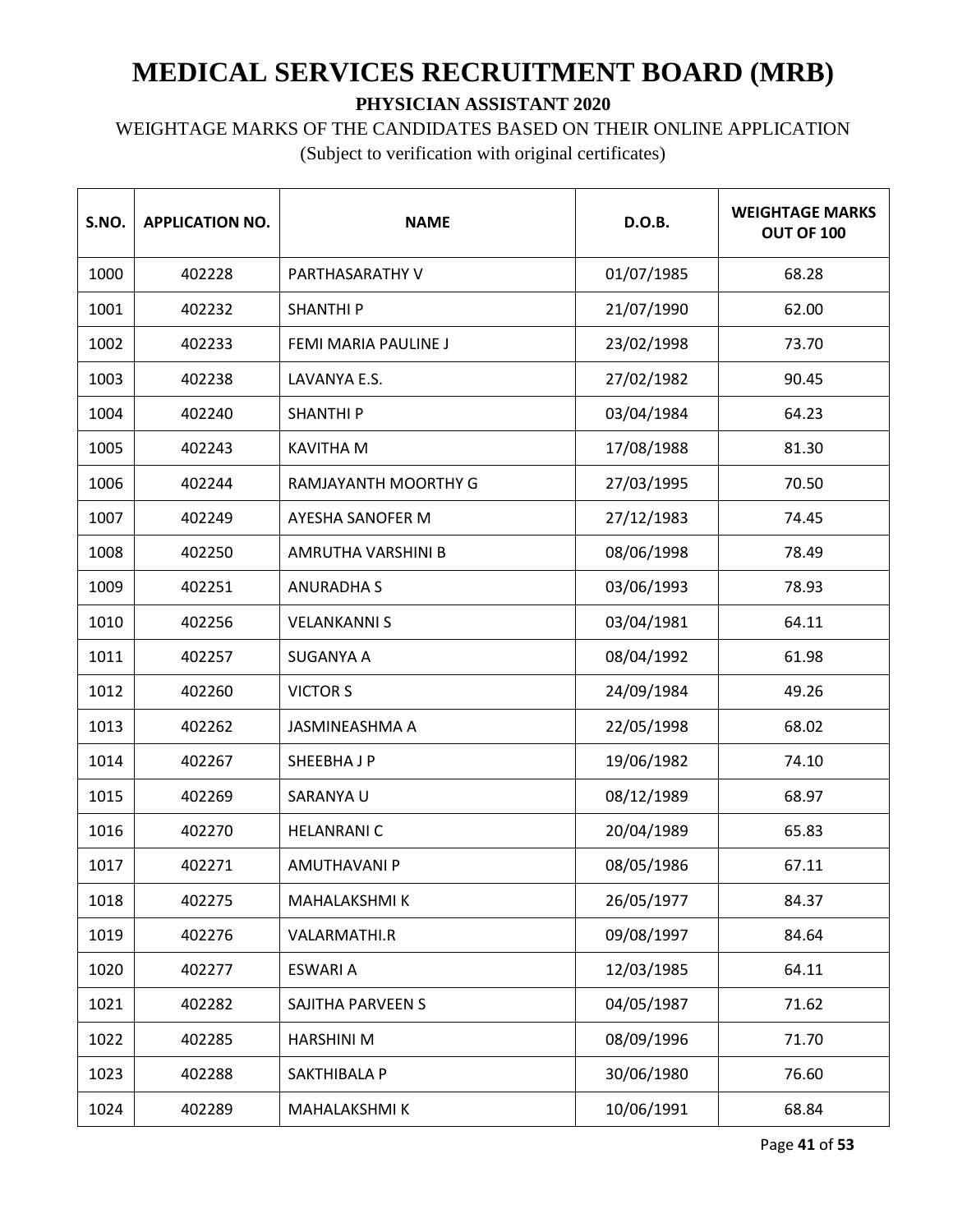# MEDICAL SERVICES RECRUITMENT BOARD (MRB)

**PHYSICIAN ASSISTANT 2020**

WEIGHTAGE MARKS OF THE CANDIDATES BASED ON THEIR ONLINE APPLICATION

(Subject to verification with original certificates)

| S.NO. | APPLICATION NO. | NAME | D.O.B. | WEIGHTAGE MARKS OUT OF 100 |
|---|---|---|---|---|
| 1000 | 402228 | PARTHASARATHY V | 01/07/1985 | 68.28 |
| 1001 | 402232 | SHANTHI P | 21/07/1990 | 62.00 |
| 1002 | 402233 | FEMI MARIA PAULINE J | 23/02/1998 | 73.70 |
| 1003 | 402238 | LAVANYA E.S. | 27/02/1982 | 90.45 |
| 1004 | 402240 | SHANTHI P | 03/04/1984 | 64.23 |
| 1005 | 402243 | KAVITHA M | 17/08/1988 | 81.30 |
| 1006 | 402244 | RAMJAYANTH MOORTHY G | 27/03/1995 | 70.50 |
| 1007 | 402249 | AYESHA SANOFER M | 27/12/1983 | 74.45 |
| 1008 | 402250 | AMRUTHA VARSHINI B | 08/06/1998 | 78.49 |
| 1009 | 402251 | ANURADHA S | 03/06/1993 | 78.93 |
| 1010 | 402256 | VELANKANNI S | 03/04/1981 | 64.11 |
| 1011 | 402257 | SUGANYA A | 08/04/1992 | 61.98 |
| 1012 | 402260 | VICTOR S | 24/09/1984 | 49.26 |
| 1013 | 402262 | JASMINEASHMA A | 22/05/1998 | 68.02 |
| 1014 | 402267 | SHEEBHA J P | 19/06/1982 | 74.10 |
| 1015 | 402269 | SARANYA U | 08/12/1989 | 68.97 |
| 1016 | 402270 | HELANRANI C | 20/04/1989 | 65.83 |
| 1017 | 402271 | AMUTHAVANI P | 08/05/1986 | 67.11 |
| 1018 | 402275 | MAHALAKSHMI K | 26/05/1977 | 84.37 |
| 1019 | 402276 | VALARMATHI.R | 09/08/1997 | 84.64 |
| 1020 | 402277 | ESWARI A | 12/03/1985 | 64.11 |
| 1021 | 402282 | SAJITHA PARVEEN S | 04/05/1987 | 71.62 |
| 1022 | 402285 | HARSHINI M | 08/09/1996 | 71.70 |
| 1023 | 402288 | SAKTHIBALA P | 30/06/1980 | 76.60 |
| 1024 | 402289 | MAHALAKSHMI K | 10/06/1991 | 68.84 |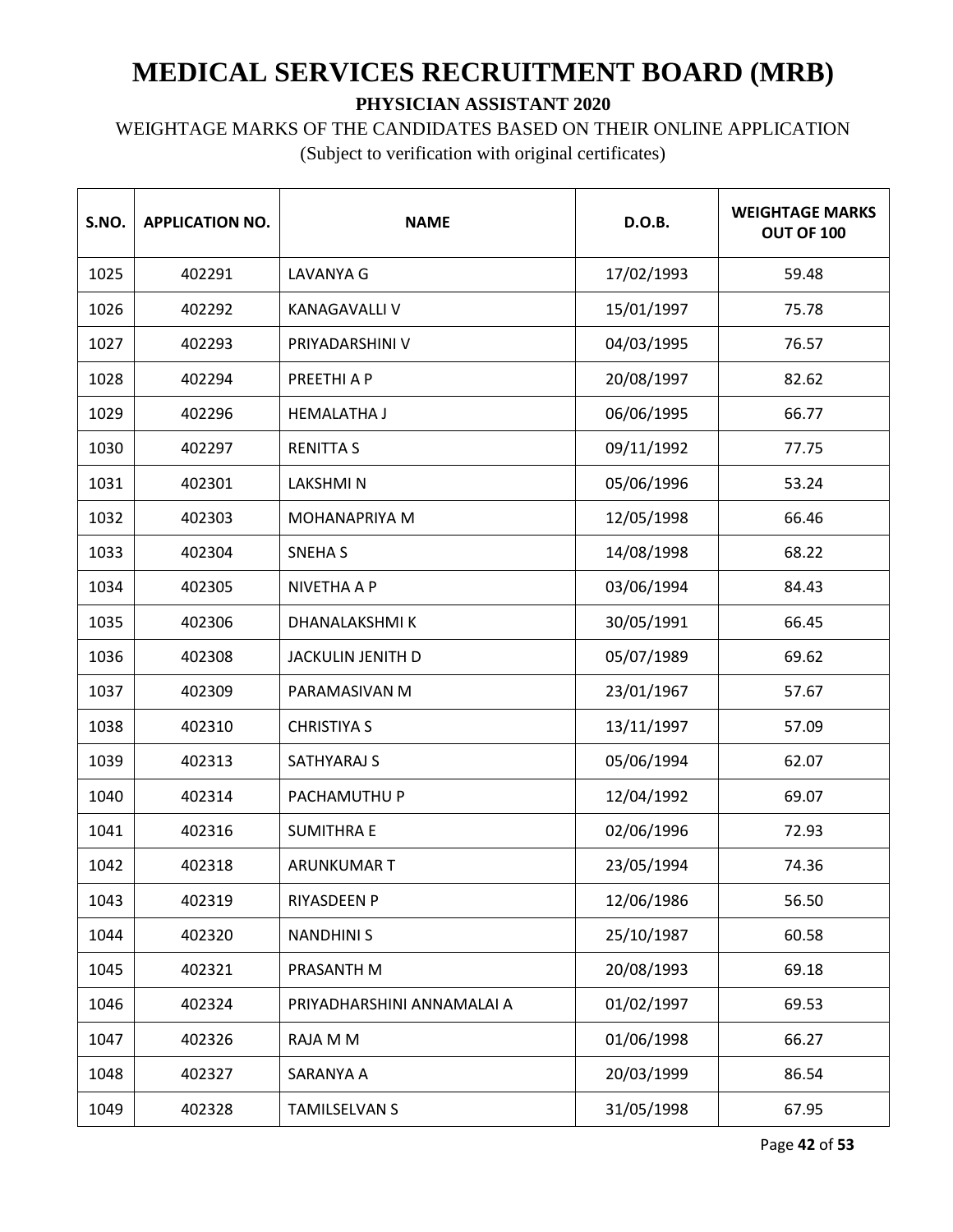# MEDICAL SERVICES RECRUITMENT BOARD (MRB)

**PHYSICIAN ASSISTANT 2020**

WEIGHTAGE MARKS OF THE CANDIDATES BASED ON THEIR ONLINE APPLICATION

(Subject to verification with original certificates)

| S.NO. | APPLICATION NO. | NAME | D.O.B. | WEIGHTAGE MARKS OUT OF 100 |
|---|---|---|---|---|
| 1025 | 402291 | LAVANYA G | 17/02/1993 | 59.48 |
| 1026 | 402292 | KANAGAVALLI V | 15/01/1997 | 75.78 |
| 1027 | 402293 | PRIYADARSHINI V | 04/03/1995 | 76.57 |
| 1028 | 402294 | PREETHI A P | 20/08/1997 | 82.62 |
| 1029 | 402296 | HEMALATHA J | 06/06/1995 | 66.77 |
| 1030 | 402297 | RENITTA S | 09/11/1992 | 77.75 |
| 1031 | 402301 | LAKSHMI N | 05/06/1996 | 53.24 |
| 1032 | 402303 | MOHANAPRIYA M | 12/05/1998 | 66.46 |
| 1033 | 402304 | SNEHA S | 14/08/1998 | 68.22 |
| 1034 | 402305 | NIVETHA A P | 03/06/1994 | 84.43 |
| 1035 | 402306 | DHANALAKSHMI K | 30/05/1991 | 66.45 |
| 1036 | 402308 | JACKULIN JENITH D | 05/07/1989 | 69.62 |
| 1037 | 402309 | PARAMASIVAN M | 23/01/1967 | 57.67 |
| 1038 | 402310 | CHRISTIYA S | 13/11/1997 | 57.09 |
| 1039 | 402313 | SATHYARAJ S | 05/06/1994 | 62.07 |
| 1040 | 402314 | PACHAMUTHU P | 12/04/1992 | 69.07 |
| 1041 | 402316 | SUMITHRA E | 02/06/1996 | 72.93 |
| 1042 | 402318 | ARUNKUMAR T | 23/05/1994 | 74.36 |
| 1043 | 402319 | RIYASDEEN P | 12/06/1986 | 56.50 |
| 1044 | 402320 | NANDHINI S | 25/10/1987 | 60.58 |
| 1045 | 402321 | PRASANTH M | 20/08/1993 | 69.18 |
| 1046 | 402324 | PRIYADHARSHINI ANNAMALAI A | 01/02/1997 | 69.53 |
| 1047 | 402326 | RAJA M M | 01/06/1998 | 66.27 |
| 1048 | 402327 | SARANYA A | 20/03/1999 | 86.54 |
| 1049 | 402328 | TAMILSELVAN S | 31/05/1998 | 67.95 |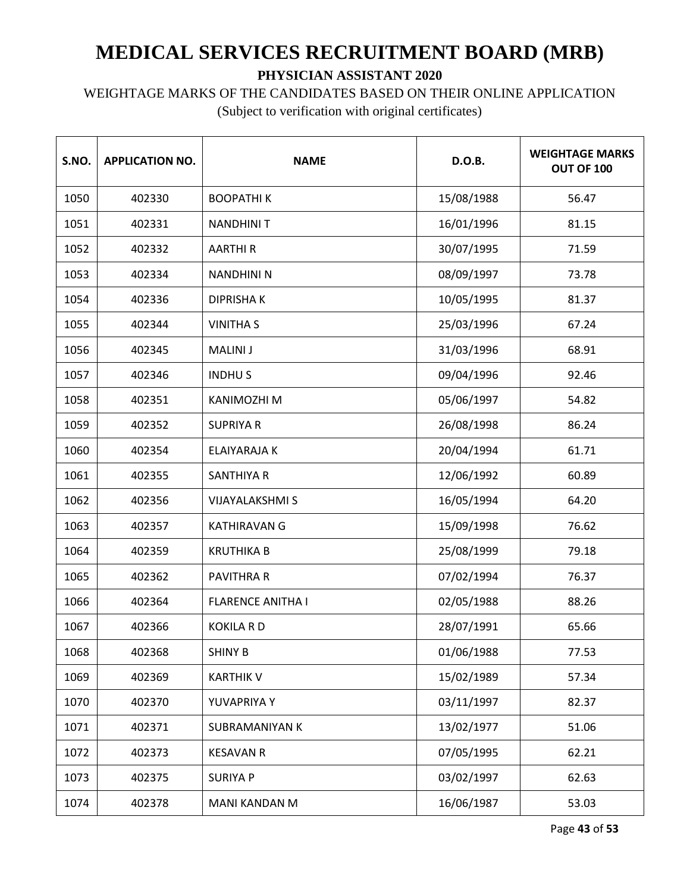# MEDICAL SERVICES RECRUITMENT BOARD (MRB)

**PHYSICIAN ASSISTANT 2020**

WEIGHTAGE MARKS OF THE CANDIDATES BASED ON THEIR ONLINE APPLICATION

(Subject to verification with original certificates)

| S.NO. | APPLICATION NO. | NAME | D.O.B. | WEIGHTAGE MARKS OUT OF 100 |
|---|---|---|---|---|
| 1050 | 402330 | BOOPATHI K | 15/08/1988 | 56.47 |
| 1051 | 402331 | NANDHINI T | 16/01/1996 | 81.15 |
| 1052 | 402332 | AARTHI R | 30/07/1995 | 71.59 |
| 1053 | 402334 | NANDHINI N | 08/09/1997 | 73.78 |
| 1054 | 402336 | DIPRISHA K | 10/05/1995 | 81.37 |
| 1055 | 402344 | VINITHA S | 25/03/1996 | 67.24 |
| 1056 | 402345 | MALINI J | 31/03/1996 | 68.91 |
| 1057 | 402346 | INDHU S | 09/04/1996 | 92.46 |
| 1058 | 402351 | KANIMOZHI M | 05/06/1997 | 54.82 |
| 1059 | 402352 | SUPRIYA R | 26/08/1998 | 86.24 |
| 1060 | 402354 | ELAIYARAJA K | 20/04/1994 | 61.71 |
| 1061 | 402355 | SANTHIYA R | 12/06/1992 | 60.89 |
| 1062 | 402356 | VIJAYALAKSHMI S | 16/05/1994 | 64.20 |
| 1063 | 402357 | KATHIRAVAN G | 15/09/1998 | 76.62 |
| 1064 | 402359 | KRUTHIKA B | 25/08/1999 | 79.18 |
| 1065 | 402362 | PAVITHRA R | 07/02/1994 | 76.37 |
| 1066 | 402364 | FLARENCE ANITHA I | 02/05/1988 | 88.26 |
| 1067 | 402366 | KOKILA R D | 28/07/1991 | 65.66 |
| 1068 | 402368 | SHINY B | 01/06/1988 | 77.53 |
| 1069 | 402369 | KARTHIK V | 15/02/1989 | 57.34 |
| 1070 | 402370 | YUVAPRIYA Y | 03/11/1997 | 82.37 |
| 1071 | 402371 | SUBRAMANIYAN K | 13/02/1977 | 51.06 |
| 1072 | 402373 | KESAVAN R | 07/05/1995 | 62.21 |
| 1073 | 402375 | SURIYA P | 03/02/1997 | 62.63 |
| 1074 | 402378 | MANI KANDAN M | 16/06/1987 | 53.03 |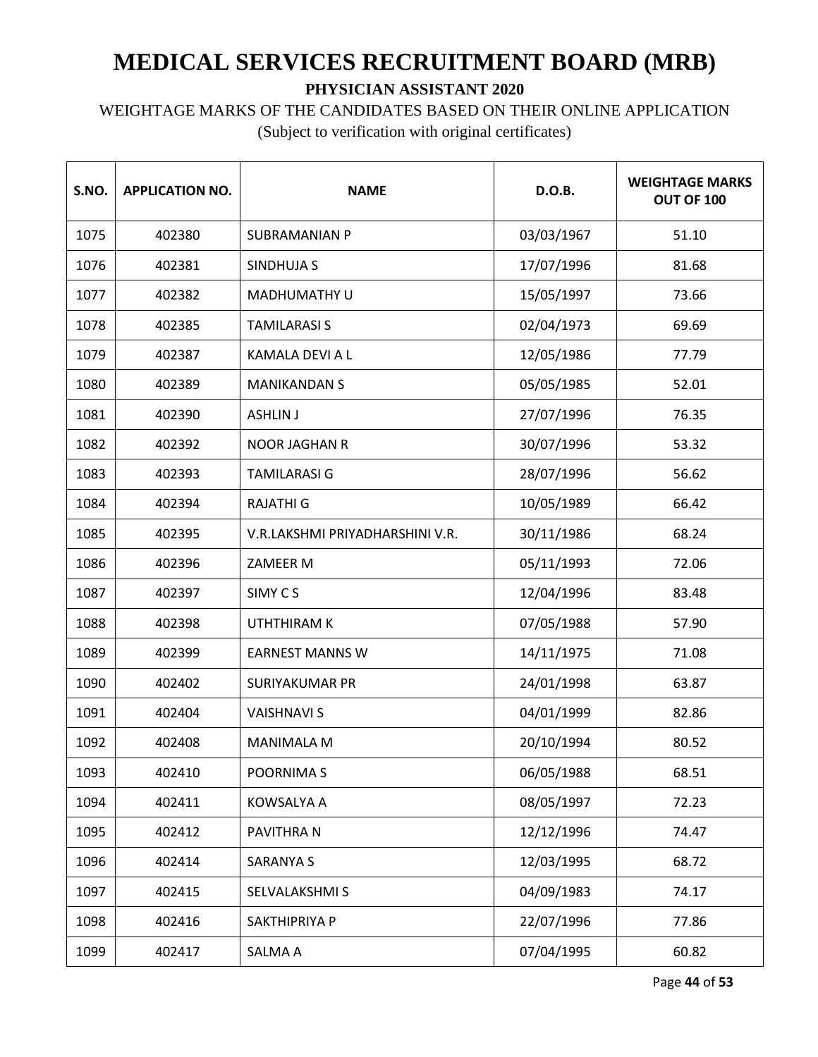# MEDICAL SERVICES RECRUITMENT BOARD (MRB)

**PHYSICIAN ASSISTANT 2020**

WEIGHTAGE MARKS OF THE CANDIDATES BASED ON THEIR ONLINE APPLICATION

(Subject to verification with original certificates)

| S.NO. | APPLICATION NO. | NAME | D.O.B. | WEIGHTAGE MARKS OUT OF 100 |
|---|---|---|---|---|
| 1075 | 402380 | SUBRAMANIAN P | 03/03/1967 | 51.10 |
| 1076 | 402381 | SINDHUJA S | 17/07/1996 | 81.68 |
| 1077 | 402382 | MADHUMATHY U | 15/05/1997 | 73.66 |
| 1078 | 402385 | TAMILARASI S | 02/04/1973 | 69.69 |
| 1079 | 402387 | KAMALA DEVI A L | 12/05/1986 | 77.79 |
| 1080 | 402389 | MANIKANDAN S | 05/05/1985 | 52.01 |
| 1081 | 402390 | ASHLIN J | 27/07/1996 | 76.35 |
| 1082 | 402392 | NOOR JAGHAN R | 30/07/1996 | 53.32 |
| 1083 | 402393 | TAMILARASI G | 28/07/1996 | 56.62 |
| 1084 | 402394 | RAJATHI G | 10/05/1989 | 66.42 |
| 1085 | 402395 | V.R.LAKSHMI PRIYADHARSHINI V.R. | 30/11/1986 | 68.24 |
| 1086 | 402396 | ZAMEER M | 05/11/1993 | 72.06 |
| 1087 | 402397 | SIMY C S | 12/04/1996 | 83.48 |
| 1088 | 402398 | UTHTHIRAM K | 07/05/1988 | 57.90 |
| 1089 | 402399 | EARNEST MANNS W | 14/11/1975 | 71.08 |
| 1090 | 402402 | SURIYAKUMAR PR | 24/01/1998 | 63.87 |
| 1091 | 402404 | VAISHNAVI S | 04/01/1999 | 82.86 |
| 1092 | 402408 | MANIMALA M | 20/10/1994 | 80.52 |
| 1093 | 402410 | POORNIMA S | 06/05/1988 | 68.51 |
| 1094 | 402411 | KOWSALYA A | 08/05/1997 | 72.23 |
| 1095 | 402412 | PAVITHRA N | 12/12/1996 | 74.47 |
| 1096 | 402414 | SARANYA S | 12/03/1995 | 68.72 |
| 1097 | 402415 | SELVALAKSHMI S | 04/09/1983 | 74.17 |
| 1098 | 402416 | SAKTHIPRIYA P | 22/07/1996 | 77.86 |
| 1099 | 402417 | SALMA A | 07/04/1995 | 60.82 |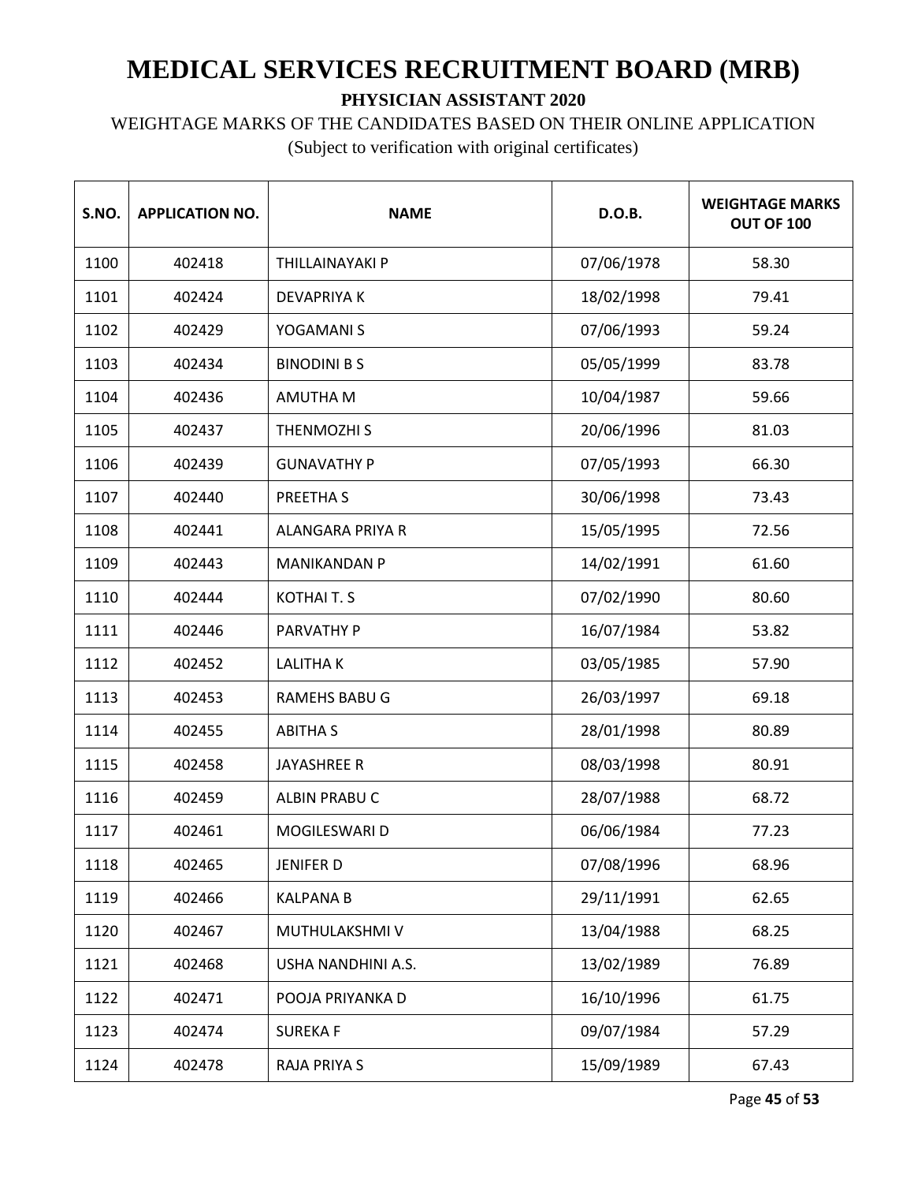# MEDICAL SERVICES RECRUITMENT BOARD (MRB)

**PHYSICIAN ASSISTANT 2020**

WEIGHTAGE MARKS OF THE CANDIDATES BASED ON THEIR ONLINE APPLICATION

(Subject to verification with original certificates)

| S.NO. | APPLICATION NO. | NAME | D.O.B. | WEIGHTAGE MARKS OUT OF 100 |
|---|---|---|---|---|
| 1100 | 402418 | THILLAINAYAKI P | 07/06/1978 | 58.30 |
| 1101 | 402424 | DEVAPRIYA K | 18/02/1998 | 79.41 |
| 1102 | 402429 | YOGAMANI S | 07/06/1993 | 59.24 |
| 1103 | 402434 | BINODINI B S | 05/05/1999 | 83.78 |
| 1104 | 402436 | AMUTHA M | 10/04/1987 | 59.66 |
| 1105 | 402437 | THENMOZHI S | 20/06/1996 | 81.03 |
| 1106 | 402439 | GUNAVATHY P | 07/05/1993 | 66.30 |
| 1107 | 402440 | PREETHA S | 30/06/1998 | 73.43 |
| 1108 | 402441 | ALANGARA PRIYA R | 15/05/1995 | 72.56 |
| 1109 | 402443 | MANIKANDAN P | 14/02/1991 | 61.60 |
| 1110 | 402444 | KOTHAI T. S | 07/02/1990 | 80.60 |
| 1111 | 402446 | PARVATHY P | 16/07/1984 | 53.82 |
| 1112 | 402452 | LALITHA K | 03/05/1985 | 57.90 |
| 1113 | 402453 | RAMEHS BABU G | 26/03/1997 | 69.18 |
| 1114 | 402455 | ABITHA S | 28/01/1998 | 80.89 |
| 1115 | 402458 | JAYASHREE R | 08/03/1998 | 80.91 |
| 1116 | 402459 | ALBIN PRABU C | 28/07/1988 | 68.72 |
| 1117 | 402461 | MOGILESWARI D | 06/06/1984 | 77.23 |
| 1118 | 402465 | JENIFER D | 07/08/1996 | 68.96 |
| 1119 | 402466 | KALPANA B | 29/11/1991 | 62.65 |
| 1120 | 402467 | MUTHULAKSHMI V | 13/04/1988 | 68.25 |
| 1121 | 402468 | USHA NANDHINI A.S. | 13/02/1989 | 76.89 |
| 1122 | 402471 | POOJA PRIYANKA D | 16/10/1996 | 61.75 |
| 1123 | 402474 | SUREKA F | 09/07/1984 | 57.29 |
| 1124 | 402478 | RAJA PRIYA S | 15/09/1989 | 67.43 |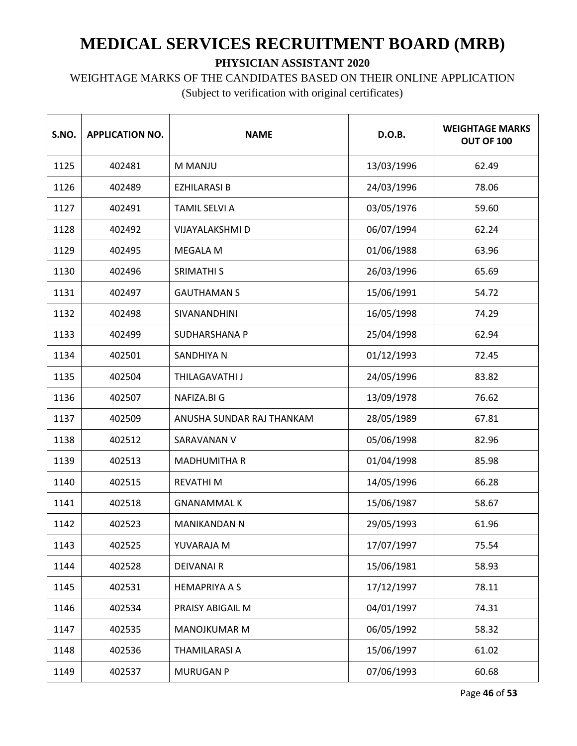# MEDICAL SERVICES RECRUITMENT BOARD (MRB)

**PHYSICIAN ASSISTANT 2020**

WEIGHTAGE MARKS OF THE CANDIDATES BASED ON THEIR ONLINE APPLICATION

(Subject to verification with original certificates)

| S.NO. | APPLICATION NO. | NAME | D.O.B. | WEIGHTAGE MARKS OUT OF 100 |
|---|---|---|---|---|
| 1125 | 402481 | M MANJU | 13/03/1996 | 62.49 |
| 1126 | 402489 | EZHILARASI B | 24/03/1996 | 78.06 |
| 1127 | 402491 | TAMIL SELVI A | 03/05/1976 | 59.60 |
| 1128 | 402492 | VIJAYALAKSHMI D | 06/07/1994 | 62.24 |
| 1129 | 402495 | MEGALA M | 01/06/1988 | 63.96 |
| 1130 | 402496 | SRIMATHI S | 26/03/1996 | 65.69 |
| 1131 | 402497 | GAUTHAMAN S | 15/06/1991 | 54.72 |
| 1132 | 402498 | SIVANANDHINI | 16/05/1998 | 74.29 |
| 1133 | 402499 | SUDHARSHANA P | 25/04/1998 | 62.94 |
| 1134 | 402501 | SANDHIYA N | 01/12/1993 | 72.45 |
| 1135 | 402504 | THILAGAVATHI J | 24/05/1996 | 83.82 |
| 1136 | 402507 | NAFIZA.BI G | 13/09/1978 | 76.62 |
| 1137 | 402509 | ANUSHA SUNDAR RAJ THANKAM | 28/05/1989 | 67.81 |
| 1138 | 402512 | SARAVANAN V | 05/06/1998 | 82.96 |
| 1139 | 402513 | MADHUMITHA R | 01/04/1998 | 85.98 |
| 1140 | 402515 | REVATHI M | 14/05/1996 | 66.28 |
| 1141 | 402518 | GNANAMMAL K | 15/06/1987 | 58.67 |
| 1142 | 402523 | MANIKANDAN N | 29/05/1993 | 61.96 |
| 1143 | 402525 | YUVARAJA M | 17/07/1997 | 75.54 |
| 1144 | 402528 | DEIVANAI R | 15/06/1981 | 58.93 |
| 1145 | 402531 | HEMAPRIYA A S | 17/12/1997 | 78.11 |
| 1146 | 402534 | PRAISY ABIGAIL M | 04/01/1997 | 74.31 |
| 1147 | 402535 | MANOJKUMAR M | 06/05/1992 | 58.32 |
| 1148 | 402536 | THAMILARASI A | 15/06/1997 | 61.02 |
| 1149 | 402537 | MURUGAN P | 07/06/1993 | 60.68 |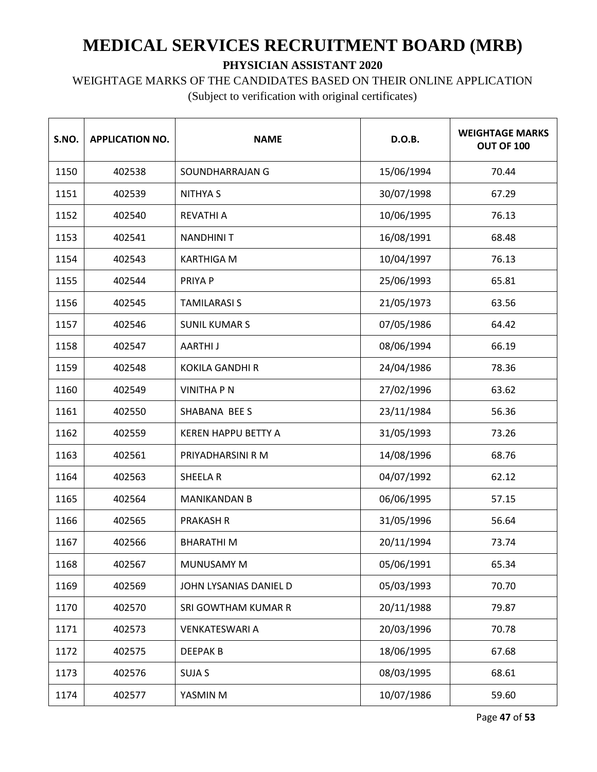# MEDICAL SERVICES RECRUITMENT BOARD (MRB)

**PHYSICIAN ASSISTANT 2020**

WEIGHTAGE MARKS OF THE CANDIDATES BASED ON THEIR ONLINE APPLICATION

(Subject to verification with original certificates)

| S.NO. | APPLICATION NO. | NAME | D.O.B. | WEIGHTAGE MARKS OUT OF 100 |
|---|---|---|---|---|
| 1150 | 402538 | SOUNDHARRAJAN G | 15/06/1994 | 70.44 |
| 1151 | 402539 | NITHYA S | 30/07/1998 | 67.29 |
| 1152 | 402540 | REVATHI A | 10/06/1995 | 76.13 |
| 1153 | 402541 | NANDHINI T | 16/08/1991 | 68.48 |
| 1154 | 402543 | KARTHIGA M | 10/04/1997 | 76.13 |
| 1155 | 402544 | PRIYA P | 25/06/1993 | 65.81 |
| 1156 | 402545 | TAMILARASI S | 21/05/1973 | 63.56 |
| 1157 | 402546 | SUNIL KUMAR S | 07/05/1986 | 64.42 |
| 1158 | 402547 | AARTHI J | 08/06/1994 | 66.19 |
| 1159 | 402548 | KOKILA GANDHI R | 24/04/1986 | 78.36 |
| 1160 | 402549 | VINITHA P N | 27/02/1996 | 63.62 |
| 1161 | 402550 | SHABANA BEE S | 23/11/1984 | 56.36 |
| 1162 | 402559 | KEREN HAPPU BETTY A | 31/05/1993 | 73.26 |
| 1163 | 402561 | PRIYADHARSINI R M | 14/08/1996 | 68.76 |
| 1164 | 402563 | SHEELA R | 04/07/1992 | 62.12 |
| 1165 | 402564 | MANIKANDAN B | 06/06/1995 | 57.15 |
| 1166 | 402565 | PRAKASH R | 31/05/1996 | 56.64 |
| 1167 | 402566 | BHARATHI M | 20/11/1994 | 73.74 |
| 1168 | 402567 | MUNUSAMY M | 05/06/1991 | 65.34 |
| 1169 | 402569 | JOHN LYSANIAS DANIEL D | 05/03/1993 | 70.70 |
| 1170 | 402570 | SRI GOWTHAM KUMAR R | 20/11/1988 | 79.87 |
| 1171 | 402573 | VENKATESWARI A | 20/03/1996 | 70.78 |
| 1172 | 402575 | DEEPAK B | 18/06/1995 | 67.68 |
| 1173 | 402576 | SUJA S | 08/03/1995 | 68.61 |
| 1174 | 402577 | YASMIN M | 10/07/1986 | 59.60 |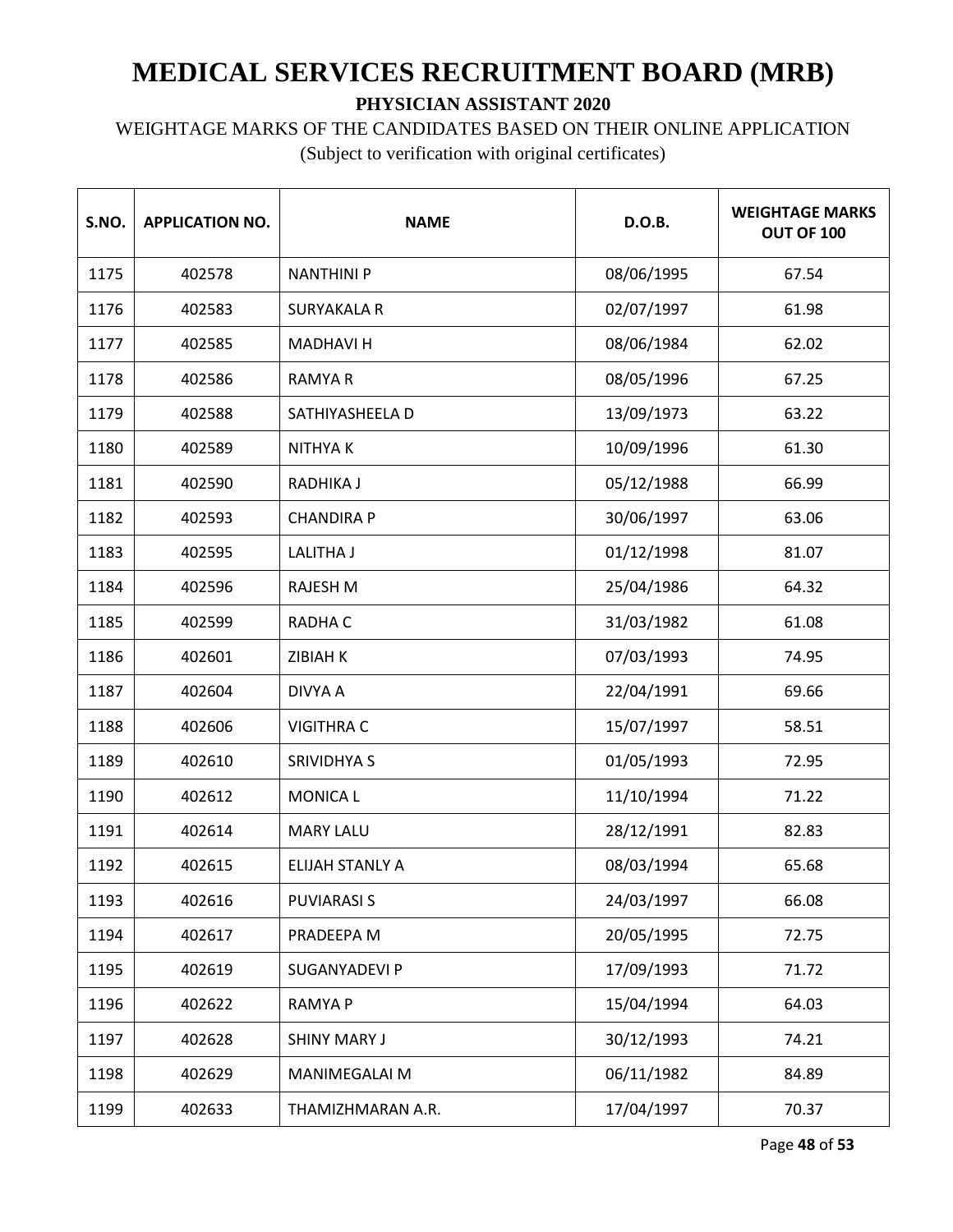# MEDICAL SERVICES RECRUITMENT BOARD (MRB)

**PHYSICIAN ASSISTANT 2020**

WEIGHTAGE MARKS OF THE CANDIDATES BASED ON THEIR ONLINE APPLICATION

(Subject to verification with original certificates)

| S.NO. | APPLICATION NO. | NAME | D.O.B. | WEIGHTAGE MARKS OUT OF 100 |
|---|---|---|---|---|
| 1175 | 402578 | NANTHINI P | 08/06/1995 | 67.54 |
| 1176 | 402583 | SURYAKALA R | 02/07/1997 | 61.98 |
| 1177 | 402585 | MADHAVI H | 08/06/1984 | 62.02 |
| 1178 | 402586 | RAMYA R | 08/05/1996 | 67.25 |
| 1179 | 402588 | SATHIYASHEELA D | 13/09/1973 | 63.22 |
| 1180 | 402589 | NITHYA K | 10/09/1996 | 61.30 |
| 1181 | 402590 | RADHIKA J | 05/12/1988 | 66.99 |
| 1182 | 402593 | CHANDIRA P | 30/06/1997 | 63.06 |
| 1183 | 402595 | LALITHA J | 01/12/1998 | 81.07 |
| 1184 | 402596 | RAJESH M | 25/04/1986 | 64.32 |
| 1185 | 402599 | RADHA C | 31/03/1982 | 61.08 |
| 1186 | 402601 | ZIBIAH K | 07/03/1993 | 74.95 |
| 1187 | 402604 | DIVYA A | 22/04/1991 | 69.66 |
| 1188 | 402606 | VIGITHRA C | 15/07/1997 | 58.51 |
| 1189 | 402610 | SRIVIDHYA S | 01/05/1993 | 72.95 |
| 1190 | 402612 | MONICA L | 11/10/1994 | 71.22 |
| 1191 | 402614 | MARY LALU | 28/12/1991 | 82.83 |
| 1192 | 402615 | ELIJAH STANLY A | 08/03/1994 | 65.68 |
| 1193 | 402616 | PUVIARASI S | 24/03/1997 | 66.08 |
| 1194 | 402617 | PRADEEPA M | 20/05/1995 | 72.75 |
| 1195 | 402619 | SUGANYADEVI P | 17/09/1993 | 71.72 |
| 1196 | 402622 | RAMYA P | 15/04/1994 | 64.03 |
| 1197 | 402628 | SHINY MARY J | 30/12/1993 | 74.21 |
| 1198 | 402629 | MANIMEGALAI M | 06/11/1982 | 84.89 |
| 1199 | 402633 | THAMIZHMARAN A.R. | 17/04/1997 | 70.37 |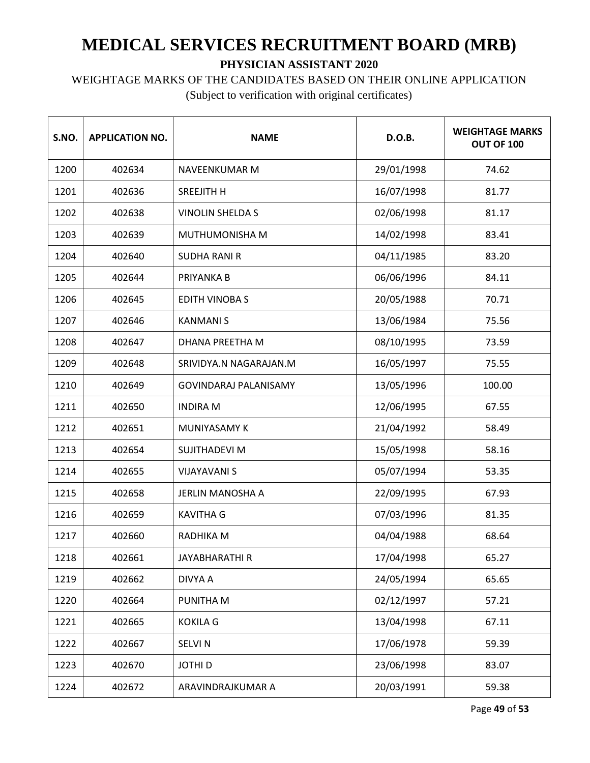# MEDICAL SERVICES RECRUITMENT BOARD (MRB)

**PHYSICIAN ASSISTANT 2020**

WEIGHTAGE MARKS OF THE CANDIDATES BASED ON THEIR ONLINE APPLICATION

(Subject to verification with original certificates)

| S.NO. | APPLICATION NO. | NAME | D.O.B. | WEIGHTAGE MARKS OUT OF 100 |
|---|---|---|---|---|
| 1200 | 402634 | NAVEENKUMAR M | 29/01/1998 | 74.62 |
| 1201 | 402636 | SREEJITH H | 16/07/1998 | 81.77 |
| 1202 | 402638 | VINOLIN SHELDA S | 02/06/1998 | 81.17 |
| 1203 | 402639 | MUTHUMONISHA M | 14/02/1998 | 83.41 |
| 1204 | 402640 | SUDHA RANI R | 04/11/1985 | 83.20 |
| 1205 | 402644 | PRIYANKA B | 06/06/1996 | 84.11 |
| 1206 | 402645 | EDITH VINOBA S | 20/05/1988 | 70.71 |
| 1207 | 402646 | KANMANI S | 13/06/1984 | 75.56 |
| 1208 | 402647 | DHANA PREETHA M | 08/10/1995 | 73.59 |
| 1209 | 402648 | SRIVIDYA.N NAGARAJAN.M | 16/05/1997 | 75.55 |
| 1210 | 402649 | GOVINDARAJ PALANISAMY | 13/05/1996 | 100.00 |
| 1211 | 402650 | INDIRA M | 12/06/1995 | 67.55 |
| 1212 | 402651 | MUNIYASAMY K | 21/04/1992 | 58.49 |
| 1213 | 402654 | SUJITHADEVI M | 15/05/1998 | 58.16 |
| 1214 | 402655 | VIJAYAVANI S | 05/07/1994 | 53.35 |
| 1215 | 402658 | JERLIN MANOSHA A | 22/09/1995 | 67.93 |
| 1216 | 402659 | KAVITHA G | 07/03/1996 | 81.35 |
| 1217 | 402660 | RADHIKA M | 04/04/1988 | 68.64 |
| 1218 | 402661 | JAYABHARATHI R | 17/04/1998 | 65.27 |
| 1219 | 402662 | DIVYA A | 24/05/1994 | 65.65 |
| 1220 | 402664 | PUNITHA M | 02/12/1997 | 57.21 |
| 1221 | 402665 | KOKILA G | 13/04/1998 | 67.11 |
| 1222 | 402667 | SELVI N | 17/06/1978 | 59.39 |
| 1223 | 402670 | JOTHI D | 23/06/1998 | 83.07 |
| 1224 | 402672 | ARAVINDRAJKUMAR A | 20/03/1991 | 59.38 |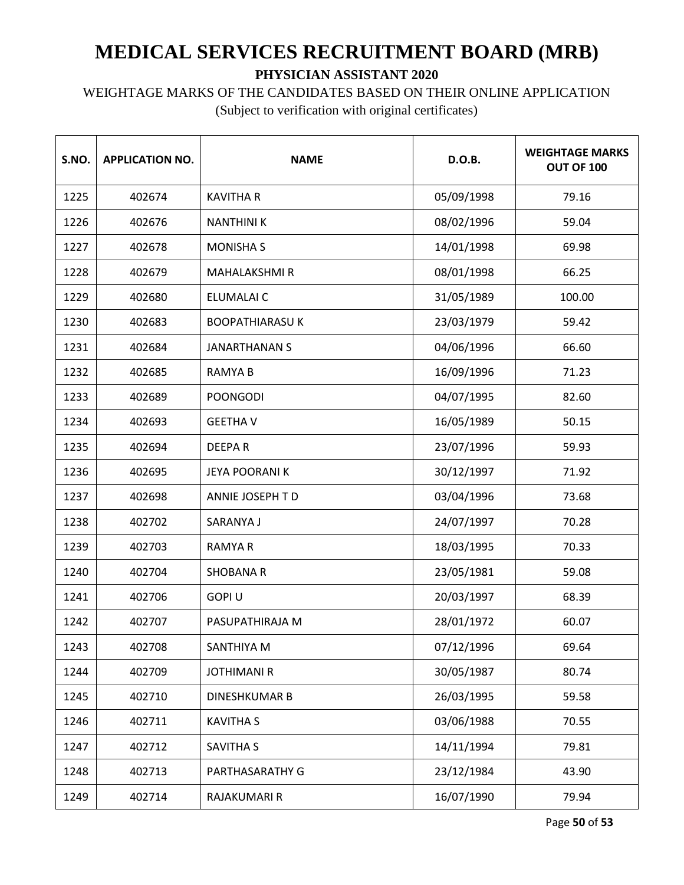# MEDICAL SERVICES RECRUITMENT BOARD (MRB)

**PHYSICIAN ASSISTANT 2020**

WEIGHTAGE MARKS OF THE CANDIDATES BASED ON THEIR ONLINE APPLICATION

(Subject to verification with original certificates)

| S.NO. | APPLICATION NO. | NAME | D.O.B. | WEIGHTAGE MARKS OUT OF 100 |
|---|---|---|---|---|
| 1225 | 402674 | KAVITHA R | 05/09/1998 | 79.16 |
| 1226 | 402676 | NANTHINI K | 08/02/1996 | 59.04 |
| 1227 | 402678 | MONISHA S | 14/01/1998 | 69.98 |
| 1228 | 402679 | MAHALAKSHMI R | 08/01/1998 | 66.25 |
| 1229 | 402680 | ELUMALAI C | 31/05/1989 | 100.00 |
| 1230 | 402683 | BOOPATHIARASU K | 23/03/1979 | 59.42 |
| 1231 | 402684 | JANARTHANAN S | 04/06/1996 | 66.60 |
| 1232 | 402685 | RAMYA B | 16/09/1996 | 71.23 |
| 1233 | 402689 | POONGODI | 04/07/1995 | 82.60 |
| 1234 | 402693 | GEETHA V | 16/05/1989 | 50.15 |
| 1235 | 402694 | DEEPA R | 23/07/1996 | 59.93 |
| 1236 | 402695 | JEYA POORANI K | 30/12/1997 | 71.92 |
| 1237 | 402698 | ANNIE JOSEPH T D | 03/04/1996 | 73.68 |
| 1238 | 402702 | SARANYA J | 24/07/1997 | 70.28 |
| 1239 | 402703 | RAMYA R | 18/03/1995 | 70.33 |
| 1240 | 402704 | SHOBANA R | 23/05/1981 | 59.08 |
| 1241 | 402706 | GOPI U | 20/03/1997 | 68.39 |
| 1242 | 402707 | PASUPATHIRAJA M | 28/01/1972 | 60.07 |
| 1243 | 402708 | SANTHIYA M | 07/12/1996 | 69.64 |
| 1244 | 402709 | JOTHIMANI R | 30/05/1987 | 80.74 |
| 1245 | 402710 | DINESHKUMAR B | 26/03/1995 | 59.58 |
| 1246 | 402711 | KAVITHA S | 03/06/1988 | 70.55 |
| 1247 | 402712 | SAVITHA S | 14/11/1994 | 79.81 |
| 1248 | 402713 | PARTHASARATHY G | 23/12/1984 | 43.90 |
| 1249 | 402714 | RAJAKUMARI R | 16/07/1990 | 79.94 |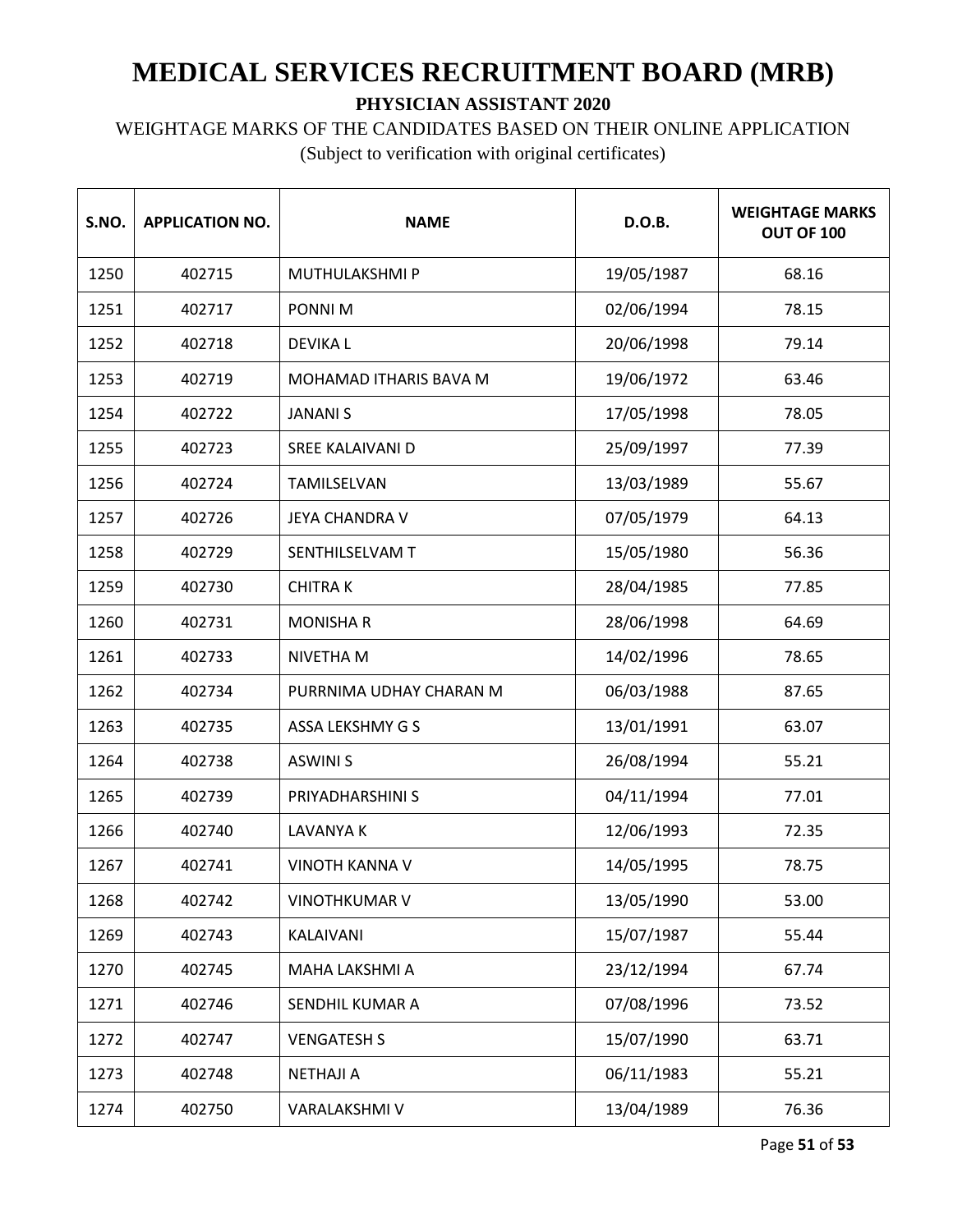# MEDICAL SERVICES RECRUITMENT BOARD (MRB)

**PHYSICIAN ASSISTANT 2020**

WEIGHTAGE MARKS OF THE CANDIDATES BASED ON THEIR ONLINE APPLICATION

(Subject to verification with original certificates)

| S.NO. | APPLICATION NO. | NAME | D.O.B. | WEIGHTAGE MARKS OUT OF 100 |
|---|---|---|---|---|
| 1250 | 402715 | MUTHULAKSHMI P | 19/05/1987 | 68.16 |
| 1251 | 402717 | PONNI M | 02/06/1994 | 78.15 |
| 1252 | 402718 | DEVIKA L | 20/06/1998 | 79.14 |
| 1253 | 402719 | MOHAMAD ITHARIS BAVA M | 19/06/1972 | 63.46 |
| 1254 | 402722 | JANANI S | 17/05/1998 | 78.05 |
| 1255 | 402723 | SREE KALAIVANI D | 25/09/1997 | 77.39 |
| 1256 | 402724 | TAMILSELVAN | 13/03/1989 | 55.67 |
| 1257 | 402726 | JEYA CHANDRA V | 07/05/1979 | 64.13 |
| 1258 | 402729 | SENTHILSELVAM T | 15/05/1980 | 56.36 |
| 1259 | 402730 | CHITRA K | 28/04/1985 | 77.85 |
| 1260 | 402731 | MONISHA R | 28/06/1998 | 64.69 |
| 1261 | 402733 | NIVETHA M | 14/02/1996 | 78.65 |
| 1262 | 402734 | PURRNIMA UDHAY CHARAN M | 06/03/1988 | 87.65 |
| 1263 | 402735 | ASSA LEKSHMY G S | 13/01/1991 | 63.07 |
| 1264 | 402738 | ASWINI S | 26/08/1994 | 55.21 |
| 1265 | 402739 | PRIYADHARSHINI S | 04/11/1994 | 77.01 |
| 1266 | 402740 | LAVANYA K | 12/06/1993 | 72.35 |
| 1267 | 402741 | VINOTH KANNA V | 14/05/1995 | 78.75 |
| 1268 | 402742 | VINOTHKUMAR V | 13/05/1990 | 53.00 |
| 1269 | 402743 | KALAIVANI | 15/07/1987 | 55.44 |
| 1270 | 402745 | MAHA LAKSHMI A | 23/12/1994 | 67.74 |
| 1271 | 402746 | SENDHIL KUMAR A | 07/08/1996 | 73.52 |
| 1272 | 402747 | VENGATESH S | 15/07/1990 | 63.71 |
| 1273 | 402748 | NETHAJI A | 06/11/1983 | 55.21 |
| 1274 | 402750 | VARALAKSHMI V | 13/04/1989 | 76.36 |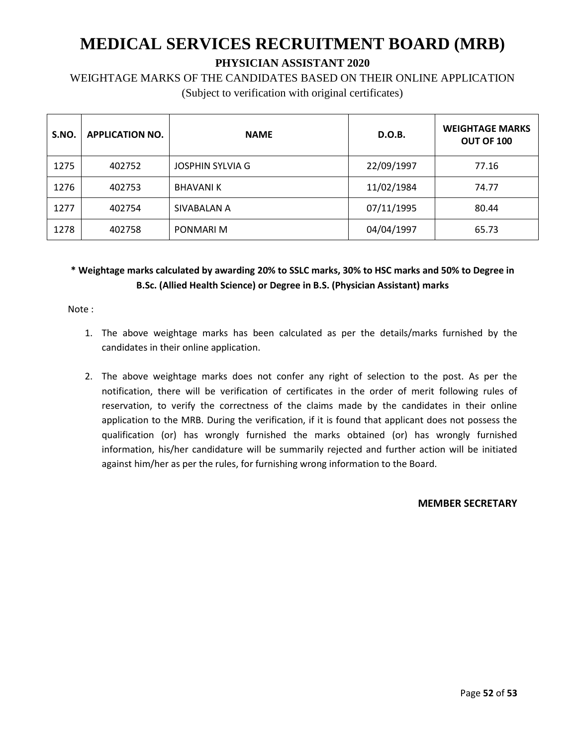# MEDICAL SERVICES RECRUITMENT BOARD (MRB)

## PHYSICIAN ASSISTANT 2020

WEIGHTAGE MARKS OF THE CANDIDATES BASED ON THEIR ONLINE APPLICATION

(Subject to verification with original certificates)

| S.NO. | APPLICATION NO. | NAME | D.O.B. | WEIGHTAGE MARKS OUT OF 100 |
|---|---|---|---|---|
| 1275 | 402752 | JOSPHIN SYLVIA G | 22/09/1997 | 77.16 |
| 1276 | 402753 | BHAVANI K | 11/02/1984 | 74.77 |
| 1277 | 402754 | SIVABALAN A | 07/11/1995 | 80.44 |
| 1278 | 402758 | PONMARI M | 04/04/1997 | 65.73 |

**\* Weightage marks calculated by awarding 20% to SSLC marks, 30% to HSC marks and 50% to Degree in B.Sc. (Allied Health Science) or Degree in B.S. (Physician Assistant) marks**

Note :

1. The above weightage marks has been calculated as per the details/marks furnished by the candidates in their online application.
2. The above weightage marks does not confer any right of selection to the post. As per the notification, there will be verification of certificates in the order of merit following rules of reservation, to verify the correctness of the claims made by the candidates in their online application to the MRB. During the verification, if it is found that applicant does not possess the qualification (or) has wrongly furnished the marks obtained (or) has wrongly furnished information, his/her candidature will be summarily rejected and further action will be initiated against him/her as per the rules, for furnishing wrong information to the Board.

**MEMBER SECRETARY**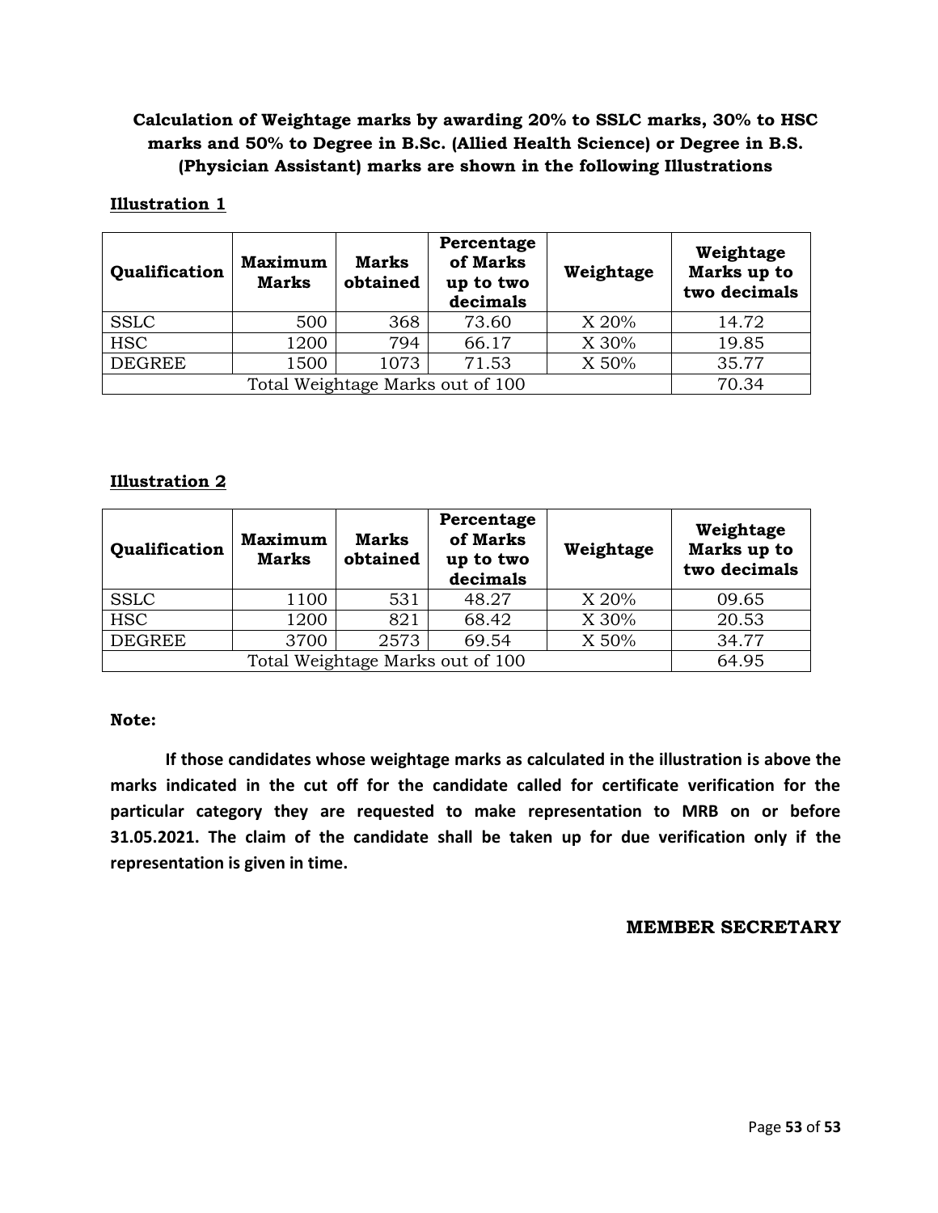**Calculation of Weightage marks by awarding 20% to SSLC marks, 30% to HSC marks and 50% to Degree in B.Sc. (Allied Health Science) or Degree in B.S. (Physician Assistant) marks are shown in the following Illustrations**

**Illustration 1**

| Qualification | Maximum Marks | Marks obtained | Percentage of Marks up to two decimals | Weightage | Weightage Marks up to two decimals |
|---|---|---|---|---|---|
| SSLC | 500 | 368 | 73.60 | X 20% | 14.72 |
| HSC | 1200 | 794 | 66.17 | X 30% | 19.85 |
| DEGREE | 1500 | 1073 | 71.53 | X 50% | 35.77 |
| Total Weightage Marks out of 100 | | | | | 70.34 |

**Illustration 2**

| Qualification | Maximum Marks | Marks obtained | Percentage of Marks up to two decimals | Weightage | Weightage Marks up to two decimals |
|---|---|---|---|---|---|
| SSLC | 1100 | 531 | 48.27 | X 20% | 09.65 |
| HSC | 1200 | 821 | 68.42 | X 30% | 20.53 |
| DEGREE | 3700 | 2573 | 69.54 | X 50% | 34.77 |
| Total Weightage Marks out of 100 | | | | | 64.95 |

**Note:**

**If those candidates whose weightage marks as calculated in the illustration is above the marks indicated in the cut off for the candidate called for certificate verification for the particular category they are requested to make representation to MRB on or before 31.05.2021. The claim of the candidate shall be taken up for due verification only if the representation is given in time.**

**MEMBER SECRETARY**